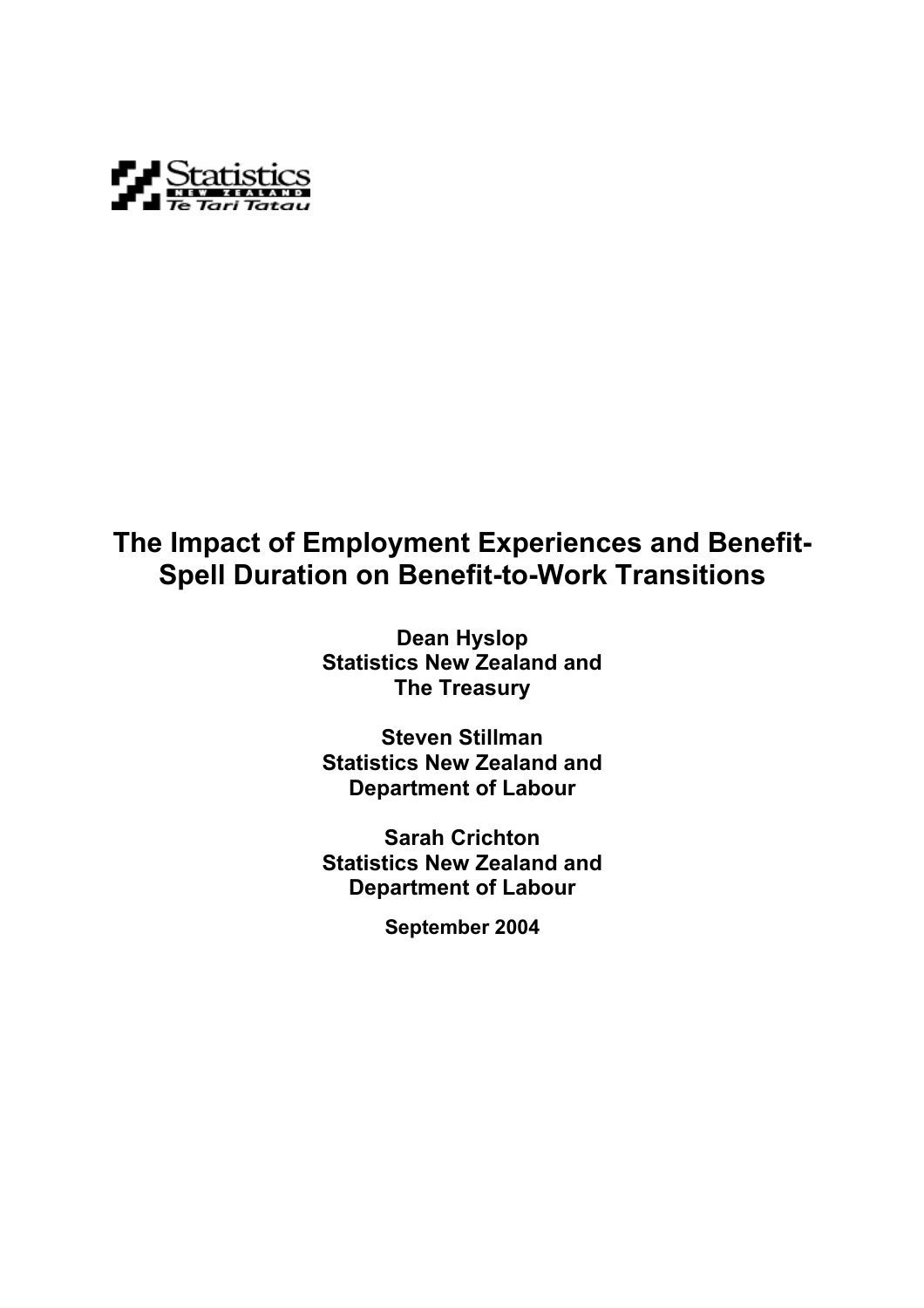Statistics New Zealand
Te Tari Tatau

# The Impact of Employment Experiences and Benefit-Spell Duration on Benefit-to-Work Transitions

**Dean Hyslop**
**Statistics New Zealand and**
**The Treasury**

**Steven Stillman**
**Statistics New Zealand and**
**Department of Labour**

**Sarah Crichton**
**Statistics New Zealand and**
**Department of Labour**

**September 2004**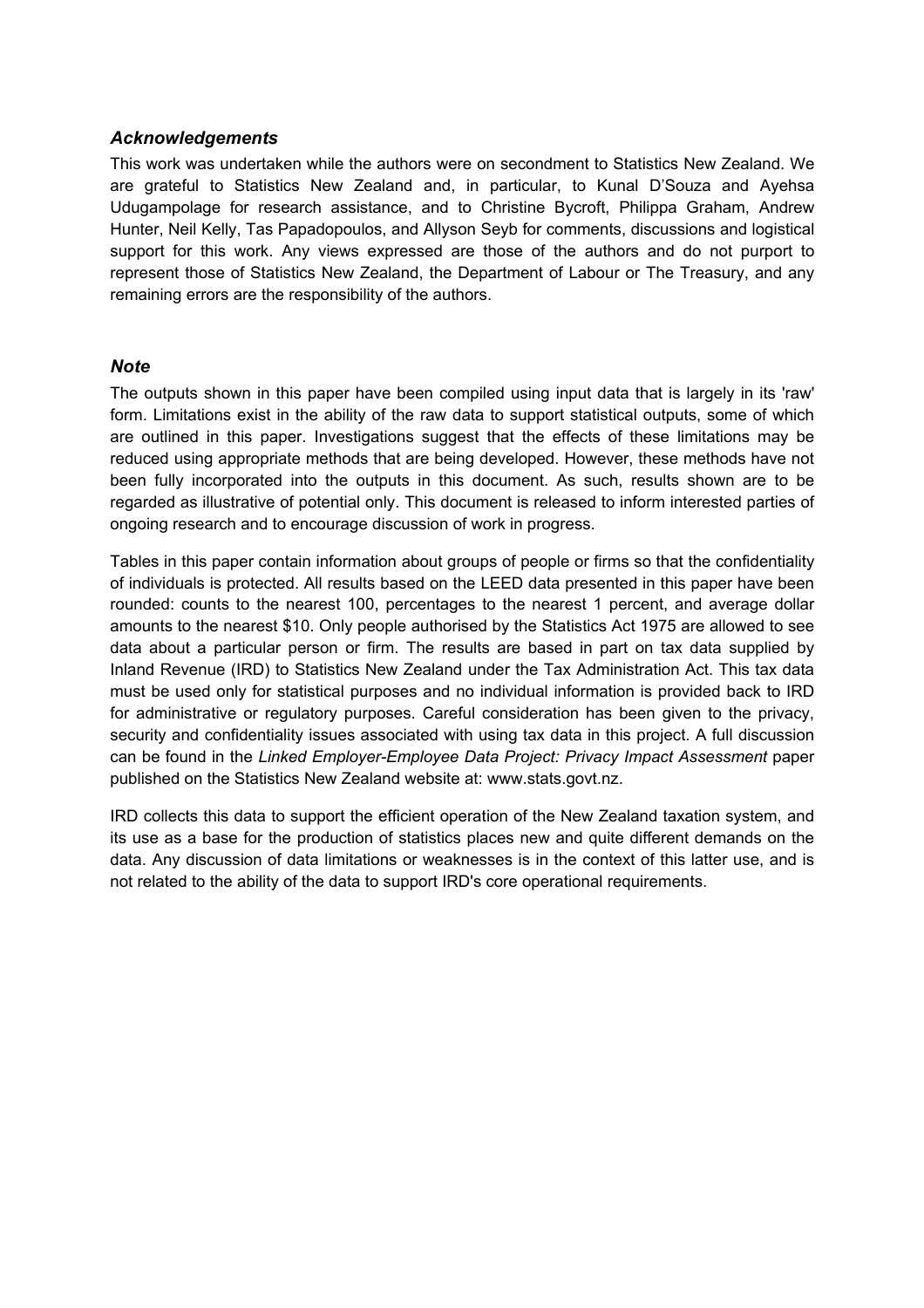### *Acknowledgements*

This work was undertaken while the authors were on secondment to Statistics New Zealand. We are grateful to Statistics New Zealand and, in particular, to Kunal D'Souza and Ayehsa Udugampolage for research assistance, and to Christine Bycroft, Philippa Graham, Andrew Hunter, Neil Kelly, Tas Papadopoulos, and Allyson Seyb for comments, discussions and logistical support for this work. Any views expressed are those of the authors and do not purport to represent those of Statistics New Zealand, the Department of Labour or The Treasury, and any remaining errors are the responsibility of the authors.

### *Note*

The outputs shown in this paper have been compiled using input data that is largely in its 'raw' form. Limitations exist in the ability of the raw data to support statistical outputs, some of which are outlined in this paper. Investigations suggest that the effects of these limitations may be reduced using appropriate methods that are being developed. However, these methods have not been fully incorporated into the outputs in this document. As such, results shown are to be regarded as illustrative of potential only. This document is released to inform interested parties of ongoing research and to encourage discussion of work in progress.

Tables in this paper contain information about groups of people or firms so that the confidentiality of individuals is protected. All results based on the LEED data presented in this paper have been rounded: counts to the nearest 100, percentages to the nearest 1 percent, and average dollar amounts to the nearest $10. Only people authorised by the Statistics Act 1975 are allowed to see data about a particular person or firm. The results are based in part on tax data supplied by Inland Revenue (IRD) to Statistics New Zealand under the Tax Administration Act. This tax data must be used only for statistical purposes and no individual information is provided back to IRD for administrative or regulatory purposes. Careful consideration has been given to the privacy, security and confidentiality issues associated with using tax data in this project. A full discussion can be found in the *Linked Employer-Employee Data Project: Privacy Impact Assessment* paper published on the Statistics New Zealand website at: www.stats.govt.nz.

IRD collects this data to support the efficient operation of the New Zealand taxation system, and its use as a base for the production of statistics places new and quite different demands on the data. Any discussion of data limitations or weaknesses is in the context of this latter use, and is not related to the ability of the data to support IRD's core operational requirements.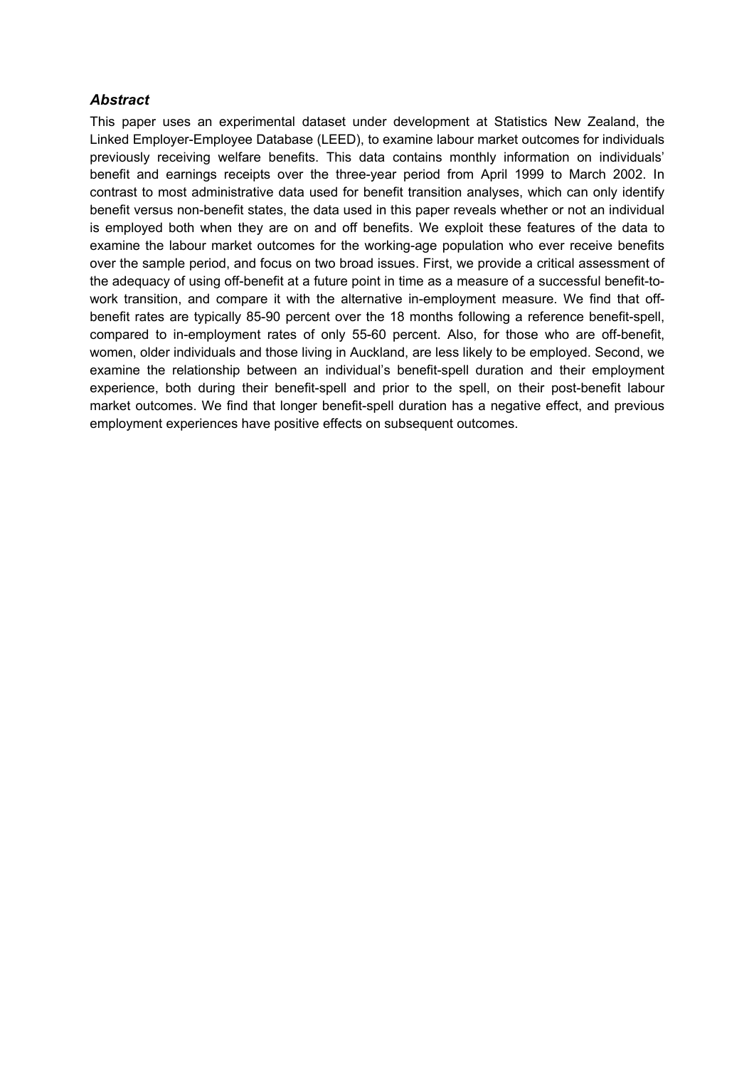### *Abstract*

This paper uses an experimental dataset under development at Statistics New Zealand, the Linked Employer-Employee Database (LEED), to examine labour market outcomes for individuals previously receiving welfare benefits. This data contains monthly information on individuals' benefit and earnings receipts over the three-year period from April 1999 to March 2002. In contrast to most administrative data used for benefit transition analyses, which can only identify benefit versus non-benefit states, the data used in this paper reveals whether or not an individual is employed both when they are on and off benefits. We exploit these features of the data to examine the labour market outcomes for the working-age population who ever receive benefits over the sample period, and focus on two broad issues. First, we provide a critical assessment of the adequacy of using off-benefit at a future point in time as a measure of a successful benefit-to-work transition, and compare it with the alternative in-employment measure. We find that off-benefit rates are typically 85-90 percent over the 18 months following a reference benefit-spell, compared to in-employment rates of only 55-60 percent. Also, for those who are off-benefit, women, older individuals and those living in Auckland, are less likely to be employed. Second, we examine the relationship between an individual's benefit-spell duration and their employment experience, both during their benefit-spell and prior to the spell, on their post-benefit labour market outcomes. We find that longer benefit-spell duration has a negative effect, and previous employment experiences have positive effects on subsequent outcomes.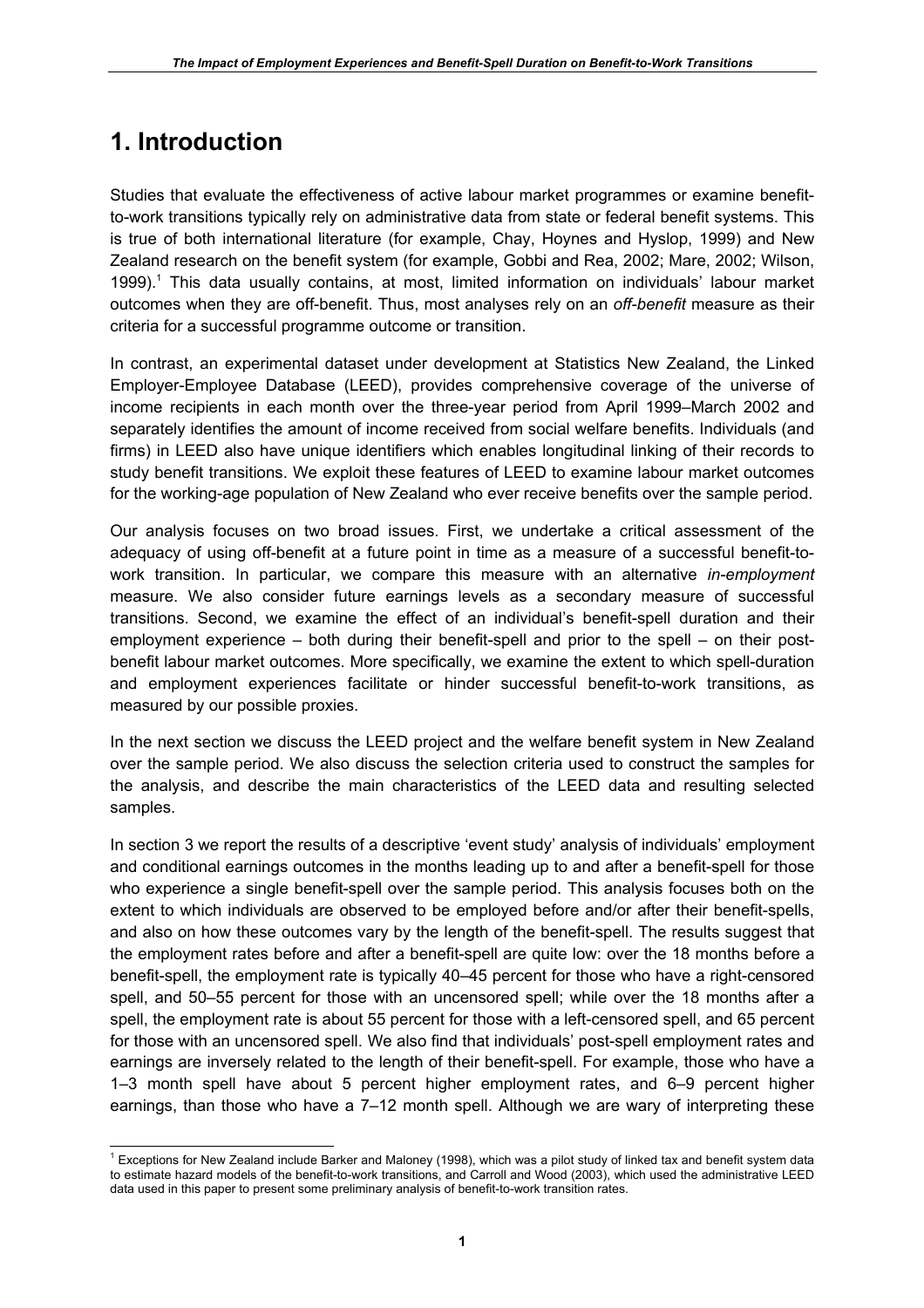# 1. Introduction

Studies that evaluate the effectiveness of active labour market programmes or examine benefit-to-work transitions typically rely on administrative data from state or federal benefit systems. This is true of both international literature (for example, Chay, Hoynes and Hyslop, 1999) and New Zealand research on the benefit system (for example, Gobbi and Rea, 2002; Mare, 2002; Wilson, 1999).[1] This data usually contains, at most, limited information on individuals' labour market outcomes when they are off-benefit. Thus, most analyses rely on an *off-benefit* measure as their criteria for a successful programme outcome or transition.

In contrast, an experimental dataset under development at Statistics New Zealand, the Linked Employer-Employee Database (LEED), provides comprehensive coverage of the universe of income recipients in each month over the three-year period from April 1999–March 2002 and separately identifies the amount of income received from social welfare benefits. Individuals (and firms) in LEED also have unique identifiers which enables longitudinal linking of their records to study benefit transitions. We exploit these features of LEED to examine labour market outcomes for the working-age population of New Zealand who ever receive benefits over the sample period.

Our analysis focuses on two broad issues. First, we undertake a critical assessment of the adequacy of using off-benefit at a future point in time as a measure of a successful benefit-to-work transition. In particular, we compare this measure with an alternative *in-employment* measure. We also consider future earnings levels as a secondary measure of successful transitions. Second, we examine the effect of an individual's benefit-spell duration and their employment experience – both during their benefit-spell and prior to the spell – on their post-benefit labour market outcomes. More specifically, we examine the extent to which spell-duration and employment experiences facilitate or hinder successful benefit-to-work transitions, as measured by our possible proxies.

In the next section we discuss the LEED project and the welfare benefit system in New Zealand over the sample period. We also discuss the selection criteria used to construct the samples for the analysis, and describe the main characteristics of the LEED data and resulting selected samples.

In section 3 we report the results of a descriptive 'event study' analysis of individuals' employment and conditional earnings outcomes in the months leading up to and after a benefit-spell for those who experience a single benefit-spell over the sample period. This analysis focuses both on the extent to which individuals are observed to be employed before and/or after their benefit-spells, and also on how these outcomes vary by the length of the benefit-spell. The results suggest that the employment rates before and after a benefit-spell are quite low: over the 18 months before a benefit-spell, the employment rate is typically 40–45 percent for those who have a right-censored spell, and 50–55 percent for those with an uncensored spell; while over the 18 months after a spell, the employment rate is about 55 percent for those with a left-censored spell, and 65 percent for those with an uncensored spell. We also find that individuals' post-spell employment rates and earnings are inversely related to the length of their benefit-spell. For example, those who have a 1–3 month spell have about 5 percent higher employment rates, and 6–9 percent higher earnings, than those who have a 7–12 month spell. Although we are wary of interpreting these

[1] Exceptions for New Zealand include Barker and Maloney (1998), which was a pilot study of linked tax and benefit system data to estimate hazard models of the benefit-to-work transitions, and Carroll and Wood (2003), which used the administrative LEED data used in this paper to present some preliminary analysis of benefit-to-work transition rates.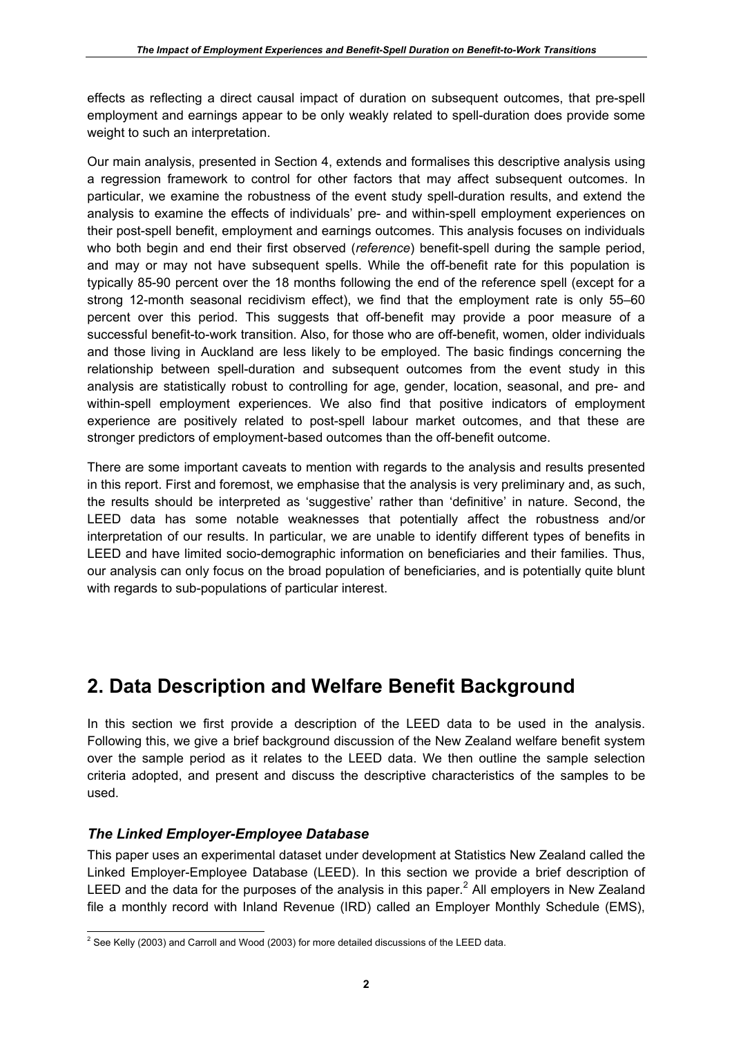effects as reflecting a direct causal impact of duration on subsequent outcomes, that pre-spell employment and earnings appear to be only weakly related to spell-duration does provide some weight to such an interpretation.

Our main analysis, presented in Section 4, extends and formalises this descriptive analysis using a regression framework to control for other factors that may affect subsequent outcomes. In particular, we examine the robustness of the event study spell-duration results, and extend the analysis to examine the effects of individuals' pre- and within-spell employment experiences on their post-spell benefit, employment and earnings outcomes. This analysis focuses on individuals who both begin and end their first observed (*reference*) benefit-spell during the sample period, and may or may not have subsequent spells. While the off-benefit rate for this population is typically 85-90 percent over the 18 months following the end of the reference spell (except for a strong 12-month seasonal recidivism effect), we find that the employment rate is only 55–60 percent over this period. This suggests that off-benefit may provide a poor measure of a successful benefit-to-work transition. Also, for those who are off-benefit, women, older individuals and those living in Auckland are less likely to be employed. The basic findings concerning the relationship between spell-duration and subsequent outcomes from the event study in this analysis are statistically robust to controlling for age, gender, location, seasonal, and pre- and within-spell employment experiences. We also find that positive indicators of employment experience are positively related to post-spell labour market outcomes, and that these are stronger predictors of employment-based outcomes than the off-benefit outcome.

There are some important caveats to mention with regards to the analysis and results presented in this report. First and foremost, we emphasise that the analysis is very preliminary and, as such, the results should be interpreted as 'suggestive' rather than 'definitive' in nature. Second, the LEED data has some notable weaknesses that potentially affect the robustness and/or interpretation of our results. In particular, we are unable to identify different types of benefits in LEED and have limited socio-demographic information on beneficiaries and their families. Thus, our analysis can only focus on the broad population of beneficiaries, and is potentially quite blunt with regards to sub-populations of particular interest.

# 2. Data Description and Welfare Benefit Background

In this section we first provide a description of the LEED data to be used in the analysis. Following this, we give a brief background discussion of the New Zealand welfare benefit system over the sample period as it relates to the LEED data. We then outline the sample selection criteria adopted, and present and discuss the descriptive characteristics of the samples to be used.

### *The Linked Employer-Employee Database*

This paper uses an experimental dataset under development at Statistics New Zealand called the Linked Employer-Employee Database (LEED). In this section we provide a brief description of LEED and the data for the purposes of the analysis in this paper.[2] All employers in New Zealand file a monthly record with Inland Revenue (IRD) called an Employer Monthly Schedule (EMS),

[2] See Kelly (2003) and Carroll and Wood (2003) for more detailed discussions of the LEED data.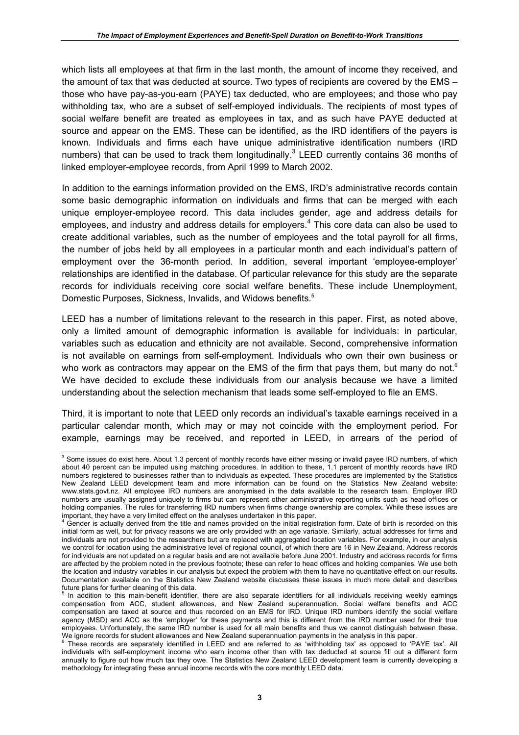which lists all employees at that firm in the last month, the amount of income they received, and the amount of tax that was deducted at source. Two types of recipients are covered by the EMS – those who have pay-as-you-earn (PAYE) tax deducted, who are employees; and those who pay withholding tax, who are a subset of self-employed individuals. The recipients of most types of social welfare benefit are treated as employees in tax, and as such have PAYE deducted at source and appear on the EMS. These can be identified, as the IRD identifiers of the payers is known. Individuals and firms each have unique administrative identification numbers (IRD numbers) that can be used to track them longitudinally.[3] LEED currently contains 36 months of linked employer-employee records, from April 1999 to March 2002.

In addition to the earnings information provided on the EMS, IRD's administrative records contain some basic demographic information on individuals and firms that can be merged with each unique employer-employee record. This data includes gender, age and address details for employees, and industry and address details for employers.[4] This core data can also be used to create additional variables, such as the number of employees and the total payroll for all firms, the number of jobs held by all employees in a particular month and each individual's pattern of employment over the 36-month period. In addition, several important 'employee-employer' relationships are identified in the database. Of particular relevance for this study are the separate records for individuals receiving core social welfare benefits. These include Unemployment, Domestic Purposes, Sickness, Invalids, and Widows benefits.[5]

LEED has a number of limitations relevant to the research in this paper. First, as noted above, only a limited amount of demographic information is available for individuals: in particular, variables such as education and ethnicity are not available. Second, comprehensive information is not available on earnings from self-employment. Individuals who own their own business or who work as contractors may appear on the EMS of the firm that pays them, but many do not.[6] We have decided to exclude these individuals from our analysis because we have a limited understanding about the selection mechanism that leads some self-employed to file an EMS.

Third, it is important to note that LEED only records an individual's taxable earnings received in a particular calendar month, which may or may not coincide with the employment period. For example, earnings may be received, and reported in LEED, in arrears of the period of

---

[3] Some issues do exist here. About 1.3 percent of monthly records have either missing or invalid payee IRD numbers, of which about 40 percent can be imputed using matching procedures. In addition to these, 1.1 percent of monthly records have IRD numbers registered to businesses rather than to individuals as expected. These procedures are implemented by the Statistics New Zealand LEED development team and more information can be found on the Statistics New Zealand website: www.stats.govt.nz. All employee IRD numbers are anonymised in the data available to the research team. Employer IRD numbers are usually assigned uniquely to firms but can represent other administrative reporting units such as head offices or holding companies. The rules for transferring IRD numbers when firms change ownership are complex. While these issues are important, they have a very limited effect on the analyses undertaken in this paper.

[4] Gender is actually derived from the title and names provided on the initial registration form. Date of birth is recorded on this initial form as well, but for privacy reasons we are only provided with an age variable. Similarly, actual addresses for firms and individuals are not provided to the researchers but are replaced with aggregated location variables. For example, in our analysis we control for location using the administrative level of regional council, of which there are 16 in New Zealand. Address records for individuals are not updated on a regular basis and are not available before June 2001. Industry and address records for firms are affected by the problem noted in the previous footnote; these can refer to head offices and holding companies. We use both the location and industry variables in our analysis but expect the problem with them to have no quantitative effect on our results. Documentation available on the Statistics New Zealand website discusses these issues in much more detail and describes future plans for further cleaning of this data.

[5] In addition to this main-benefit identifier, there are also separate identifiers for all individuals receiving weekly earnings compensation from ACC, student allowances, and New Zealand superannuation. Social welfare benefits and ACC compensation are taxed at source and thus recorded on an EMS for IRD. Unique IRD numbers identify the social welfare agency (MSD) and ACC as the 'employer' for these payments and this is different from the IRD number used for their true employees. Unfortunately, the same IRD number is used for all main benefits and thus we cannot distinguish between these. We ignore records for student allowances and New Zealand superannuation payments in the analysis in this paper.

[6] These records are separately identified in LEED and are referred to as 'withholding tax' as opposed to 'PAYE tax'. All individuals with self-employment income who earn income other than with tax deducted at source fill out a different form annually to figure out how much tax they owe. The Statistics New Zealand LEED development team is currently developing a methodology for integrating these annual income records with the core monthly LEED data.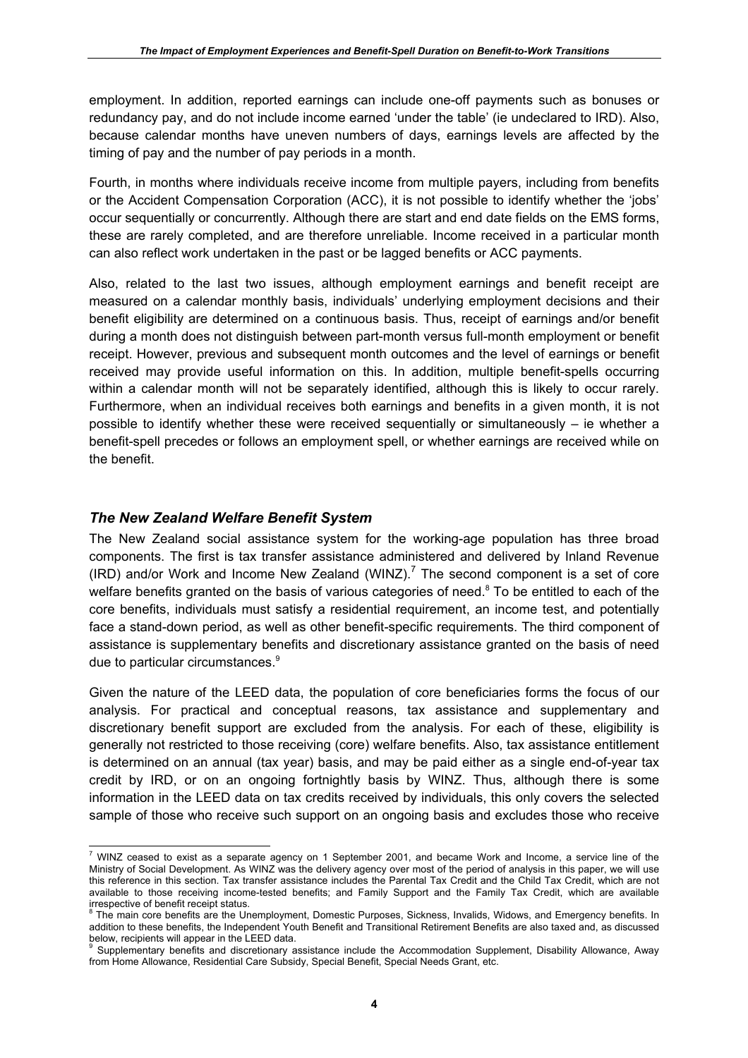employment. In addition, reported earnings can include one-off payments such as bonuses or redundancy pay, and do not include income earned 'under the table' (ie undeclared to IRD). Also, because calendar months have uneven numbers of days, earnings levels are affected by the timing of pay and the number of pay periods in a month.

Fourth, in months where individuals receive income from multiple payers, including from benefits or the Accident Compensation Corporation (ACC), it is not possible to identify whether the 'jobs' occur sequentially or concurrently. Although there are start and end date fields on the EMS forms, these are rarely completed, and are therefore unreliable. Income received in a particular month can also reflect work undertaken in the past or be lagged benefits or ACC payments.

Also, related to the last two issues, although employment earnings and benefit receipt are measured on a calendar monthly basis, individuals' underlying employment decisions and their benefit eligibility are determined on a continuous basis. Thus, receipt of earnings and/or benefit during a month does not distinguish between part-month versus full-month employment or benefit receipt. However, previous and subsequent month outcomes and the level of earnings or benefit received may provide useful information on this. In addition, multiple benefit-spells occurring within a calendar month will not be separately identified, although this is likely to occur rarely. Furthermore, when an individual receives both earnings and benefits in a given month, it is not possible to identify whether these were received sequentially or simultaneously – ie whether a benefit-spell precedes or follows an employment spell, or whether earnings are received while on the benefit.

## *The New Zealand Welfare Benefit System*

The New Zealand social assistance system for the working-age population has three broad components. The first is tax transfer assistance administered and delivered by Inland Revenue (IRD) and/or Work and Income New Zealand (WINZ).[7] The second component is a set of core welfare benefits granted on the basis of various categories of need.[8] To be entitled to each of the core benefits, individuals must satisfy a residential requirement, an income test, and potentially face a stand-down period, as well as other benefit-specific requirements. The third component of assistance is supplementary benefits and discretionary assistance granted on the basis of need due to particular circumstances.[9]

Given the nature of the LEED data, the population of core beneficiaries forms the focus of our analysis. For practical and conceptual reasons, tax assistance and supplementary and discretionary benefit support are excluded from the analysis. For each of these, eligibility is generally not restricted to those receiving (core) welfare benefits. Also, tax assistance entitlement is determined on an annual (tax year) basis, and may be paid either as a single end-of-year tax credit by IRD, or on an ongoing fortnightly basis by WINZ. Thus, although there is some information in the LEED data on tax credits received by individuals, this only covers the selected sample of those who receive such support on an ongoing basis and excludes those who receive

---

[7] WINZ ceased to exist as a separate agency on 1 September 2001, and became Work and Income, a service line of the Ministry of Social Development. As WINZ was the delivery agency over most of the period of analysis in this paper, we will use this reference in this section. Tax transfer assistance includes the Parental Tax Credit and the Child Tax Credit, which are not available to those receiving income-tested benefits; and Family Support and the Family Tax Credit, which are available irrespective of benefit receipt status.

[8] The main core benefits are the Unemployment, Domestic Purposes, Sickness, Invalids, Widows, and Emergency benefits. In addition to these benefits, the Independent Youth Benefit and Transitional Retirement Benefits are also taxed and, as discussed below, recipients will appear in the LEED data.

[9] Supplementary benefits and discretionary assistance include the Accommodation Supplement, Disability Allowance, Away from Home Allowance, Residential Care Subsidy, Special Benefit, Special Needs Grant, etc.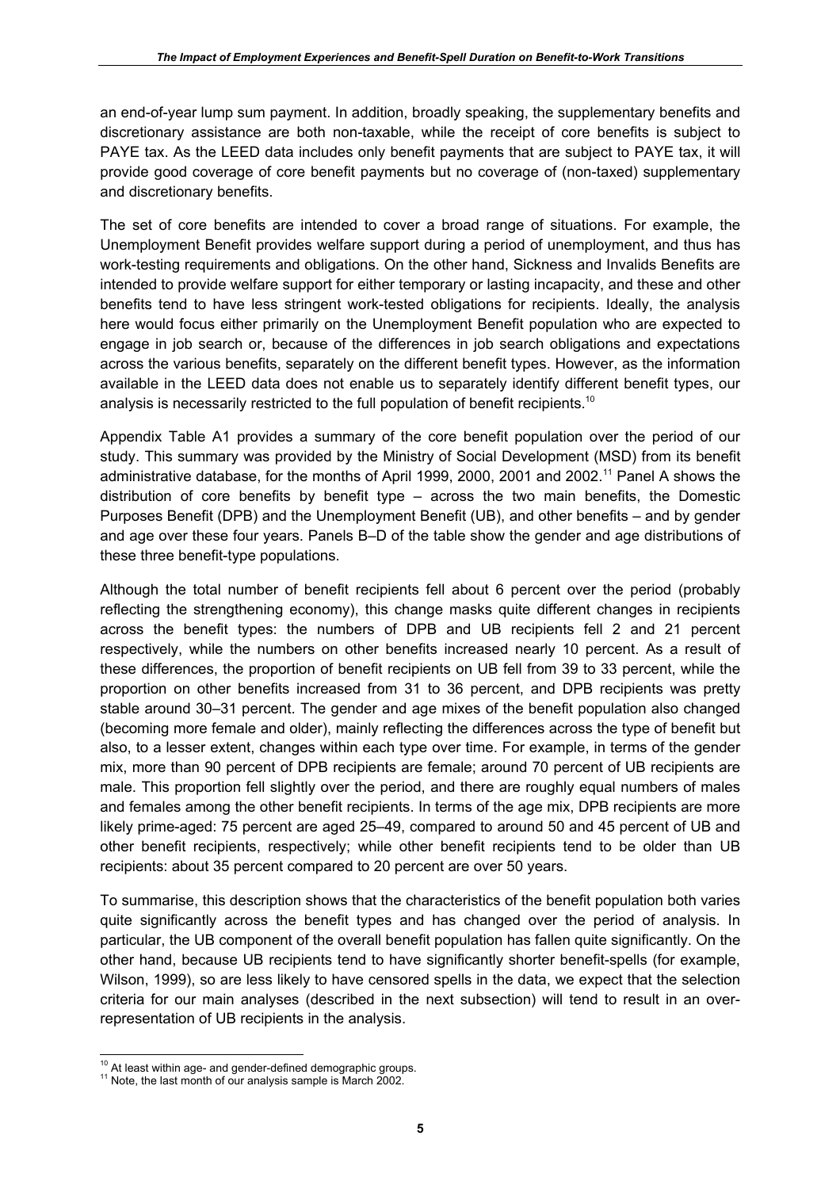an end-of-year lump sum payment. In addition, broadly speaking, the supplementary benefits and discretionary assistance are both non-taxable, while the receipt of core benefits is subject to PAYE tax. As the LEED data includes only benefit payments that are subject to PAYE tax, it will provide good coverage of core benefit payments but no coverage of (non-taxed) supplementary and discretionary benefits.

The set of core benefits are intended to cover a broad range of situations. For example, the Unemployment Benefit provides welfare support during a period of unemployment, and thus has work-testing requirements and obligations. On the other hand, Sickness and Invalids Benefits are intended to provide welfare support for either temporary or lasting incapacity, and these and other benefits tend to have less stringent work-tested obligations for recipients. Ideally, the analysis here would focus either primarily on the Unemployment Benefit population who are expected to engage in job search or, because of the differences in job search obligations and expectations across the various benefits, separately on the different benefit types. However, as the information available in the LEED data does not enable us to separately identify different benefit types, our analysis is necessarily restricted to the full population of benefit recipients.[10]

Appendix Table A1 provides a summary of the core benefit population over the period of our study. This summary was provided by the Ministry of Social Development (MSD) from its benefit administrative database, for the months of April 1999, 2000, 2001 and 2002.[11] Panel A shows the distribution of core benefits by benefit type – across the two main benefits, the Domestic Purposes Benefit (DPB) and the Unemployment Benefit (UB), and other benefits – and by gender and age over these four years. Panels B–D of the table show the gender and age distributions of these three benefit-type populations.

Although the total number of benefit recipients fell about 6 percent over the period (probably reflecting the strengthening economy), this change masks quite different changes in recipients across the benefit types: the numbers of DPB and UB recipients fell 2 and 21 percent respectively, while the numbers on other benefits increased nearly 10 percent. As a result of these differences, the proportion of benefit recipients on UB fell from 39 to 33 percent, while the proportion on other benefits increased from 31 to 36 percent, and DPB recipients was pretty stable around 30–31 percent. The gender and age mixes of the benefit population also changed (becoming more female and older), mainly reflecting the differences across the type of benefit but also, to a lesser extent, changes within each type over time. For example, in terms of the gender mix, more than 90 percent of DPB recipients are female; around 70 percent of UB recipients are male. This proportion fell slightly over the period, and there are roughly equal numbers of males and females among the other benefit recipients. In terms of the age mix, DPB recipients are more likely prime-aged: 75 percent are aged 25–49, compared to around 50 and 45 percent of UB and other benefit recipients, respectively; while other benefit recipients tend to be older than UB recipients: about 35 percent compared to 20 percent are over 50 years.

To summarise, this description shows that the characteristics of the benefit population both varies quite significantly across the benefit types and has changed over the period of analysis. In particular, the UB component of the overall benefit population has fallen quite significantly. On the other hand, because UB recipients tend to have significantly shorter benefit-spells (for example, Wilson, 1999), so are less likely to have censored spells in the data, we expect that the selection criteria for our main analyses (described in the next subsection) will tend to result in an over-representation of UB recipients in the analysis.

[10] At least within age- and gender-defined demographic groups.

[11] Note, the last month of our analysis sample is March 2002.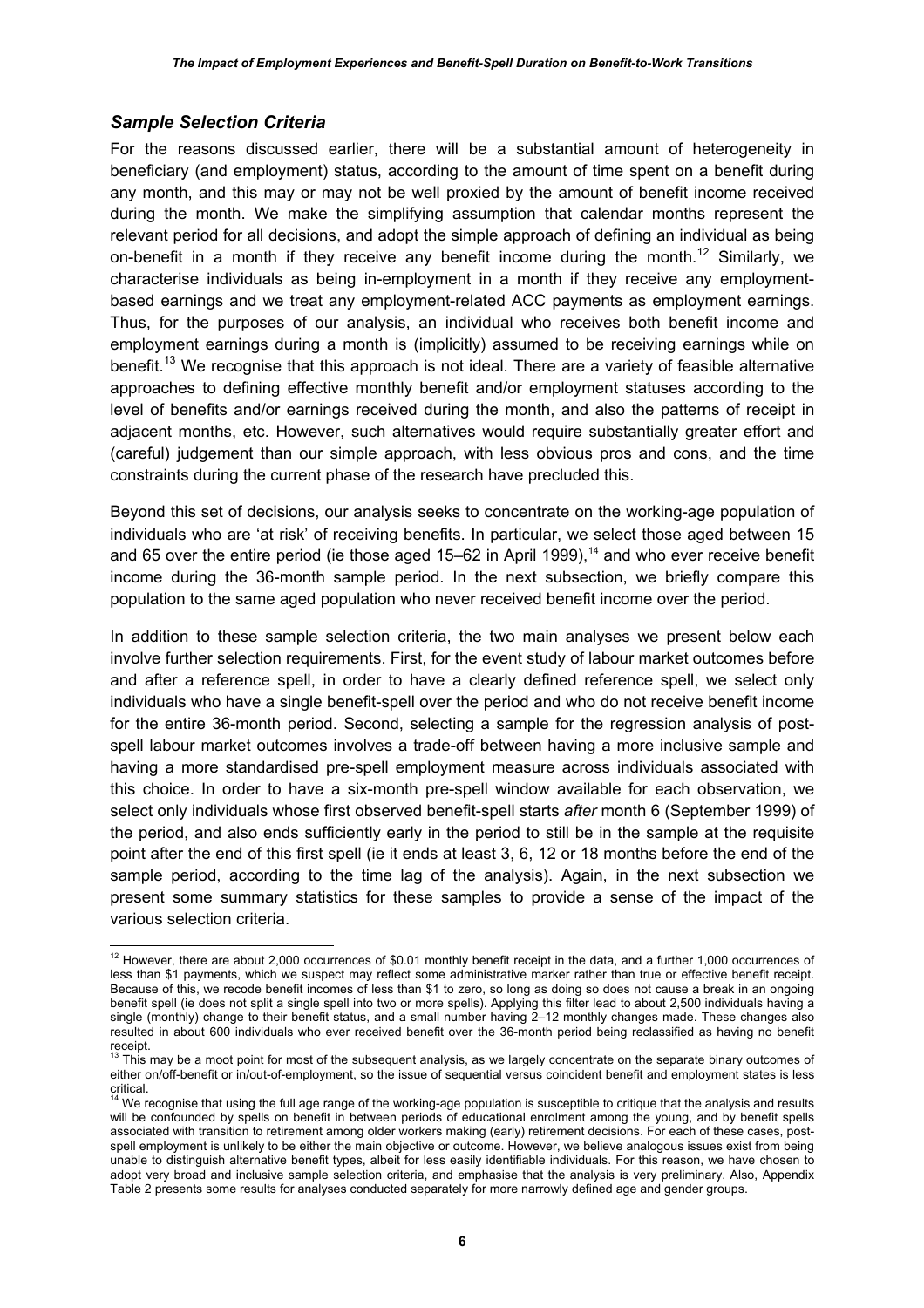### *Sample Selection Criteria*

For the reasons discussed earlier, there will be a substantial amount of heterogeneity in beneficiary (and employment) status, according to the amount of time spent on a benefit during any month, and this may or may not be well proxied by the amount of benefit income received during the month. We make the simplifying assumption that calendar months represent the relevant period for all decisions, and adopt the simple approach of defining an individual as being on-benefit in a month if they receive any benefit income during the month.[12] Similarly, we characterise individuals as being in-employment in a month if they receive any employment-based earnings and we treat any employment-related ACC payments as employment earnings. Thus, for the purposes of our analysis, an individual who receives both benefit income and employment earnings during a month is (implicitly) assumed to be receiving earnings while on benefit.[13] We recognise that this approach is not ideal. There are a variety of feasible alternative approaches to defining effective monthly benefit and/or employment statuses according to the level of benefits and/or earnings received during the month, and also the patterns of receipt in adjacent months, etc. However, such alternatives would require substantially greater effort and (careful) judgement than our simple approach, with less obvious pros and cons, and the time constraints during the current phase of the research have precluded this.

Beyond this set of decisions, our analysis seeks to concentrate on the working-age population of individuals who are 'at risk' of receiving benefits. In particular, we select those aged between 15 and 65 over the entire period (ie those aged 15–62 in April 1999),[14] and who ever receive benefit income during the 36-month sample period. In the next subsection, we briefly compare this population to the same aged population who never received benefit income over the period.

In addition to these sample selection criteria, the two main analyses we present below each involve further selection requirements. First, for the event study of labour market outcomes before and after a reference spell, in order to have a clearly defined reference spell, we select only individuals who have a single benefit-spell over the period and who do not receive benefit income for the entire 36-month period. Second, selecting a sample for the regression analysis of post-spell labour market outcomes involves a trade-off between having a more inclusive sample and having a more standardised pre-spell employment measure across individuals associated with this choice. In order to have a six-month pre-spell window available for each observation, we select only individuals whose first observed benefit-spell starts *after* month 6 (September 1999) of the period, and also ends sufficiently early in the period to still be in the sample at the requisite point after the end of this first spell (ie it ends at least 3, 6, 12 or 18 months before the end of the sample period, according to the time lag of the analysis). Again, in the next subsection we present some summary statistics for these samples to provide a sense of the impact of the various selection criteria.

---

[12] However, there are about 2,000 occurrences of $0.01 monthly benefit receipt in the data, and a further 1,000 occurrences of less than $1 payments, which we suspect may reflect some administrative marker rather than true or effective benefit receipt. Because of this, we recode benefit incomes of less than $1 to zero, so long as doing so does not cause a break in an ongoing benefit spell (ie does not split a single spell into two or more spells). Applying this filter lead to about 2,500 individuals having a single (monthly) change to their benefit status, and a small number having 2–12 monthly changes made. These changes also resulted in about 600 individuals who ever received benefit over the 36-month period being reclassified as having no benefit receipt.

[13] This may be a moot point for most of the subsequent analysis, as we largely concentrate on the separate binary outcomes of either on/off-benefit or in/out-of-employment, so the issue of sequential versus coincident benefit and employment states is less critical.

[14] We recognise that using the full age range of the working-age population is susceptible to critique that the analysis and results will be confounded by spells on benefit in between periods of educational enrolment among the young, and by benefit spells associated with transition to retirement among older workers making (early) retirement decisions. For each of these cases, post-spell employment is unlikely to be either the main objective or outcome. However, we believe analogous issues exist from being unable to distinguish alternative benefit types, albeit for less easily identifiable individuals. For this reason, we have chosen to adopt very broad and inclusive sample selection criteria, and emphasise that the analysis is very preliminary. Also, Appendix Table 2 presents some results for analyses conducted separately for more narrowly defined age and gender groups.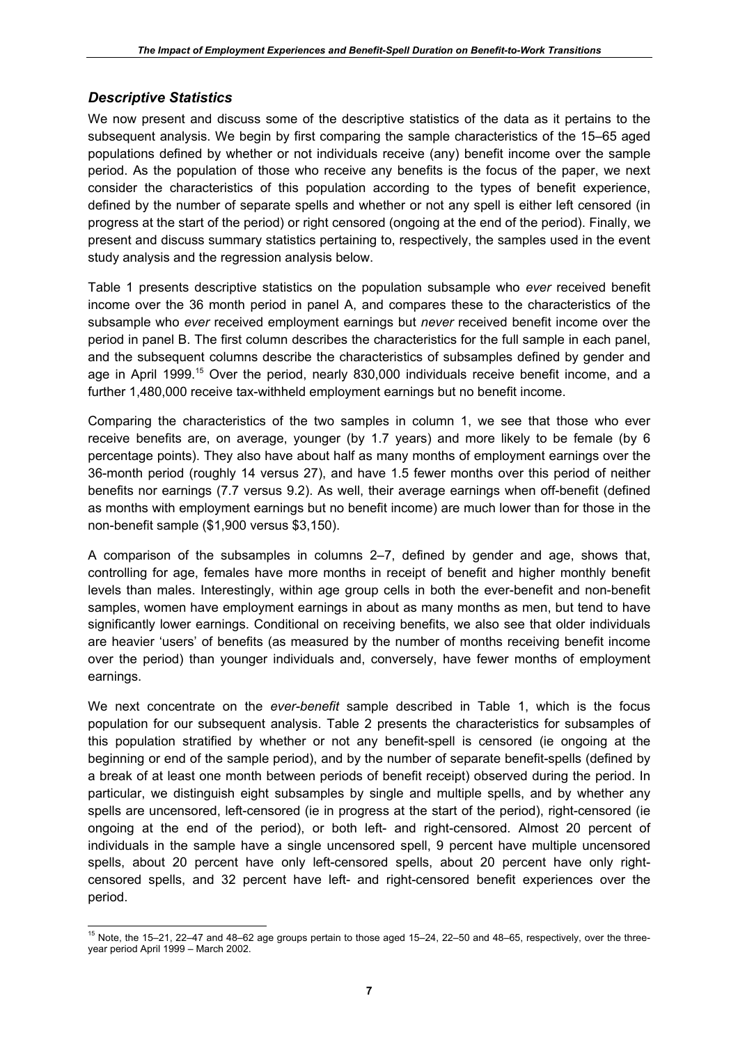### *Descriptive Statistics*

We now present and discuss some of the descriptive statistics of the data as it pertains to the subsequent analysis. We begin by first comparing the sample characteristics of the 15–65 aged populations defined by whether or not individuals receive (any) benefit income over the sample period. As the population of those who receive any benefits is the focus of the paper, we next consider the characteristics of this population according to the types of benefit experience, defined by the number of separate spells and whether or not any spell is either left censored (in progress at the start of the period) or right censored (ongoing at the end of the period). Finally, we present and discuss summary statistics pertaining to, respectively, the samples used in the event study analysis and the regression analysis below.

Table 1 presents descriptive statistics on the population subsample who *ever* received benefit income over the 36 month period in panel A, and compares these to the characteristics of the subsample who *ever* received employment earnings but *never* received benefit income over the period in panel B. The first column describes the characteristics for the full sample in each panel, and the subsequent columns describe the characteristics of subsamples defined by gender and age in April 1999.[15] Over the period, nearly 830,000 individuals receive benefit income, and a further 1,480,000 receive tax-withheld employment earnings but no benefit income.

Comparing the characteristics of the two samples in column 1, we see that those who ever receive benefits are, on average, younger (by 1.7 years) and more likely to be female (by 6 percentage points). They also have about half as many months of employment earnings over the 36-month period (roughly 14 versus 27), and have 1.5 fewer months over this period of neither benefits nor earnings (7.7 versus 9.2). As well, their average earnings when off-benefit (defined as months with employment earnings but no benefit income) are much lower than for those in the non-benefit sample ($1,900 versus $3,150).

A comparison of the subsamples in columns 2–7, defined by gender and age, shows that, controlling for age, females have more months in receipt of benefit and higher monthly benefit levels than males. Interestingly, within age group cells in both the ever-benefit and non-benefit samples, women have employment earnings in about as many months as men, but tend to have significantly lower earnings. Conditional on receiving benefits, we also see that older individuals are heavier 'users' of benefits (as measured by the number of months receiving benefit income over the period) than younger individuals and, conversely, have fewer months of employment earnings.

We next concentrate on the *ever-benefit* sample described in Table 1, which is the focus population for our subsequent analysis. Table 2 presents the characteristics for subsamples of this population stratified by whether or not any benefit-spell is censored (ie ongoing at the beginning or end of the sample period), and by the number of separate benefit-spells (defined by a break of at least one month between periods of benefit receipt) observed during the period. In particular, we distinguish eight subsamples by single and multiple spells, and by whether any spells are uncensored, left-censored (ie in progress at the start of the period), right-censored (ie ongoing at the end of the period), or both left- and right-censored. Almost 20 percent of individuals in the sample have a single uncensored spell, 9 percent have multiple uncensored spells, about 20 percent have only left-censored spells, about 20 percent have only right-censored spells, and 32 percent have left- and right-censored benefit experiences over the period.

---

[15] Note, the 15–21, 22–47 and 48–62 age groups pertain to those aged 15–24, 22–50 and 48–65, respectively, over the three-year period April 1999 – March 2002.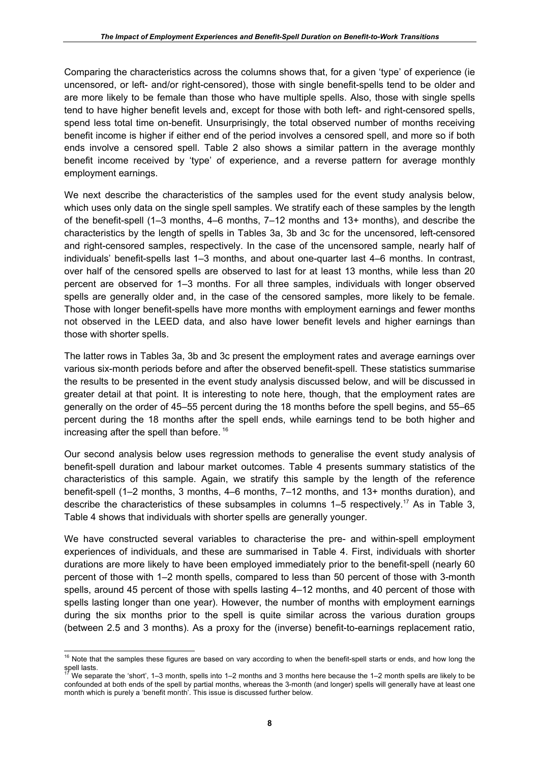Comparing the characteristics across the columns shows that, for a given 'type' of experience (ie uncensored, or left- and/or right-censored), those with single benefit-spells tend to be older and are more likely to be female than those who have multiple spells. Also, those with single spells tend to have higher benefit levels and, except for those with both left- and right-censored spells, spend less total time on-benefit. Unsurprisingly, the total observed number of months receiving benefit income is higher if either end of the period involves a censored spell, and more so if both ends involve a censored spell. Table 2 also shows a similar pattern in the average monthly benefit income received by 'type' of experience, and a reverse pattern for average monthly employment earnings.

We next describe the characteristics of the samples used for the event study analysis below, which uses only data on the single spell samples. We stratify each of these samples by the length of the benefit-spell (1–3 months, 4–6 months, 7–12 months and 13+ months), and describe the characteristics by the length of spells in Tables 3a, 3b and 3c for the uncensored, left-censored and right-censored samples, respectively. In the case of the uncensored sample, nearly half of individuals' benefit-spells last 1–3 months, and about one-quarter last 4–6 months. In contrast, over half of the censored spells are observed to last for at least 13 months, while less than 20 percent are observed for 1–3 months. For all three samples, individuals with longer observed spells are generally older and, in the case of the censored samples, more likely to be female. Those with longer benefit-spells have more months with employment earnings and fewer months not observed in the LEED data, and also have lower benefit levels and higher earnings than those with shorter spells.

The latter rows in Tables 3a, 3b and 3c present the employment rates and average earnings over various six-month periods before and after the observed benefit-spell. These statistics summarise the results to be presented in the event study analysis discussed below, and will be discussed in greater detail at that point. It is interesting to note here, though, that the employment rates are generally on the order of 45–55 percent during the 18 months before the spell begins, and 55–65 percent during the 18 months after the spell ends, while earnings tend to be both higher and increasing after the spell than before.[16]

Our second analysis below uses regression methods to generalise the event study analysis of benefit-spell duration and labour market outcomes. Table 4 presents summary statistics of the characteristics of this sample. Again, we stratify this sample by the length of the reference benefit-spell (1–2 months, 3 months, 4–6 months, 7–12 months, and 13+ months duration), and describe the characteristics of these subsamples in columns 1–5 respectively.[17] As in Table 3, Table 4 shows that individuals with shorter spells are generally younger.

We have constructed several variables to characterise the pre- and within-spell employment experiences of individuals, and these are summarised in Table 4. First, individuals with shorter durations are more likely to have been employed immediately prior to the benefit-spell (nearly 60 percent of those with 1–2 month spells, compared to less than 50 percent of those with 3-month spells, around 45 percent of those with spells lasting 4–12 months, and 40 percent of those with spells lasting longer than one year). However, the number of months with employment earnings during the six months prior to the spell is quite similar across the various duration groups (between 2.5 and 3 months). As a proxy for the (inverse) benefit-to-earnings replacement ratio,

[16] Note that the samples these figures are based on vary according to when the benefit-spell starts or ends, and how long the spell lasts.

[17] We separate the 'short', 1–3 month, spells into 1–2 months and 3 months here because the 1–2 month spells are likely to be confounded at both ends of the spell by partial months, whereas the 3-month (and longer) spells will generally have at least one month which is purely a 'benefit month'. This issue is discussed further below.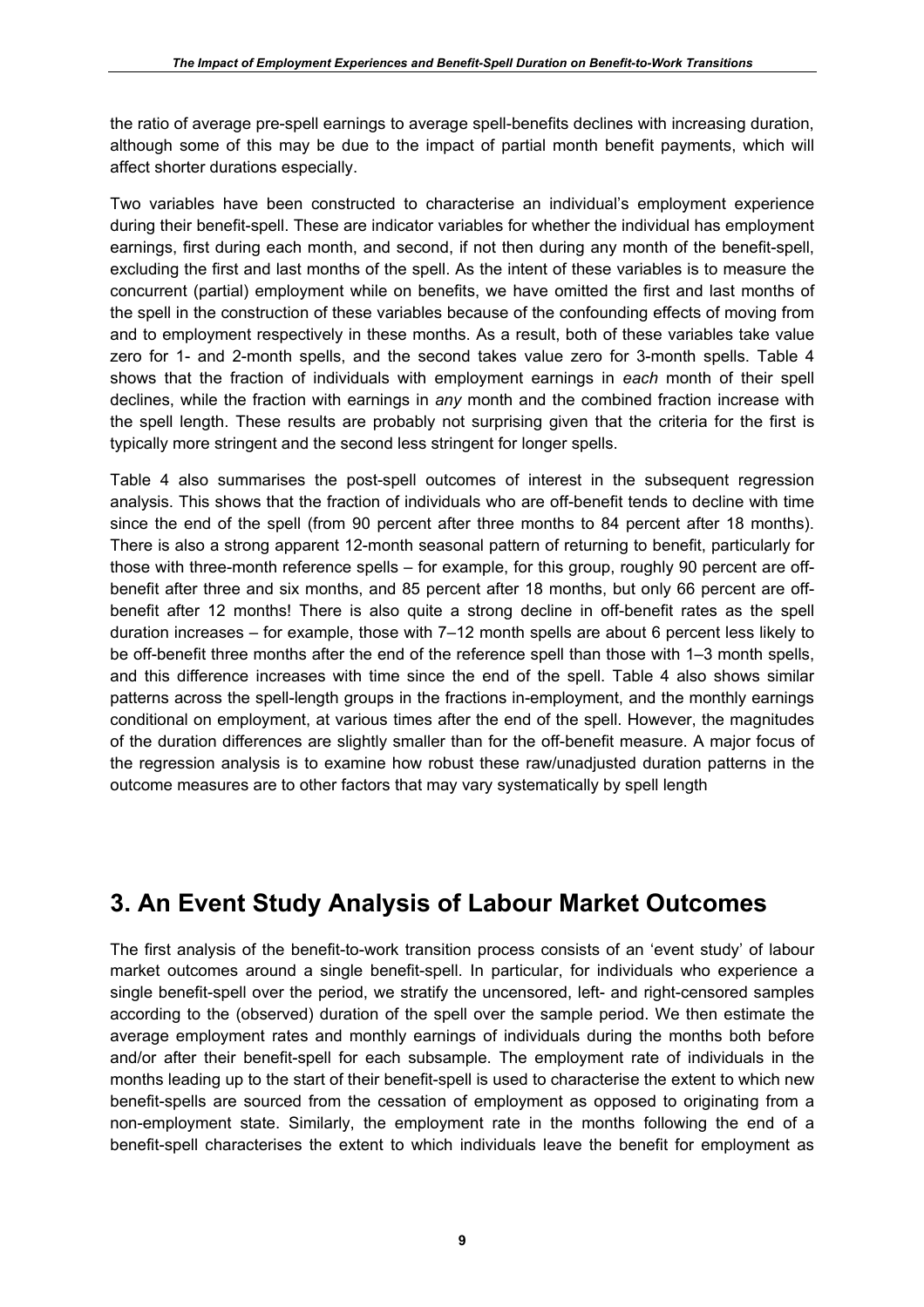the ratio of average pre-spell earnings to average spell-benefits declines with increasing duration, although some of this may be due to the impact of partial month benefit payments, which will affect shorter durations especially.

Two variables have been constructed to characterise an individual's employment experience during their benefit-spell. These are indicator variables for whether the individual has employment earnings, first during each month, and second, if not then during any month of the benefit-spell, excluding the first and last months of the spell. As the intent of these variables is to measure the concurrent (partial) employment while on benefits, we have omitted the first and last months of the spell in the construction of these variables because of the confounding effects of moving from and to employment respectively in these months. As a result, both of these variables take value zero for 1- and 2-month spells, and the second takes value zero for 3-month spells. Table 4 shows that the fraction of individuals with employment earnings in *each* month of their spell declines, while the fraction with earnings in *any* month and the combined fraction increase with the spell length. These results are probably not surprising given that the criteria for the first is typically more stringent and the second less stringent for longer spells.

Table 4 also summarises the post-spell outcomes of interest in the subsequent regression analysis. This shows that the fraction of individuals who are off-benefit tends to decline with time since the end of the spell (from 90 percent after three months to 84 percent after 18 months). There is also a strong apparent 12-month seasonal pattern of returning to benefit, particularly for those with three-month reference spells – for example, for this group, roughly 90 percent are off-benefit after three and six months, and 85 percent after 18 months, but only 66 percent are off-benefit after 12 months! There is also quite a strong decline in off-benefit rates as the spell duration increases – for example, those with 7–12 month spells are about 6 percent less likely to be off-benefit three months after the end of the reference spell than those with 1–3 month spells, and this difference increases with time since the end of the spell. Table 4 also shows similar patterns across the spell-length groups in the fractions in-employment, and the monthly earnings conditional on employment, at various times after the end of the spell. However, the magnitudes of the duration differences are slightly smaller than for the off-benefit measure. A major focus of the regression analysis is to examine how robust these raw/unadjusted duration patterns in the outcome measures are to other factors that may vary systematically by spell length

# 3. An Event Study Analysis of Labour Market Outcomes

The first analysis of the benefit-to-work transition process consists of an 'event study' of labour market outcomes around a single benefit-spell. In particular, for individuals who experience a single benefit-spell over the period, we stratify the uncensored, left- and right-censored samples according to the (observed) duration of the spell over the sample period. We then estimate the average employment rates and monthly earnings of individuals during the months both before and/or after their benefit-spell for each subsample. The employment rate of individuals in the months leading up to the start of their benefit-spell is used to characterise the extent to which new benefit-spells are sourced from the cessation of employment as opposed to originating from a non-employment state. Similarly, the employment rate in the months following the end of a benefit-spell characterises the extent to which individuals leave the benefit for employment as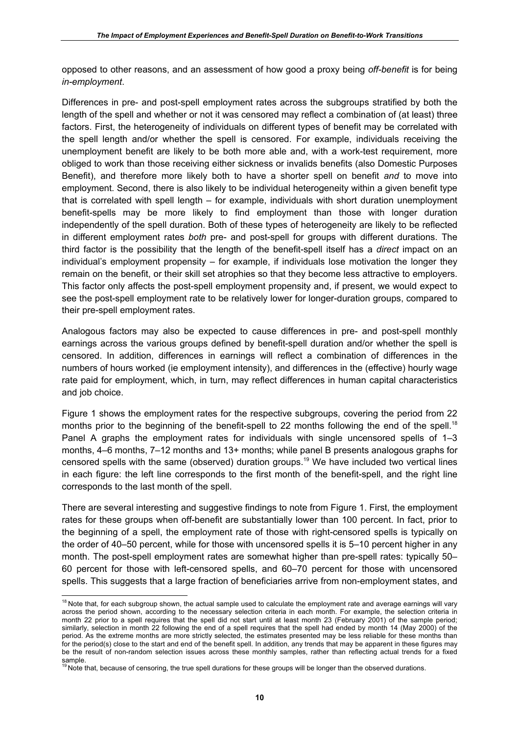opposed to other reasons, and an assessment of how good a proxy being *off-benefit* is for being *in-employment*.

Differences in pre- and post-spell employment rates across the subgroups stratified by both the length of the spell and whether or not it was censored may reflect a combination of (at least) three factors. First, the heterogeneity of individuals on different types of benefit may be correlated with the spell length and/or whether the spell is censored. For example, individuals receiving the unemployment benefit are likely to be both more able and, with a work-test requirement, more obliged to work than those receiving either sickness or invalids benefits (also Domestic Purposes Benefit), and therefore more likely both to have a shorter spell on benefit *and* to move into employment. Second, there is also likely to be individual heterogeneity within a given benefit type that is correlated with spell length – for example, individuals with short duration unemployment benefit-spells may be more likely to find employment than those with longer duration independently of the spell duration. Both of these types of heterogeneity are likely to be reflected in different employment rates *both* pre- and post-spell for groups with different durations. The third factor is the possibility that the length of the benefit-spell itself has a *direct* impact on an individual's employment propensity – for example, if individuals lose motivation the longer they remain on the benefit, or their skill set atrophies so that they become less attractive to employers. This factor only affects the post-spell employment propensity and, if present, we would expect to see the post-spell employment rate to be relatively lower for longer-duration groups, compared to their pre-spell employment rates.

Analogous factors may also be expected to cause differences in pre- and post-spell monthly earnings across the various groups defined by benefit-spell duration and/or whether the spell is censored. In addition, differences in earnings will reflect a combination of differences in the numbers of hours worked (ie employment intensity), and differences in the (effective) hourly wage rate paid for employment, which, in turn, may reflect differences in human capital characteristics and job choice.

Figure 1 shows the employment rates for the respective subgroups, covering the period from 22 months prior to the beginning of the benefit-spell to 22 months following the end of the spell.[18] Panel A graphs the employment rates for individuals with single uncensored spells of 1–3 months, 4–6 months, 7–12 months and 13+ months; while panel B presents analogous graphs for censored spells with the same (observed) duration groups.[19] We have included two vertical lines in each figure: the left line corresponds to the first month of the benefit-spell, and the right line corresponds to the last month of the spell.

There are several interesting and suggestive findings to note from Figure 1. First, the employment rates for these groups when off-benefit are substantially lower than 100 percent. In fact, prior to the beginning of a spell, the employment rate of those with right-censored spells is typically on the order of 40–50 percent, while for those with uncensored spells it is 5–10 percent higher in any month. The post-spell employment rates are somewhat higher than pre-spell rates: typically 50–60 percent for those with left-censored spells, and 60–70 percent for those with uncensored spells. This suggests that a large fraction of beneficiaries arrive from non-employment states, and

---

[18] Note that, for each subgroup shown, the actual sample used to calculate the employment rate and average earnings will vary across the period shown, according to the necessary selection criteria in each month. For example, the selection criteria in month 22 prior to a spell requires that the spell did not start until at least month 23 (February 2001) of the sample period; similarly, selection in month 22 following the end of a spell requires that the spell had ended by month 14 (May 2000) of the period. As the extreme months are more strictly selected, the estimates presented may be less reliable for these months than for the period(s) close to the start and end of the benefit spell. In addition, any trends that may be apparent in these figures may be the result of non-random selection issues across these monthly samples, rather than reflecting actual trends for a fixed sample.

[19] Note that, because of censoring, the true spell durations for these groups will be longer than the observed durations.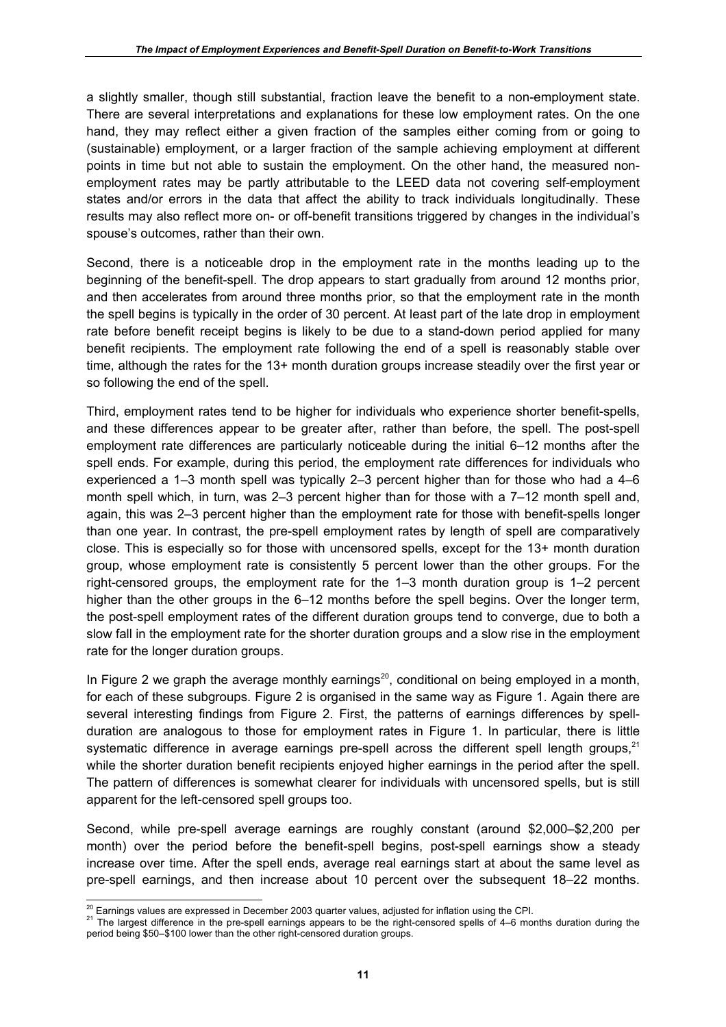a slightly smaller, though still substantial, fraction leave the benefit to a non-employment state. There are several interpretations and explanations for these low employment rates. On the one hand, they may reflect either a given fraction of the samples either coming from or going to (sustainable) employment, or a larger fraction of the sample achieving employment at different points in time but not able to sustain the employment. On the other hand, the measured non-employment rates may be partly attributable to the LEED data not covering self-employment states and/or errors in the data that affect the ability to track individuals longitudinally. These results may also reflect more on- or off-benefit transitions triggered by changes in the individual's spouse's outcomes, rather than their own.

Second, there is a noticeable drop in the employment rate in the months leading up to the beginning of the benefit-spell. The drop appears to start gradually from around 12 months prior, and then accelerates from around three months prior, so that the employment rate in the month the spell begins is typically in the order of 30 percent. At least part of the late drop in employment rate before benefit receipt begins is likely to be due to a stand-down period applied for many benefit recipients. The employment rate following the end of a spell is reasonably stable over time, although the rates for the 13+ month duration groups increase steadily over the first year or so following the end of the spell.

Third, employment rates tend to be higher for individuals who experience shorter benefit-spells, and these differences appear to be greater after, rather than before, the spell. The post-spell employment rate differences are particularly noticeable during the initial 6–12 months after the spell ends. For example, during this period, the employment rate differences for individuals who experienced a 1–3 month spell was typically 2–3 percent higher than for those who had a 4–6 month spell which, in turn, was 2–3 percent higher than for those with a 7–12 month spell and, again, this was 2–3 percent higher than the employment rate for those with benefit-spells longer than one year. In contrast, the pre-spell employment rates by length of spell are comparatively close. This is especially so for those with uncensored spells, except for the 13+ month duration group, whose employment rate is consistently 5 percent lower than the other groups. For the right-censored groups, the employment rate for the 1–3 month duration group is 1–2 percent higher than the other groups in the 6–12 months before the spell begins. Over the longer term, the post-spell employment rates of the different duration groups tend to converge, due to both a slow fall in the employment rate for the shorter duration groups and a slow rise in the employment rate for the longer duration groups.

In Figure 2 we graph the average monthly earnings[20], conditional on being employed in a month, for each of these subgroups. Figure 2 is organised in the same way as Figure 1. Again there are several interesting findings from Figure 2. First, the patterns of earnings differences by spell-duration are analogous to those for employment rates in Figure 1. In particular, there is little systematic difference in average earnings pre-spell across the different spell length groups,[21] while the shorter duration benefit recipients enjoyed higher earnings in the period after the spell. The pattern of differences is somewhat clearer for individuals with uncensored spells, but is still apparent for the left-censored spell groups too.

Second, while pre-spell average earnings are roughly constant (around $2,000–$2,200 per month) over the period before the benefit-spell begins, post-spell earnings show a steady increase over time. After the spell ends, average real earnings start at about the same level as pre-spell earnings, and then increase about 10 percent over the subsequent 18–22 months.

[20] Earnings values are expressed in December 2003 quarter values, adjusted for inflation using the CPI.

[21] The largest difference in the pre-spell earnings appears to be the right-censored spells of 4–6 months duration during the period being $50–$100 lower than the other right-censored duration groups.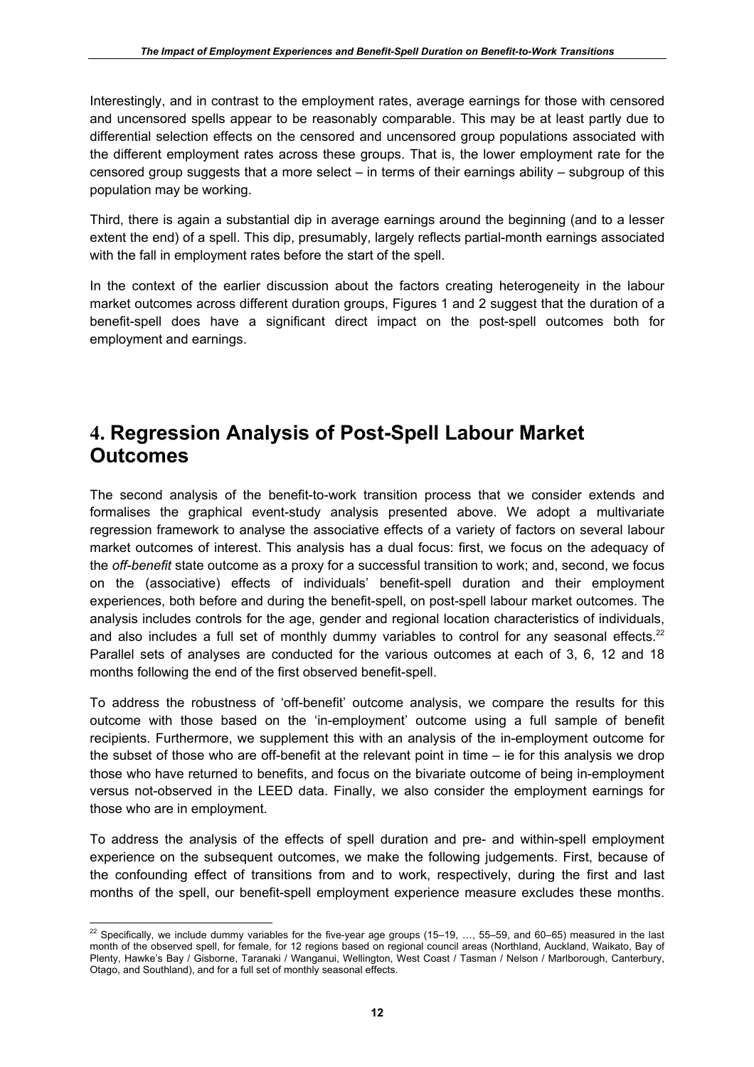Interestingly, and in contrast to the employment rates, average earnings for those with censored and uncensored spells appear to be reasonably comparable. This may be at least partly due to differential selection effects on the censored and uncensored group populations associated with the different employment rates across these groups. That is, the lower employment rate for the censored group suggests that a more select – in terms of their earnings ability – subgroup of this population may be working.

Third, there is again a substantial dip in average earnings around the beginning (and to a lesser extent the end) of a spell. This dip, presumably, largely reflects partial-month earnings associated with the fall in employment rates before the start of the spell.

In the context of the earlier discussion about the factors creating heterogeneity in the labour market outcomes across different duration groups, Figures 1 and 2 suggest that the duration of a benefit-spell does have a significant direct impact on the post-spell outcomes both for employment and earnings.

# 4. Regression Analysis of Post-Spell Labour Market Outcomes

The second analysis of the benefit-to-work transition process that we consider extends and formalises the graphical event-study analysis presented above. We adopt a multivariate regression framework to analyse the associative effects of a variety of factors on several labour market outcomes of interest. This analysis has a dual focus: first, we focus on the adequacy of the *off-benefit* state outcome as a proxy for a successful transition to work; and, second, we focus on the (associative) effects of individuals' benefit-spell duration and their employment experiences, both before and during the benefit-spell, on post-spell labour market outcomes. The analysis includes controls for the age, gender and regional location characteristics of individuals, and also includes a full set of monthly dummy variables to control for any seasonal effects.[22] Parallel sets of analyses are conducted for the various outcomes at each of 3, 6, 12 and 18 months following the end of the first observed benefit-spell.

To address the robustness of 'off-benefit' outcome analysis, we compare the results for this outcome with those based on the 'in-employment' outcome using a full sample of benefit recipients. Furthermore, we supplement this with an analysis of the in-employment outcome for the subset of those who are off-benefit at the relevant point in time – ie for this analysis we drop those who have returned to benefits, and focus on the bivariate outcome of being in-employment versus not-observed in the LEED data. Finally, we also consider the employment earnings for those who are in employment.

To address the analysis of the effects of spell duration and pre- and within-spell employment experience on the subsequent outcomes, we make the following judgements. First, because of the confounding effect of transitions from and to work, respectively, during the first and last months of the spell, our benefit-spell employment experience measure excludes these months.

[22] Specifically, we include dummy variables for the five-year age groups (15–19, …, 55–59, and 60–65) measured in the last month of the observed spell, for female, for 12 regions based on regional council areas (Northland, Auckland, Waikato, Bay of Plenty, Hawke's Bay / Gisborne, Taranaki / Wanganui, Wellington, West Coast / Tasman / Nelson / Marlborough, Canterbury, Otago, and Southland), and for a full set of monthly seasonal effects.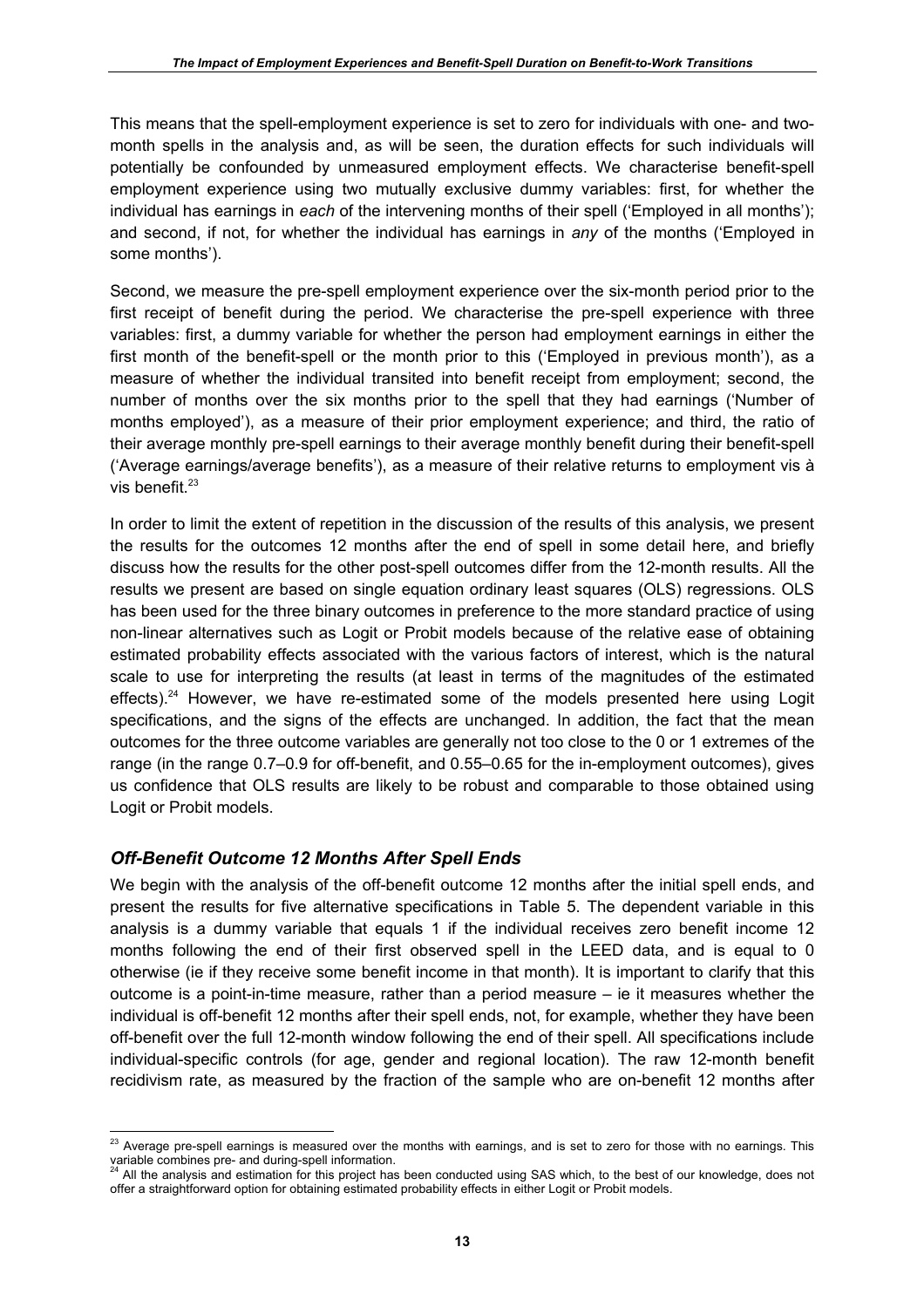This means that the spell-employment experience is set to zero for individuals with one- and two-month spells in the analysis and, as will be seen, the duration effects for such individuals will potentially be confounded by unmeasured employment effects. We characterise benefit-spell employment experience using two mutually exclusive dummy variables: first, for whether the individual has earnings in *each* of the intervening months of their spell ('Employed in all months'); and second, if not, for whether the individual has earnings in *any* of the months ('Employed in some months').

Second, we measure the pre-spell employment experience over the six-month period prior to the first receipt of benefit during the period. We characterise the pre-spell experience with three variables: first, a dummy variable for whether the person had employment earnings in either the first month of the benefit-spell or the month prior to this ('Employed in previous month'), as a measure of whether the individual transited into benefit receipt from employment; second, the number of months over the six months prior to the spell that they had earnings ('Number of months employed'), as a measure of their prior employment experience; and third, the ratio of their average monthly pre-spell earnings to their average monthly benefit during their benefit-spell ('Average earnings/average benefits'), as a measure of their relative returns to employment vis à vis benefit.[23]

In order to limit the extent of repetition in the discussion of the results of this analysis, we present the results for the outcomes 12 months after the end of spell in some detail here, and briefly discuss how the results for the other post-spell outcomes differ from the 12-month results. All the results we present are based on single equation ordinary least squares (OLS) regressions. OLS has been used for the three binary outcomes in preference to the more standard practice of using non-linear alternatives such as Logit or Probit models because of the relative ease of obtaining estimated probability effects associated with the various factors of interest, which is the natural scale to use for interpreting the results (at least in terms of the magnitudes of the estimated effects).[24] However, we have re-estimated some of the models presented here using Logit specifications, and the signs of the effects are unchanged. In addition, the fact that the mean outcomes for the three outcome variables are generally not too close to the 0 or 1 extremes of the range (in the range 0.7–0.9 for off-benefit, and 0.55–0.65 for the in-employment outcomes), gives us confidence that OLS results are likely to be robust and comparable to those obtained using Logit or Probit models.

### *Off-Benefit Outcome 12 Months After Spell Ends*

We begin with the analysis of the off-benefit outcome 12 months after the initial spell ends, and present the results for five alternative specifications in Table 5. The dependent variable in this analysis is a dummy variable that equals 1 if the individual receives zero benefit income 12 months following the end of their first observed spell in the LEED data, and is equal to 0 otherwise (ie if they receive some benefit income in that month). It is important to clarify that this outcome is a point-in-time measure, rather than a period measure – ie it measures whether the individual is off-benefit 12 months after their spell ends, not, for example, whether they have been off-benefit over the full 12-month window following the end of their spell. All specifications include individual-specific controls (for age, gender and regional location). The raw 12-month benefit recidivism rate, as measured by the fraction of the sample who are on-benefit 12 months after

---

[23] Average pre-spell earnings is measured over the months with earnings, and is set to zero for those with no earnings. This variable combines pre- and during-spell information.

[24] All the analysis and estimation for this project has been conducted using SAS which, to the best of our knowledge, does not offer a straightforward option for obtaining estimated probability effects in either Logit or Probit models.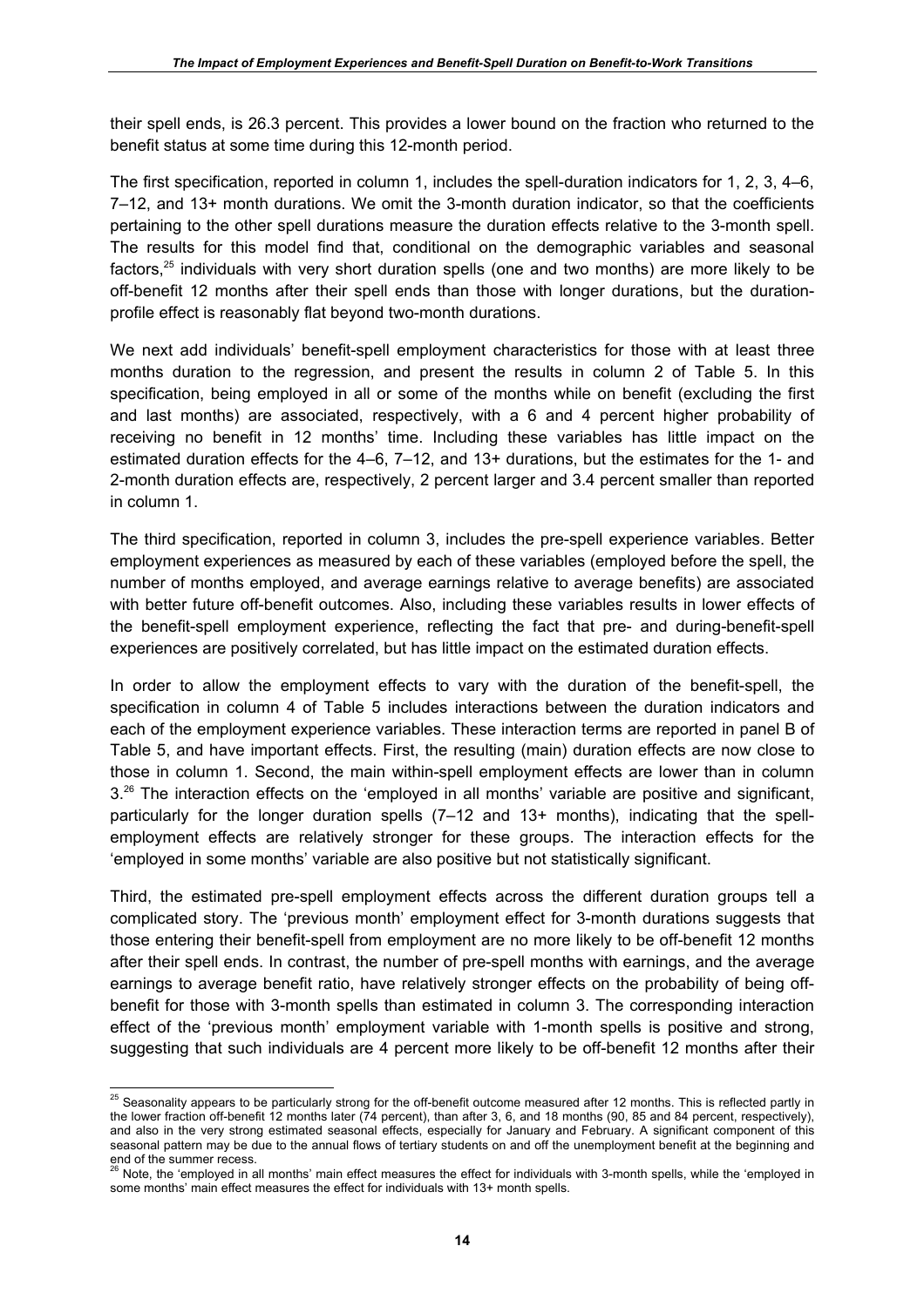their spell ends, is 26.3 percent. This provides a lower bound on the fraction who returned to the benefit status at some time during this 12-month period.

The first specification, reported in column 1, includes the spell-duration indicators for 1, 2, 3, 4–6, 7–12, and 13+ month durations. We omit the 3-month duration indicator, so that the coefficients pertaining to the other spell durations measure the duration effects relative to the 3-month spell. The results for this model find that, conditional on the demographic variables and seasonal factors,[25] individuals with very short duration spells (one and two months) are more likely to be off-benefit 12 months after their spell ends than those with longer durations, but the duration-profile effect is reasonably flat beyond two-month durations.

We next add individuals' benefit-spell employment characteristics for those with at least three months duration to the regression, and present the results in column 2 of Table 5. In this specification, being employed in all or some of the months while on benefit (excluding the first and last months) are associated, respectively, with a 6 and 4 percent higher probability of receiving no benefit in 12 months' time. Including these variables has little impact on the estimated duration effects for the 4–6, 7–12, and 13+ durations, but the estimates for the 1- and 2-month duration effects are, respectively, 2 percent larger and 3.4 percent smaller than reported in column 1.

The third specification, reported in column 3, includes the pre-spell experience variables. Better employment experiences as measured by each of these variables (employed before the spell, the number of months employed, and average earnings relative to average benefits) are associated with better future off-benefit outcomes. Also, including these variables results in lower effects of the benefit-spell employment experience, reflecting the fact that pre- and during-benefit-spell experiences are positively correlated, but has little impact on the estimated duration effects.

In order to allow the employment effects to vary with the duration of the benefit-spell, the specification in column 4 of Table 5 includes interactions between the duration indicators and each of the employment experience variables. These interaction terms are reported in panel B of Table 5, and have important effects. First, the resulting (main) duration effects are now close to those in column 1. Second, the main within-spell employment effects are lower than in column 3.[26] The interaction effects on the 'employed in all months' variable are positive and significant, particularly for the longer duration spells (7–12 and 13+ months), indicating that the spell-employment effects are relatively stronger for these groups. The interaction effects for the 'employed in some months' variable are also positive but not statistically significant.

Third, the estimated pre-spell employment effects across the different duration groups tell a complicated story. The 'previous month' employment effect for 3-month durations suggests that those entering their benefit-spell from employment are no more likely to be off-benefit 12 months after their spell ends. In contrast, the number of pre-spell months with earnings, and the average earnings to average benefit ratio, have relatively stronger effects on the probability of being off-benefit for those with 3-month spells than estimated in column 3. The corresponding interaction effect of the 'previous month' employment variable with 1-month spells is positive and strong, suggesting that such individuals are 4 percent more likely to be off-benefit 12 months after their

---

[25] Seasonality appears to be particularly strong for the off-benefit outcome measured after 12 months. This is reflected partly in the lower fraction off-benefit 12 months later (74 percent), than after 3, 6, and 18 months (90, 85 and 84 percent, respectively), and also in the very strong estimated seasonal effects, especially for January and February. A significant component of this seasonal pattern may be due to the annual flows of tertiary students on and off the unemployment benefit at the beginning and end of the summer recess.

[26] Note, the 'employed in all months' main effect measures the effect for individuals with 3-month spells, while the 'employed in some months' main effect measures the effect for individuals with 13+ month spells.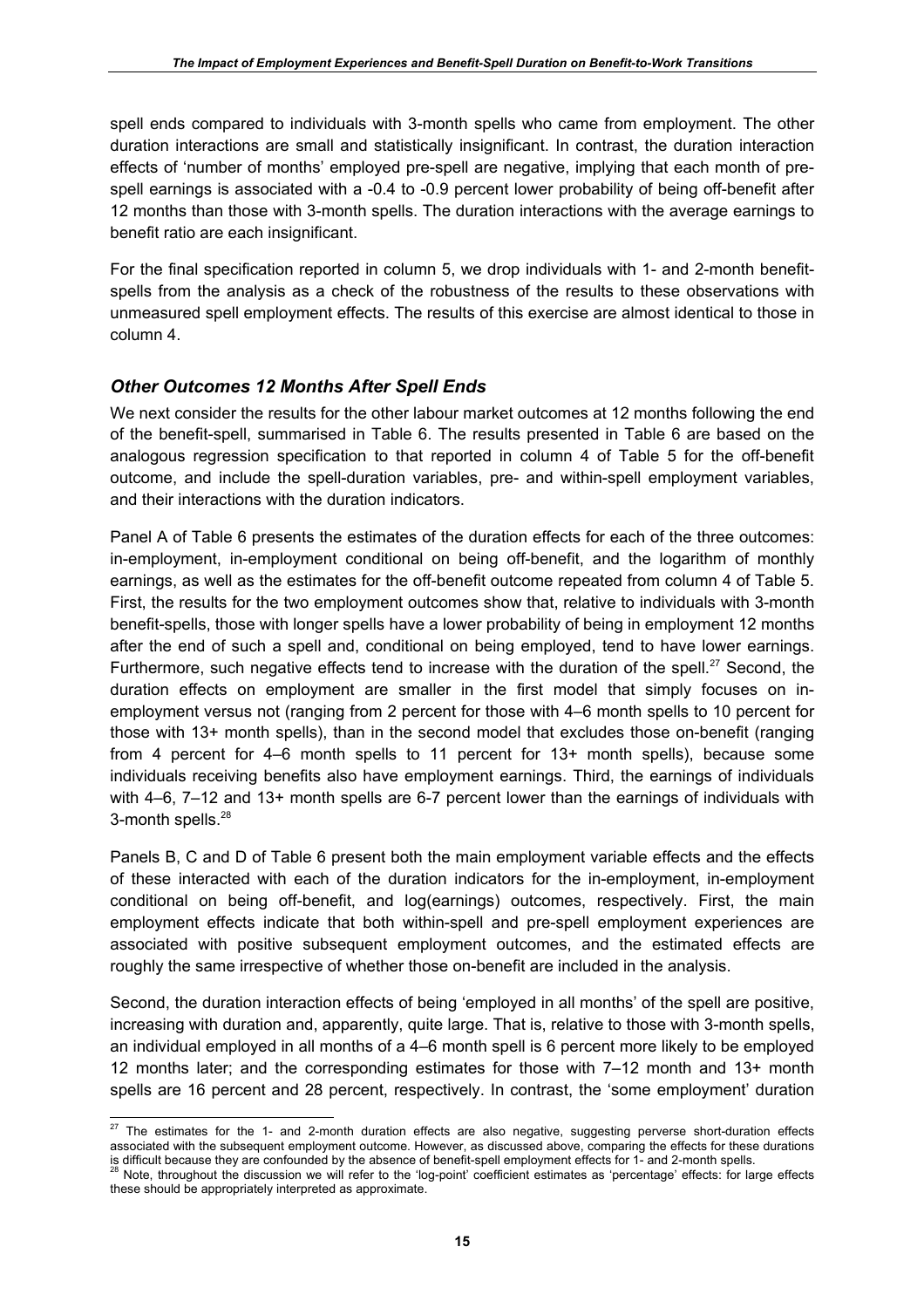spell ends compared to individuals with 3-month spells who came from employment. The other duration interactions are small and statistically insignificant. In contrast, the duration interaction effects of 'number of months' employed pre-spell are negative, implying that each month of pre-spell earnings is associated with a -0.4 to -0.9 percent lower probability of being off-benefit after 12 months than those with 3-month spells. The duration interactions with the average earnings to benefit ratio are each insignificant.

For the final specification reported in column 5, we drop individuals with 1- and 2-month benefit-spells from the analysis as a check of the robustness of the results to these observations with unmeasured spell employment effects. The results of this exercise are almost identical to those in column 4.

### *Other Outcomes 12 Months After Spell Ends*

We next consider the results for the other labour market outcomes at 12 months following the end of the benefit-spell, summarised in Table 6. The results presented in Table 6 are based on the analogous regression specification to that reported in column 4 of Table 5 for the off-benefit outcome, and include the spell-duration variables, pre- and within-spell employment variables, and their interactions with the duration indicators.

Panel A of Table 6 presents the estimates of the duration effects for each of the three outcomes: in-employment, in-employment conditional on being off-benefit, and the logarithm of monthly earnings, as well as the estimates for the off-benefit outcome repeated from column 4 of Table 5. First, the results for the two employment outcomes show that, relative to individuals with 3-month benefit-spells, those with longer spells have a lower probability of being in employment 12 months after the end of such a spell and, conditional on being employed, tend to have lower earnings. Furthermore, such negative effects tend to increase with the duration of the spell.[27] Second, the duration effects on employment are smaller in the first model that simply focuses on in-employment versus not (ranging from 2 percent for those with 4–6 month spells to 10 percent for those with 13+ month spells), than in the second model that excludes those on-benefit (ranging from 4 percent for 4–6 month spells to 11 percent for 13+ month spells), because some individuals receiving benefits also have employment earnings. Third, the earnings of individuals with 4–6, 7–12 and 13+ month spells are 6-7 percent lower than the earnings of individuals with 3-month spells.[28]

Panels B, C and D of Table 6 present both the main employment variable effects and the effects of these interacted with each of the duration indicators for the in-employment, in-employment conditional on being off-benefit, and log(earnings) outcomes, respectively. First, the main employment effects indicate that both within-spell and pre-spell employment experiences are associated with positive subsequent employment outcomes, and the estimated effects are roughly the same irrespective of whether those on-benefit are included in the analysis.

Second, the duration interaction effects of being 'employed in all months' of the spell are positive, increasing with duration and, apparently, quite large. That is, relative to those with 3-month spells, an individual employed in all months of a 4–6 month spell is 6 percent more likely to be employed 12 months later; and the corresponding estimates for those with 7–12 month and 13+ month spells are 16 percent and 28 percent, respectively. In contrast, the 'some employment' duration

---

[27] The estimates for the 1- and 2-month duration effects are also negative, suggesting perverse short-duration effects associated with the subsequent employment outcome. However, as discussed above, comparing the effects for these durations is difficult because they are confounded by the absence of benefit-spell employment effects for 1- and 2-month spells.

[28] Note, throughout the discussion we will refer to the 'log-point' coefficient estimates as 'percentage' effects: for large effects these should be appropriately interpreted as approximate.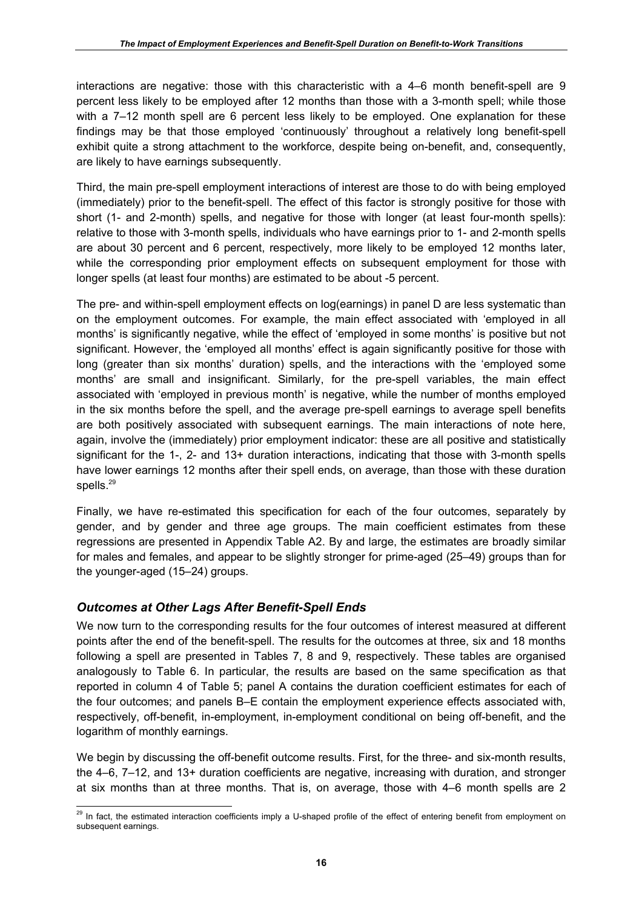interactions are negative: those with this characteristic with a 4–6 month benefit-spell are 9 percent less likely to be employed after 12 months than those with a 3-month spell; while those with a 7–12 month spell are 6 percent less likely to be employed. One explanation for these findings may be that those employed 'continuously' throughout a relatively long benefit-spell exhibit quite a strong attachment to the workforce, despite being on-benefit, and, consequently, are likely to have earnings subsequently.

Third, the main pre-spell employment interactions of interest are those to do with being employed (immediately) prior to the benefit-spell. The effect of this factor is strongly positive for those with short (1- and 2-month) spells, and negative for those with longer (at least four-month spells): relative to those with 3-month spells, individuals who have earnings prior to 1- and 2-month spells are about 30 percent and 6 percent, respectively, more likely to be employed 12 months later, while the corresponding prior employment effects on subsequent employment for those with longer spells (at least four months) are estimated to be about -5 percent.

The pre- and within-spell employment effects on log(earnings) in panel D are less systematic than on the employment outcomes. For example, the main effect associated with 'employed in all months' is significantly negative, while the effect of 'employed in some months' is positive but not significant. However, the 'employed all months' effect is again significantly positive for those with long (greater than six months' duration) spells, and the interactions with the 'employed some months' are small and insignificant. Similarly, for the pre-spell variables, the main effect associated with 'employed in previous month' is negative, while the number of months employed in the six months before the spell, and the average pre-spell earnings to average spell benefits are both positively associated with subsequent earnings. The main interactions of note here, again, involve the (immediately) prior employment indicator: these are all positive and statistically significant for the 1-, 2- and 13+ duration interactions, indicating that those with 3-month spells have lower earnings 12 months after their spell ends, on average, than those with these duration spells.[29]

Finally, we have re-estimated this specification for each of the four outcomes, separately by gender, and by gender and three age groups. The main coefficient estimates from these regressions are presented in Appendix Table A2. By and large, the estimates are broadly similar for males and females, and appear to be slightly stronger for prime-aged (25–49) groups than for the younger-aged (15–24) groups.

### *Outcomes at Other Lags After Benefit-Spell Ends*

We now turn to the corresponding results for the four outcomes of interest measured at different points after the end of the benefit-spell. The results for the outcomes at three, six and 18 months following a spell are presented in Tables 7, 8 and 9, respectively. These tables are organised analogously to Table 6. In particular, the results are based on the same specification as that reported in column 4 of Table 5; panel A contains the duration coefficient estimates for each of the four outcomes; and panels B–E contain the employment experience effects associated with, respectively, off-benefit, in-employment, in-employment conditional on being off-benefit, and the logarithm of monthly earnings.

We begin by discussing the off-benefit outcome results. First, for the three- and six-month results, the 4–6, 7–12, and 13+ duration coefficients are negative, increasing with duration, and stronger at six months than at three months. That is, on average, those with 4–6 month spells are 2

[29] In fact, the estimated interaction coefficients imply a U-shaped profile of the effect of entering benefit from employment on subsequent earnings.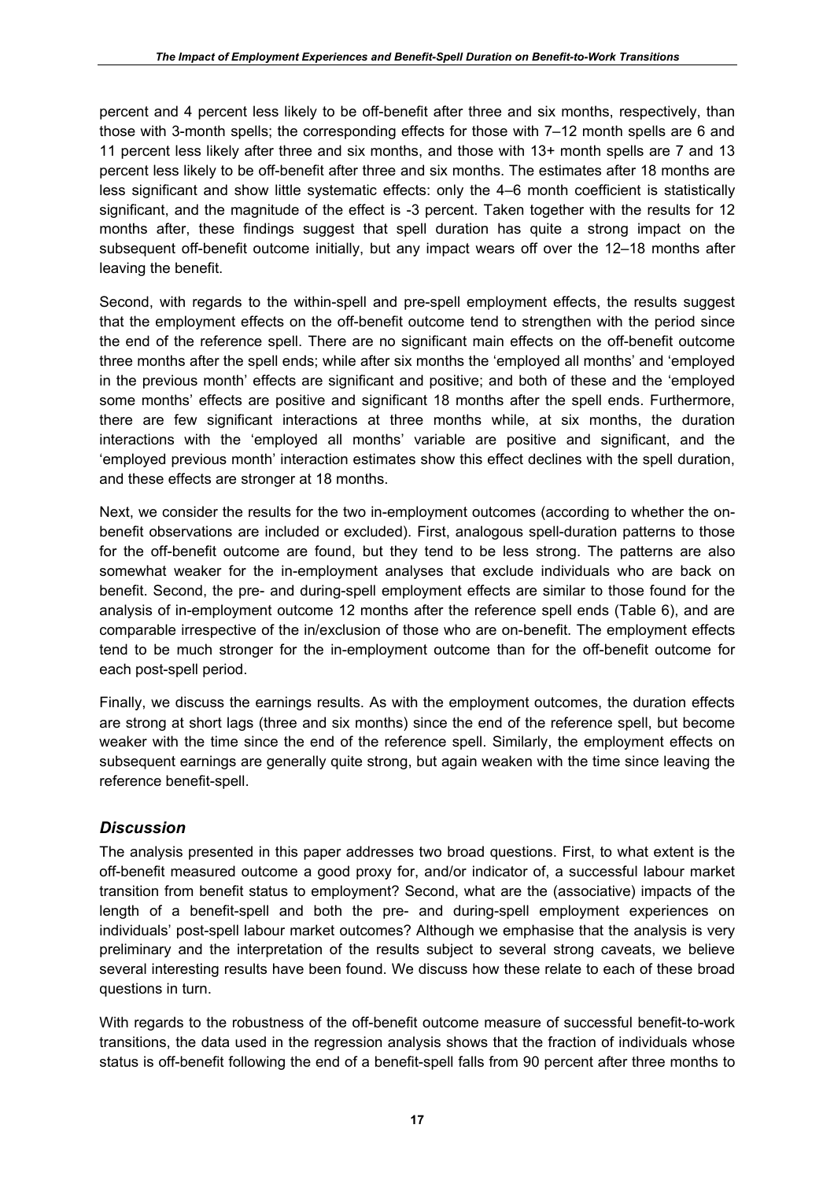percent and 4 percent less likely to be off-benefit after three and six months, respectively, than those with 3-month spells; the corresponding effects for those with 7–12 month spells are 6 and 11 percent less likely after three and six months, and those with 13+ month spells are 7 and 13 percent less likely to be off-benefit after three and six months. The estimates after 18 months are less significant and show little systematic effects: only the 4–6 month coefficient is statistically significant, and the magnitude of the effect is -3 percent. Taken together with the results for 12 months after, these findings suggest that spell duration has quite a strong impact on the subsequent off-benefit outcome initially, but any impact wears off over the 12–18 months after leaving the benefit.

Second, with regards to the within-spell and pre-spell employment effects, the results suggest that the employment effects on the off-benefit outcome tend to strengthen with the period since the end of the reference spell. There are no significant main effects on the off-benefit outcome three months after the spell ends; while after six months the 'employed all months' and 'employed in the previous month' effects are significant and positive; and both of these and the 'employed some months' effects are positive and significant 18 months after the spell ends. Furthermore, there are few significant interactions at three months while, at six months, the duration interactions with the 'employed all months' variable are positive and significant, and the 'employed previous month' interaction estimates show this effect declines with the spell duration, and these effects are stronger at 18 months.

Next, we consider the results for the two in-employment outcomes (according to whether the on-benefit observations are included or excluded). First, analogous spell-duration patterns to those for the off-benefit outcome are found, but they tend to be less strong. The patterns are also somewhat weaker for the in-employment analyses that exclude individuals who are back on benefit. Second, the pre- and during-spell employment effects are similar to those found for the analysis of in-employment outcome 12 months after the reference spell ends (Table 6), and are comparable irrespective of the in/exclusion of those who are on-benefit. The employment effects tend to be much stronger for the in-employment outcome than for the off-benefit outcome for each post-spell period.

Finally, we discuss the earnings results. As with the employment outcomes, the duration effects are strong at short lags (three and six months) since the end of the reference spell, but become weaker with the time since the end of the reference spell. Similarly, the employment effects on subsequent earnings are generally quite strong, but again weaken with the time since leaving the reference benefit-spell.

### *Discussion*

The analysis presented in this paper addresses two broad questions. First, to what extent is the off-benefit measured outcome a good proxy for, and/or indicator of, a successful labour market transition from benefit status to employment? Second, what are the (associative) impacts of the length of a benefit-spell and both the pre- and during-spell employment experiences on individuals' post-spell labour market outcomes? Although we emphasise that the analysis is very preliminary and the interpretation of the results subject to several strong caveats, we believe several interesting results have been found. We discuss how these relate to each of these broad questions in turn.

With regards to the robustness of the off-benefit outcome measure of successful benefit-to-work transitions, the data used in the regression analysis shows that the fraction of individuals whose status is off-benefit following the end of a benefit-spell falls from 90 percent after three months to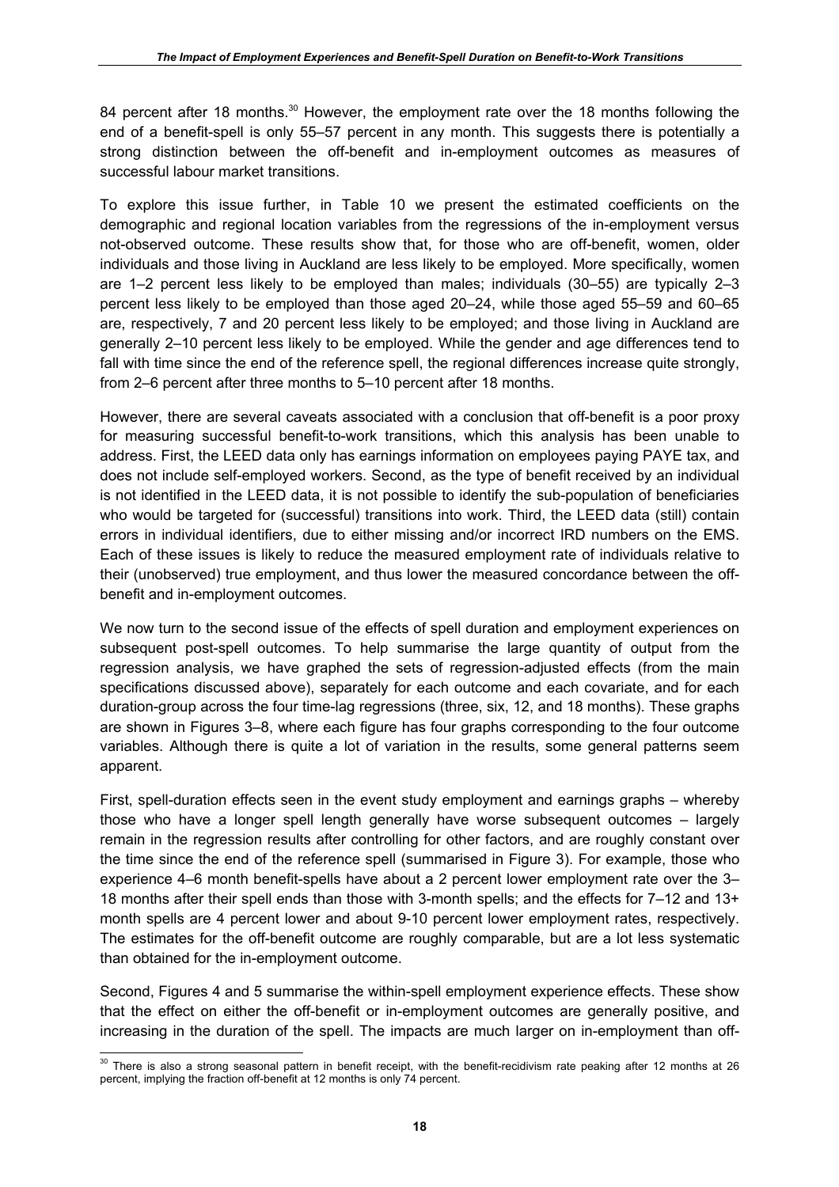84 percent after 18 months.[30] However, the employment rate over the 18 months following the end of a benefit-spell is only 55–57 percent in any month. This suggests there is potentially a strong distinction between the off-benefit and in-employment outcomes as measures of successful labour market transitions.

To explore this issue further, in Table 10 we present the estimated coefficients on the demographic and regional location variables from the regressions of the in-employment versus not-observed outcome. These results show that, for those who are off-benefit, women, older individuals and those living in Auckland are less likely to be employed. More specifically, women are 1–2 percent less likely to be employed than males; individuals (30–55) are typically 2–3 percent less likely to be employed than those aged 20–24, while those aged 55–59 and 60–65 are, respectively, 7 and 20 percent less likely to be employed; and those living in Auckland are generally 2–10 percent less likely to be employed. While the gender and age differences tend to fall with time since the end of the reference spell, the regional differences increase quite strongly, from 2–6 percent after three months to 5–10 percent after 18 months.

However, there are several caveats associated with a conclusion that off-benefit is a poor proxy for measuring successful benefit-to-work transitions, which this analysis has been unable to address. First, the LEED data only has earnings information on employees paying PAYE tax, and does not include self-employed workers. Second, as the type of benefit received by an individual is not identified in the LEED data, it is not possible to identify the sub-population of beneficiaries who would be targeted for (successful) transitions into work. Third, the LEED data (still) contain errors in individual identifiers, due to either missing and/or incorrect IRD numbers on the EMS. Each of these issues is likely to reduce the measured employment rate of individuals relative to their (unobserved) true employment, and thus lower the measured concordance between the off-benefit and in-employment outcomes.

We now turn to the second issue of the effects of spell duration and employment experiences on subsequent post-spell outcomes. To help summarise the large quantity of output from the regression analysis, we have graphed the sets of regression-adjusted effects (from the main specifications discussed above), separately for each outcome and each covariate, and for each duration-group across the four time-lag regressions (three, six, 12, and 18 months). These graphs are shown in Figures 3–8, where each figure has four graphs corresponding to the four outcome variables. Although there is quite a lot of variation in the results, some general patterns seem apparent.

First, spell-duration effects seen in the event study employment and earnings graphs – whereby those who have a longer spell length generally have worse subsequent outcomes – largely remain in the regression results after controlling for other factors, and are roughly constant over the time since the end of the reference spell (summarised in Figure 3). For example, those who experience 4–6 month benefit-spells have about a 2 percent lower employment rate over the 3–18 months after their spell ends than those with 3-month spells; and the effects for 7–12 and 13+ month spells are 4 percent lower and about 9-10 percent lower employment rates, respectively. The estimates for the off-benefit outcome are roughly comparable, but are a lot less systematic than obtained for the in-employment outcome.

Second, Figures 4 and 5 summarise the within-spell employment experience effects. These show that the effect on either the off-benefit or in-employment outcomes are generally positive, and increasing in the duration of the spell. The impacts are much larger on in-employment than off-

[30] There is also a strong seasonal pattern in benefit receipt, with the benefit-recidivism rate peaking after 12 months at 26 percent, implying the fraction off-benefit at 12 months is only 74 percent.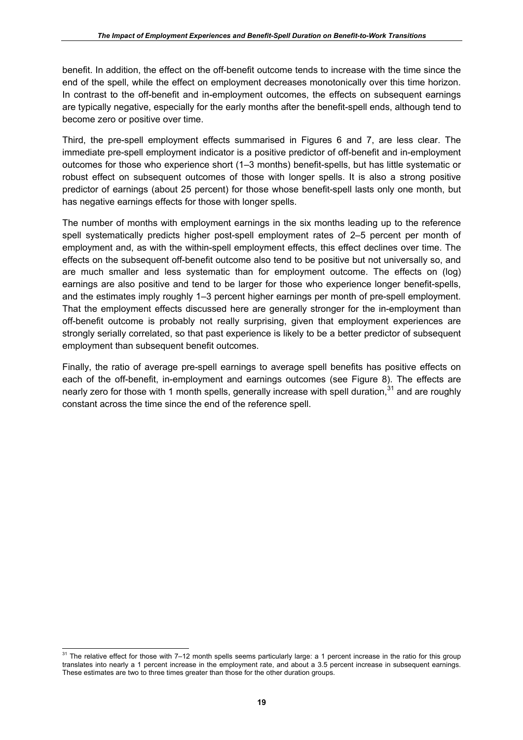benefit. In addition, the effect on the off-benefit outcome tends to increase with the time since the end of the spell, while the effect on employment decreases monotonically over this time horizon. In contrast to the off-benefit and in-employment outcomes, the effects on subsequent earnings are typically negative, especially for the early months after the benefit-spell ends, although tend to become zero or positive over time.

Third, the pre-spell employment effects summarised in Figures 6 and 7, are less clear. The immediate pre-spell employment indicator is a positive predictor of off-benefit and in-employment outcomes for those who experience short (1–3 months) benefit-spells, but has little systematic or robust effect on subsequent outcomes of those with longer spells. It is also a strong positive predictor of earnings (about 25 percent) for those whose benefit-spell lasts only one month, but has negative earnings effects for those with longer spells.

The number of months with employment earnings in the six months leading up to the reference spell systematically predicts higher post-spell employment rates of 2–5 percent per month of employment and, as with the within-spell employment effects, this effect declines over time. The effects on the subsequent off-benefit outcome also tend to be positive but not universally so, and are much smaller and less systematic than for employment outcome. The effects on (log) earnings are also positive and tend to be larger for those who experience longer benefit-spells, and the estimates imply roughly 1–3 percent higher earnings per month of pre-spell employment. That the employment effects discussed here are generally stronger for the in-employment than off-benefit outcome is probably not really surprising, given that employment experiences are strongly serially correlated, so that past experience is likely to be a better predictor of subsequent employment than subsequent benefit outcomes.

Finally, the ratio of average pre-spell earnings to average spell benefits has positive effects on each of the off-benefit, in-employment and earnings outcomes (see Figure 8). The effects are nearly zero for those with 1 month spells, generally increase with spell duration,[31] and are roughly constant across the time since the end of the reference spell.

[31] The relative effect for those with 7–12 month spells seems particularly large: a 1 percent increase in the ratio for this group translates into nearly a 1 percent increase in the employment rate, and about a 3.5 percent increase in subsequent earnings. These estimates are two to three times greater than those for the other duration groups.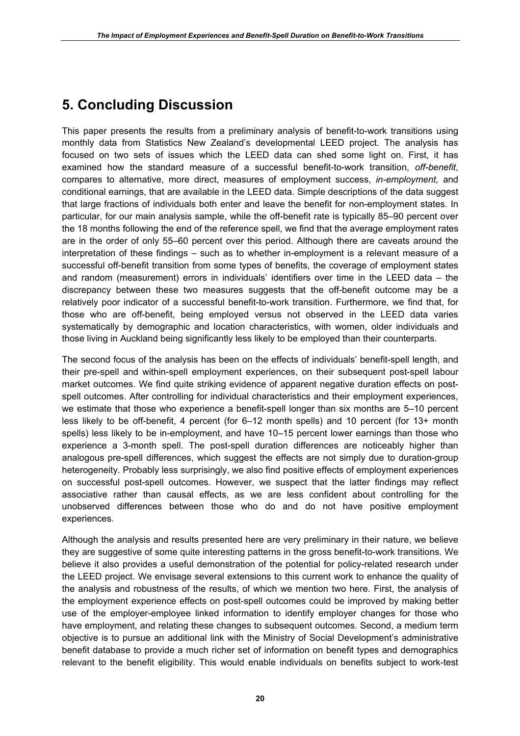# 5. Concluding Discussion

This paper presents the results from a preliminary analysis of benefit-to-work transitions using monthly data from Statistics New Zealand's developmental LEED project. The analysis has focused on two sets of issues which the LEED data can shed some light on. First, it has examined how the standard measure of a successful benefit-to-work transition, *off-benefit*, compares to alternative, more direct, measures of employment success, *in-employment,* and conditional earnings, that are available in the LEED data. Simple descriptions of the data suggest that large fractions of individuals both enter and leave the benefit for non-employment states. In particular, for our main analysis sample, while the off-benefit rate is typically 85–90 percent over the 18 months following the end of the reference spell, we find that the average employment rates are in the order of only 55–60 percent over this period. Although there are caveats around the interpretation of these findings – such as to whether in-employment is a relevant measure of a successful off-benefit transition from some types of benefits, the coverage of employment states and random (measurement) errors in individuals' identifiers over time in the LEED data – the discrepancy between these two measures suggests that the off-benefit outcome may be a relatively poor indicator of a successful benefit-to-work transition. Furthermore, we find that, for those who are off-benefit, being employed versus not observed in the LEED data varies systematically by demographic and location characteristics, with women, older individuals and those living in Auckland being significantly less likely to be employed than their counterparts.

The second focus of the analysis has been on the effects of individuals' benefit-spell length, and their pre-spell and within-spell employment experiences, on their subsequent post-spell labour market outcomes. We find quite striking evidence of apparent negative duration effects on post-spell outcomes. After controlling for individual characteristics and their employment experiences, we estimate that those who experience a benefit-spell longer than six months are 5–10 percent less likely to be off-benefit, 4 percent (for 6–12 month spells) and 10 percent (for 13+ month spells) less likely to be in-employment, and have 10–15 percent lower earnings than those who experience a 3-month spell. The post-spell duration differences are noticeably higher than analogous pre-spell differences, which suggest the effects are not simply due to duration-group heterogeneity. Probably less surprisingly, we also find positive effects of employment experiences on successful post-spell outcomes. However, we suspect that the latter findings may reflect associative rather than causal effects, as we are less confident about controlling for the unobserved differences between those who do and do not have positive employment experiences.

Although the analysis and results presented here are very preliminary in their nature, we believe they are suggestive of some quite interesting patterns in the gross benefit-to-work transitions. We believe it also provides a useful demonstration of the potential for policy-related research under the LEED project. We envisage several extensions to this current work to enhance the quality of the analysis and robustness of the results, of which we mention two here. First, the analysis of the employment experience effects on post-spell outcomes could be improved by making better use of the employer-employee linked information to identify employer changes for those who have employment, and relating these changes to subsequent outcomes. Second, a medium term objective is to pursue an additional link with the Ministry of Social Development's administrative benefit database to provide a much richer set of information on benefit types and demographics relevant to the benefit eligibility. This would enable individuals on benefits subject to work-test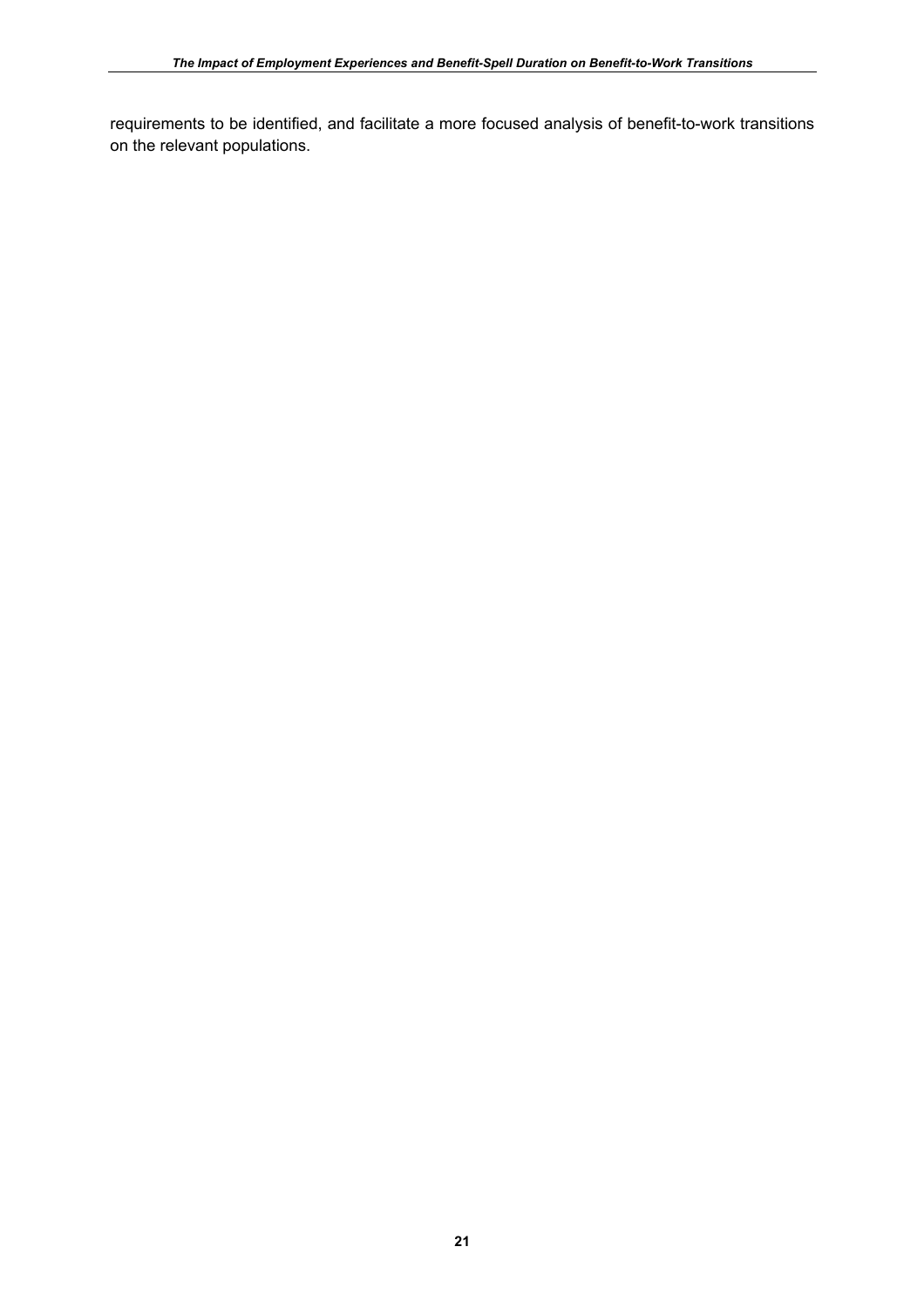requirements to be identified, and facilitate a more focused analysis of benefit-to-work transitions on the relevant populations.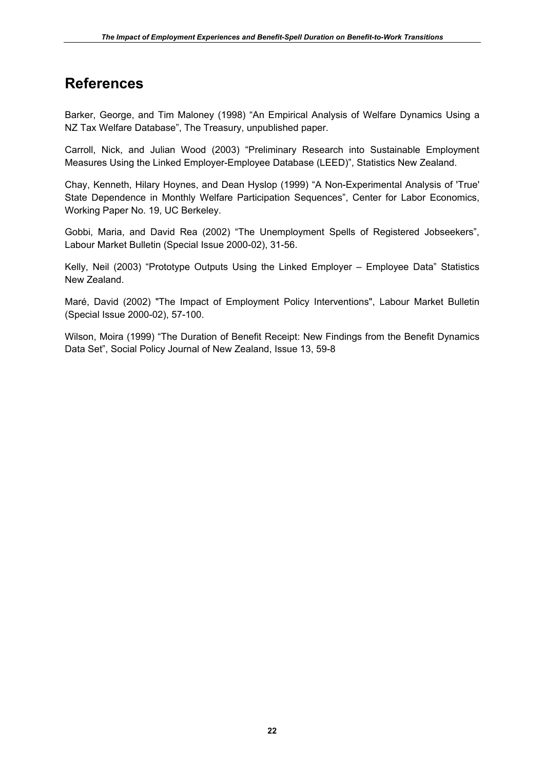# References

Barker, George, and Tim Maloney (1998) “An Empirical Analysis of Welfare Dynamics Using a NZ Tax Welfare Database”, The Treasury, unpublished paper.

Carroll, Nick, and Julian Wood (2003) “Preliminary Research into Sustainable Employment Measures Using the Linked Employer-Employee Database (LEED)”, Statistics New Zealand.

Chay, Kenneth, Hilary Hoynes, and Dean Hyslop (1999) “A Non-Experimental Analysis of 'True' State Dependence in Monthly Welfare Participation Sequences”, Center for Labor Economics, Working Paper No. 19, UC Berkeley.

Gobbi, Maria, and David Rea (2002) “The Unemployment Spells of Registered Jobseekers”, Labour Market Bulletin (Special Issue 2000-02), 31-56.

Kelly, Neil (2003) “Prototype Outputs Using the Linked Employer – Employee Data” Statistics New Zealand.

Maré, David (2002) "The Impact of Employment Policy Interventions", Labour Market Bulletin (Special Issue 2000-02), 57-100.

Wilson, Moira (1999) “The Duration of Benefit Receipt: New Findings from the Benefit Dynamics Data Set”, Social Policy Journal of New Zealand, Issue 13, 59-8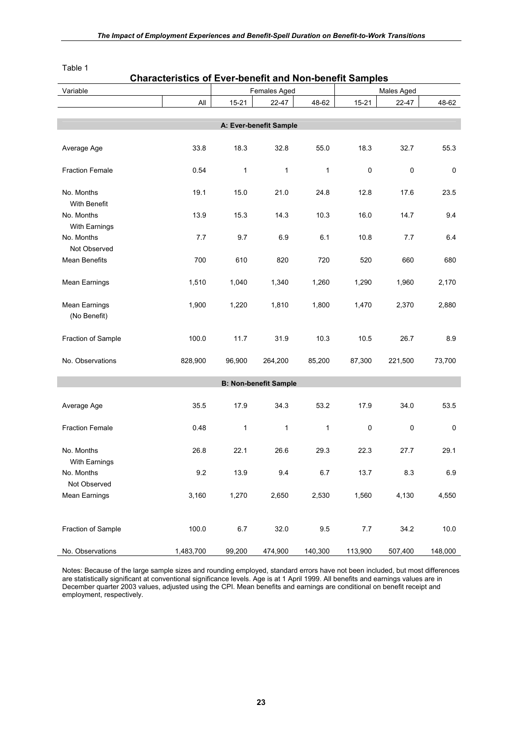Table 1

## Characteristics of Ever-benefit and Non-benefit Samples

| Variable | | Females Aged | | | Males Aged | | |
|---|---|---|---|---|---|---|---|
| | All | 15-21 | 22-47 | 48-62 | 15-21 | 22-47 | 48-62 |
| **A: Ever-benefit Sample** | | | | | | | |
| Average Age | 33.8 | 18.3 | 32.8 | 55.0 | 18.3 | 32.7 | 55.3 |
| Fraction Female | 0.54 | 1 | 1 | 1 | 0 | 0 | 0 |
| No. Months With Benefit | 19.1 | 15.0 | 21.0 | 24.8 | 12.8 | 17.6 | 23.5 |
| No. Months With Earnings | 13.9 | 15.3 | 14.3 | 10.3 | 16.0 | 14.7 | 9.4 |
| No. Months Not Observed | 7.7 | 9.7 | 6.9 | 6.1 | 10.8 | 7.7 | 6.4 |
| Mean Benefits | 700 | 610 | 820 | 720 | 520 | 660 | 680 |
| Mean Earnings | 1,510 | 1,040 | 1,340 | 1,260 | 1,290 | 1,960 | 2,170 |
| Mean Earnings (No Benefit) | 1,900 | 1,220 | 1,810 | 1,800 | 1,470 | 2,370 | 2,880 |
| Fraction of Sample | 100.0 | 11.7 | 31.9 | 10.3 | 10.5 | 26.7 | 8.9 |
| No. Observations | 828,900 | 96,900 | 264,200 | 85,200 | 87,300 | 221,500 | 73,700 |
| **B: Non-benefit Sample** | | | | | | | |
| Average Age | 35.5 | 17.9 | 34.3 | 53.2 | 17.9 | 34.0 | 53.5 |
| Fraction Female | 0.48 | 1 | 1 | 1 | 0 | 0 | 0 |
| No. Months With Earnings | 26.8 | 22.1 | 26.6 | 29.3 | 22.3 | 27.7 | 29.1 |
| No. Months Not Observed | 9.2 | 13.9 | 9.4 | 6.7 | 13.7 | 8.3 | 6.9 |
| Mean Earnings | 3,160 | 1,270 | 2,650 | 2,530 | 1,560 | 4,130 | 4,550 |
| Fraction of Sample | 100.0 | 6.7 | 32.0 | 9.5 | 7.7 | 34.2 | 10.0 |
| No. Observations | 1,483,700 | 99,200 | 474,900 | 140,300 | 113,900 | 507,400 | 148,000 |

Notes: Because of the large sample sizes and rounding employed, standard errors have not been included, but most differences are statistically significant at conventional significance levels. Age is at 1 April 1999. All benefits and earnings values are in December quarter 2003 values, adjusted using the CPI. Mean benefits and earnings are conditional on benefit receipt and employment, respectively.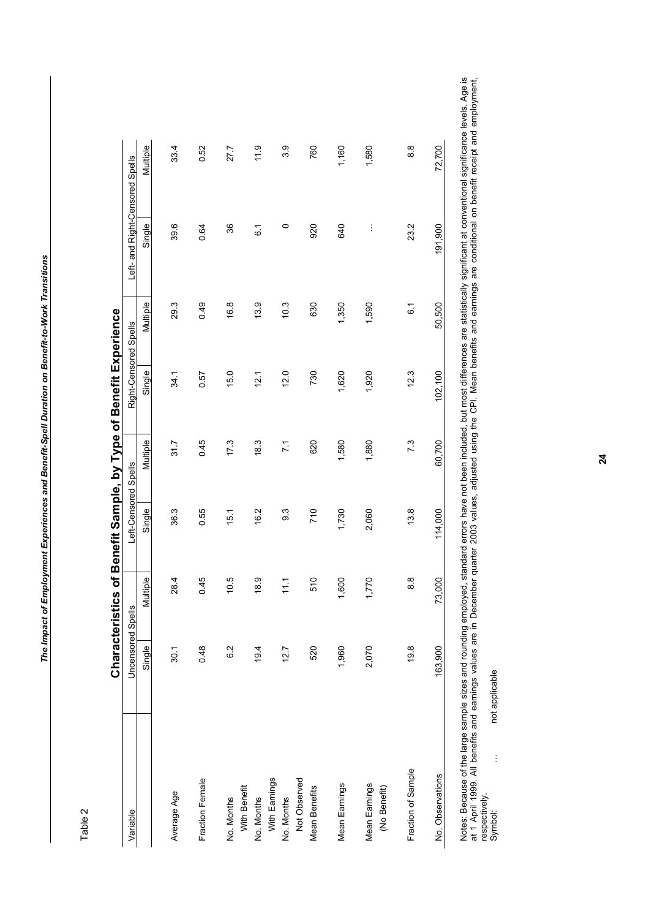Table 2

## Characteristics of Benefit Sample, by Type of Benefit Experience

| Variable | Uncensored Spells | | Left-Censored Spells | | Right-Censored Spells | | Left- and Right-Censored Spells | |
|---|---|---|---|---|---|---|---|---|
| | Single | Multiple | Single | Multiple | Single | Multiple | Single | Multiple |
| Average Age | 30.1 | 28.4 | 36.3 | 31.7 | 34.1 | 29.3 | 39.6 | 33.4 |
| Fraction Female | 0.48 | 0.45 | 0.55 | 0.45 | 0.57 | 0.49 | 0.64 | 0.52 |
| No. Months With Benefit | 6.2 | 10.5 | 15.1 | 17.3 | 15.0 | 16.8 | 36 | 27.7 |
| No. Months With Earnings | 19.4 | 18.9 | 16.2 | 18.3 | 12.1 | 13.9 | 6.1 | 11.9 |
| No. Months Not Observed | 12.7 | 11.1 | 9.3 | 7.1 | 12.0 | 10.3 | 0 | 3.9 |
| Mean Benefits | 520 | 510 | 710 | 620 | 730 | 630 | 920 | 760 |
| Mean Earnings | 1,960 | 1,600 | 1,730 | 1,580 | 1,620 | 1,350 | 640 | 1,160 |
| Mean Earnings (No Benefit) | 2,070 | 1,770 | 2,060 | 1,880 | 1,920 | 1,590 | ... | 1,580 |
| Fraction of Sample | 19.8 | 8.8 | 13.8 | 7.3 | 12.3 | 6.1 | 23.2 | 8.8 |
| No. Observations | 163,900 | 73,000 | 114,000 | 60,700 | 102,100 | 50,500 | 191,900 | 72,700 |

Notes: Because of the large sample sizes and rounding employed, standard errors have not been included, but most differences are statistically significant at conventional significance levels. Age is at 1 April 1999. All benefits and earnings values are in December quarter 2003 values, adjusted using the CPI. Mean benefits and earnings are conditional on benefit receipt and employment, respectively.

Symbol: ... not applicable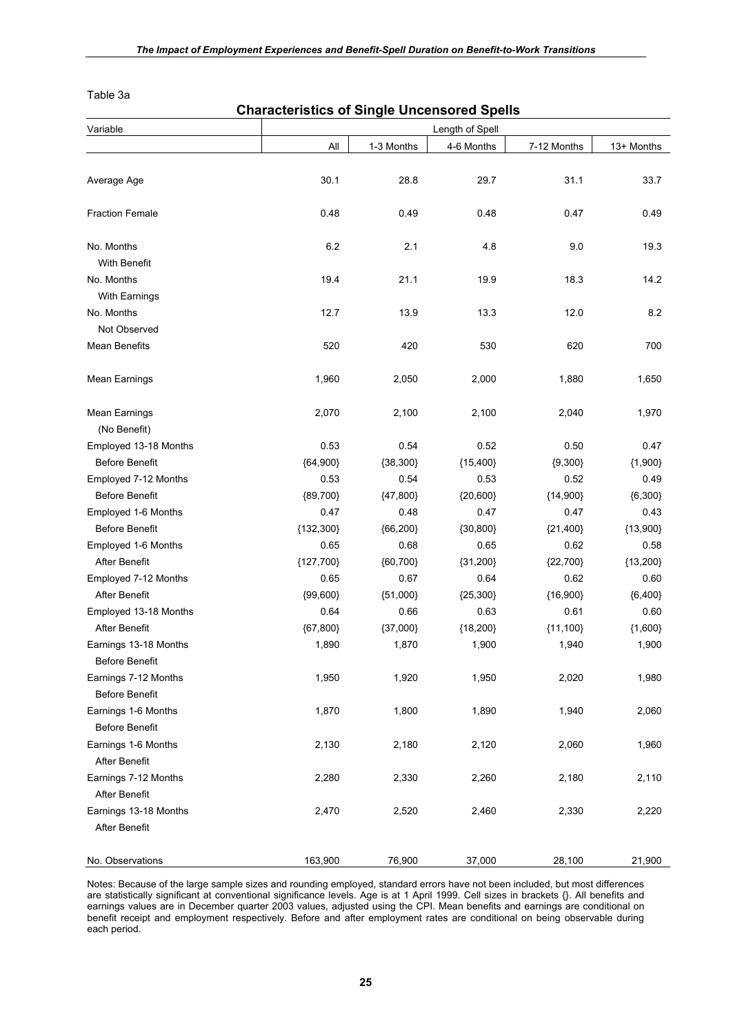Table 3a

## Characteristics of Single Uncensored Spells

| Variable | Length of Spell | | | | |
|---|---|---|---|---|---|
| | All | 1-3 Months | 4-6 Months | 7-12 Months | 13+ Months |
| Average Age | 30.1 | 28.8 | 29.7 | 31.1 | 33.7 |
| Fraction Female | 0.48 | 0.49 | 0.48 | 0.47 | 0.49 |
| No. Months With Benefit | 6.2 | 2.1 | 4.8 | 9.0 | 19.3 |
| No. Months With Earnings | 19.4 | 21.1 | 19.9 | 18.3 | 14.2 |
| No. Months Not Observed | 12.7 | 13.9 | 13.3 | 12.0 | 8.2 |
| Mean Benefits | 520 | 420 | 530 | 620 | 700 |
| Mean Earnings | 1,960 | 2,050 | 2,000 | 1,880 | 1,650 |
| Mean Earnings (No Benefit) | 2,070 | 2,100 | 2,100 | 2,040 | 1,970 |
| Employed 13-18 Months Before Benefit | 0.53 {64,900} | 0.54 {38,300} | 0.52 {15,400} | 0.50 {9,300} | 0.47 {1,900} |
| Employed 7-12 Months Before Benefit | 0.53 {89,700} | 0.54 {47,800} | 0.53 {20,600} | 0.52 {14,900} | 0.49 {6,300} |
| Employed 1-6 Months Before Benefit | 0.47 {132,300} | 0.48 {66,200} | 0.47 {30,800} | 0.47 {21,400} | 0.43 {13,900} |
| Employed 1-6 Months After Benefit | 0.65 {127,700} | 0.68 {60,700} | 0.65 {31,200} | 0.62 {22,700} | 0.58 {13,200} |
| Employed 7-12 Months After Benefit | 0.65 {99,600} | 0.67 {51,000} | 0.64 {25,300} | 0.62 {16,900} | 0.60 {6,400} |
| Employed 13-18 Months After Benefit | 0.64 {67,800} | 0.66 {37,000} | 0.63 {18,200} | 0.61 {11,100} | 0.60 {1,600} |
| Earnings 13-18 Months Before Benefit | 1,890 | 1,870 | 1,900 | 1,940 | 1,900 |
| Earnings 7-12 Months Before Benefit | 1,950 | 1,920 | 1,950 | 2,020 | 1,980 |
| Earnings 1-6 Months Before Benefit | 1,870 | 1,800 | 1,890 | 1,940 | 2,060 |
| Earnings 1-6 Months After Benefit | 2,130 | 2,180 | 2,120 | 2,060 | 1,960 |
| Earnings 7-12 Months After Benefit | 2,280 | 2,330 | 2,260 | 2,180 | 2,110 |
| Earnings 13-18 Months After Benefit | 2,470 | 2,520 | 2,460 | 2,330 | 2,220 |
| No. Observations | 163,900 | 76,900 | 37,000 | 28,100 | 21,900 |

Notes: Because of the large sample sizes and rounding employed, standard errors have not been included, but most differences are statistically significant at conventional significance levels. Age is at 1 April 1999. Cell sizes in brackets {}. All benefits and earnings values are in December quarter 2003 values, adjusted using the CPI. Mean benefits and earnings are conditional on benefit receipt and employment respectively. Before and after employment rates are conditional on being observable during each period.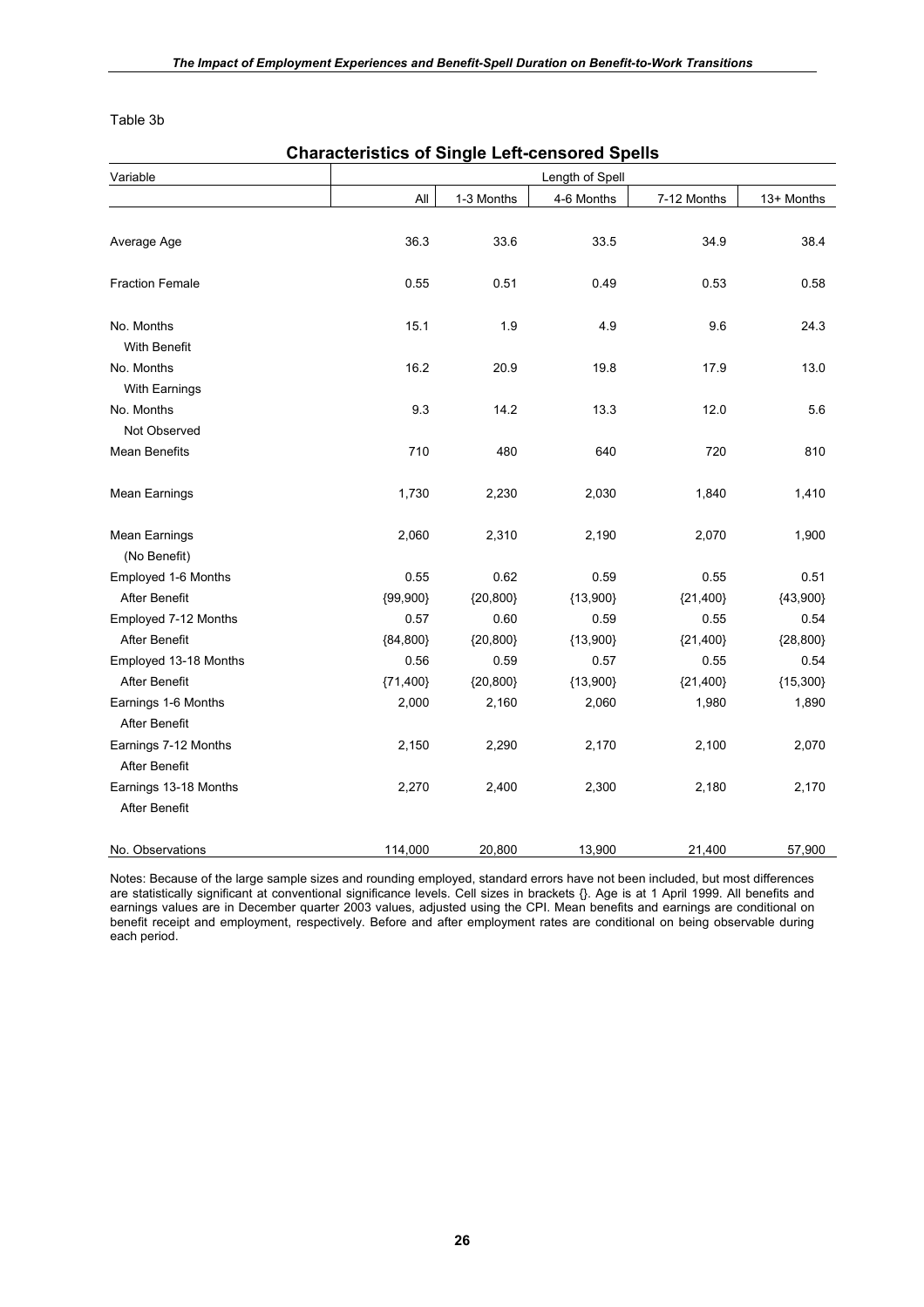Table 3b

## Characteristics of Single Left-censored Spells

| Variable | Length of Spell | | | | |
|---|---|---|---|---|---|
| | All | 1-3 Months | 4-6 Months | 7-12 Months | 13+ Months |
| Average Age | 36.3 | 33.6 | 33.5 | 34.9 | 38.4 |
| Fraction Female | 0.55 | 0.51 | 0.49 | 0.53 | 0.58 |
| No. Months With Benefit | 15.1 | 1.9 | 4.9 | 9.6 | 24.3 |
| No. Months With Earnings | 16.2 | 20.9 | 19.8 | 17.9 | 13.0 |
| No. Months Not Observed | 9.3 | 14.2 | 13.3 | 12.0 | 5.6 |
| Mean Benefits | 710 | 480 | 640 | 720 | 810 |
| Mean Earnings | 1,730 | 2,230 | 2,030 | 1,840 | 1,410 |
| Mean Earnings (No Benefit) | 2,060 | 2,310 | 2,190 | 2,070 | 1,900 |
| Employed 1-6 Months | 0.55 | 0.62 | 0.59 | 0.55 | 0.51 |
| After Benefit | {99,900} | {20,800} | {13,900} | {21,400} | {43,900} |
| Employed 7-12 Months | 0.57 | 0.60 | 0.59 | 0.55 | 0.54 |
| After Benefit | {84,800} | {20,800} | {13,900} | {21,400} | {28,800} |
| Employed 13-18 Months | 0.56 | 0.59 | 0.57 | 0.55 | 0.54 |
| After Benefit | {71,400} | {20,800} | {13,900} | {21,400} | {15,300} |
| Earnings 1-6 Months After Benefit | 2,000 | 2,160 | 2,060 | 1,980 | 1,890 |
| Earnings 7-12 Months After Benefit | 2,150 | 2,290 | 2,170 | 2,100 | 2,070 |
| Earnings 13-18 Months After Benefit | 2,270 | 2,400 | 2,300 | 2,180 | 2,170 |
| No. Observations | 114,000 | 20,800 | 13,900 | 21,400 | 57,900 |

Notes: Because of the large sample sizes and rounding employed, standard errors have not been included, but most differences are statistically significant at conventional significance levels. Cell sizes in brackets {}. Age is at 1 April 1999. All benefits and earnings values are in December quarter 2003 values, adjusted using the CPI. Mean benefits and earnings are conditional on benefit receipt and employment, respectively. Before and after employment rates are conditional on being observable during each period.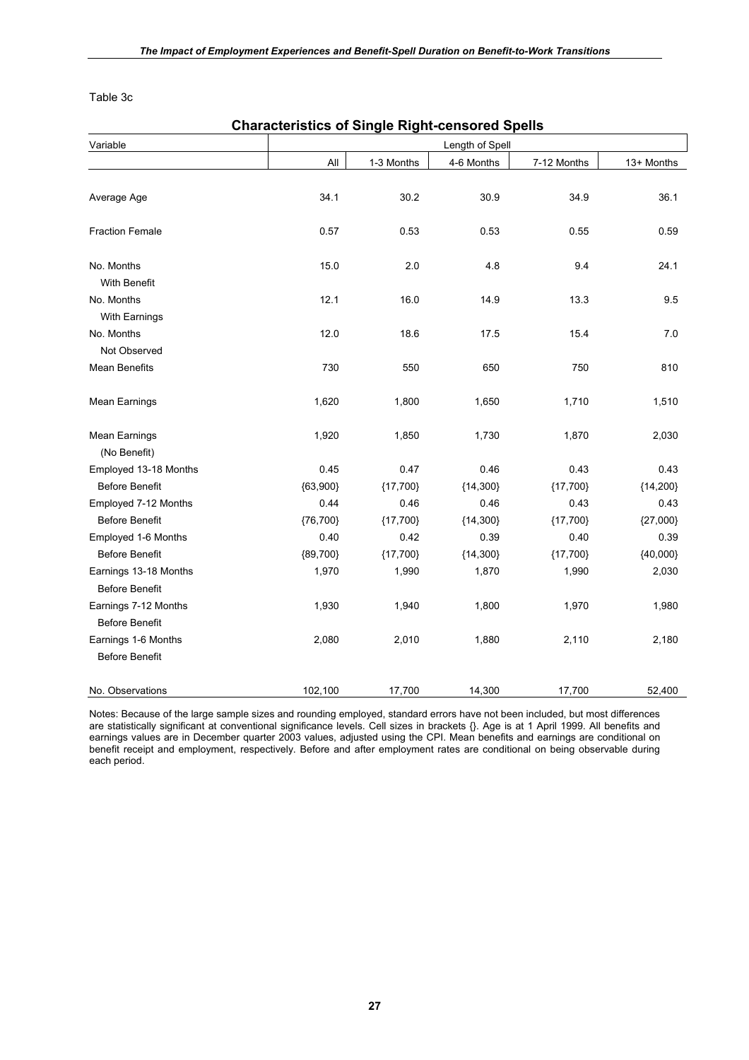Table 3c

**Characteristics of Single Right-censored Spells**

| Variable | Length of Spell | | | | |
|---|---|---|---|---|---|
| | All | 1-3 Months | 4-6 Months | 7-12 Months | 13+ Months |
| Average Age | 34.1 | 30.2 | 30.9 | 34.9 | 36.1 |
| Fraction Female | 0.57 | 0.53 | 0.53 | 0.55 | 0.59 |
| No. Months With Benefit | 15.0 | 2.0 | 4.8 | 9.4 | 24.1 |
| No. Months With Earnings | 12.1 | 16.0 | 14.9 | 13.3 | 9.5 |
| No. Months Not Observed | 12.0 | 18.6 | 17.5 | 15.4 | 7.0 |
| Mean Benefits | 730 | 550 | 650 | 750 | 810 |
| Mean Earnings | 1,620 | 1,800 | 1,650 | 1,710 | 1,510 |
| Mean Earnings (No Benefit) | 1,920 | 1,850 | 1,730 | 1,870 | 2,030 |
| Employed 13-18 Months Before Benefit | 0.45 {63,900} | 0.47 {17,700} | 0.46 {14,300} | 0.43 {17,700} | 0.43 {14,200} |
| Employed 7-12 Months Before Benefit | 0.44 {76,700} | 0.46 {17,700} | 0.46 {14,300} | 0.43 {17,700} | 0.43 {27,000} |
| Employed 1-6 Months Before Benefit | 0.40 {89,700} | 0.42 {17,700} | 0.39 {14,300} | 0.40 {17,700} | 0.39 {40,000} |
| Earnings 13-18 Months Before Benefit | 1,970 | 1,990 | 1,870 | 1,990 | 2,030 |
| Earnings 7-12 Months Before Benefit | 1,930 | 1,940 | 1,800 | 1,970 | 1,980 |
| Earnings 1-6 Months Before Benefit | 2,080 | 2,010 | 1,880 | 2,110 | 2,180 |
| No. Observations | 102,100 | 17,700 | 14,300 | 17,700 | 52,400 |

Notes: Because of the large sample sizes and rounding employed, standard errors have not been included, but most differences are statistically significant at conventional significance levels. Cell sizes in brackets {}. Age is at 1 April 1999. All benefits and earnings values are in December quarter 2003 values, adjusted using the CPI. Mean benefits and earnings are conditional on benefit receipt and employment, respectively. Before and after employment rates are conditional on being observable during each period.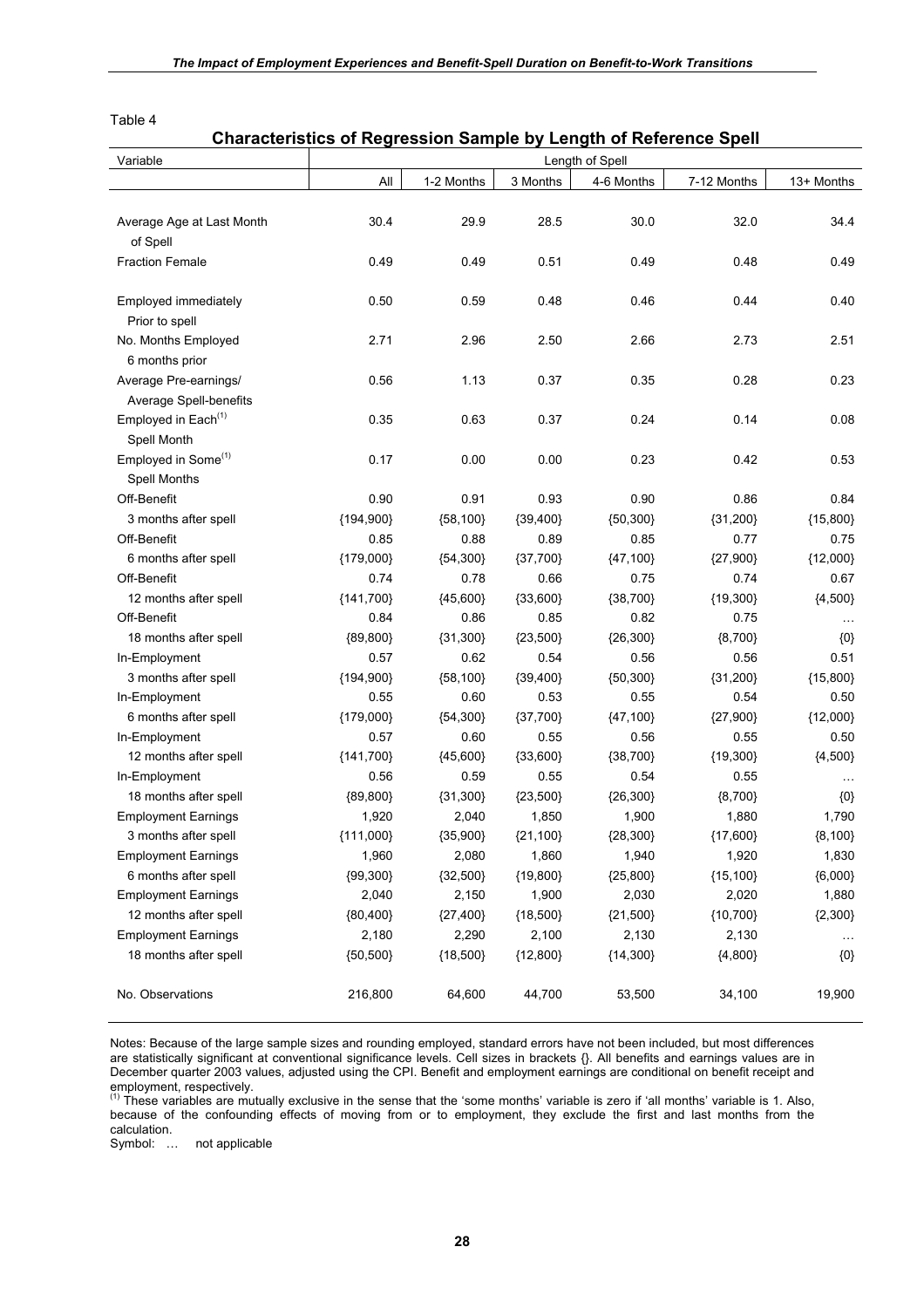Table 4

## Characteristics of Regression Sample by Length of Reference Spell

| Variable | Length of Spell | | | | | |
|---|---|---|---|---|---|---|
| | All | 1-2 Months | 3 Months | 4-6 Months | 7-12 Months | 13+ Months |
| Average Age at Last Month of Spell | 30.4 | 29.9 | 28.5 | 30.0 | 32.0 | 34.4 |
| Fraction Female | 0.49 | 0.49 | 0.51 | 0.49 | 0.48 | 0.49 |
| Employed immediately Prior to spell | 0.50 | 0.59 | 0.48 | 0.46 | 0.44 | 0.40 |
| No. Months Employed 6 months prior | 2.71 | 2.96 | 2.50 | 2.66 | 2.73 | 2.51 |
| Average Pre-earnings/ Average Spell-benefits | 0.56 | 1.13 | 0.37 | 0.35 | 0.28 | 0.23 |
| Employed in Each[(1)] Spell Month | 0.35 | 0.63 | 0.37 | 0.24 | 0.14 | 0.08 |
| Employed in Some[(1)] Spell Months | 0.17 | 0.00 | 0.00 | 0.23 | 0.42 | 0.53 |
| Off-Benefit | 0.90 | 0.91 | 0.93 | 0.90 | 0.86 | 0.84 |
| 3 months after spell | {194,900} | {58,100} | {39,400} | {50,300} | {31,200} | {15,800} |
| Off-Benefit | 0.85 | 0.88 | 0.89 | 0.85 | 0.77 | 0.75 |
| 6 months after spell | {179,000} | {54,300} | {37,700} | {47,100} | {27,900} | {12,000} |
| Off-Benefit | 0.74 | 0.78 | 0.66 | 0.75 | 0.74 | 0.67 |
| 12 months after spell | {141,700} | {45,600} | {33,600} | {38,700} | {19,300} | {4,500} |
| Off-Benefit | 0.84 | 0.86 | 0.85 | 0.82 | 0.75 | … |
| 18 months after spell | {89,800} | {31,300} | {23,500} | {26,300} | {8,700} | {0} |
| In-Employment | 0.57 | 0.62 | 0.54 | 0.56 | 0.56 | 0.51 |
| 3 months after spell | {194,900} | {58,100} | {39,400} | {50,300} | {31,200} | {15,800} |
| In-Employment | 0.55 | 0.60 | 0.53 | 0.55 | 0.54 | 0.50 |
| 6 months after spell | {179,000} | {54,300} | {37,700} | {47,100} | {27,900} | {12,000} |
| In-Employment | 0.57 | 0.60 | 0.55 | 0.56 | 0.55 | 0.50 |
| 12 months after spell | {141,700} | {45,600} | {33,600} | {38,700} | {19,300} | {4,500} |
| In-Employment | 0.56 | 0.59 | 0.55 | 0.54 | 0.55 | … |
| 18 months after spell | {89,800} | {31,300} | {23,500} | {26,300} | {8,700} | {0} |
| Employment Earnings | 1,920 | 2,040 | 1,850 | 1,900 | 1,880 | 1,790 |
| 3 months after spell | {111,000} | {35,900} | {21,100} | {28,300} | {17,600} | {8,100} |
| Employment Earnings | 1,960 | 2,080 | 1,860 | 1,940 | 1,920 | 1,830 |
| 6 months after spell | {99,300} | {32,500} | {19,800} | {25,800} | {15,100} | {6,000} |
| Employment Earnings | 2,040 | 2,150 | 1,900 | 2,030 | 2,020 | 1,880 |
| 12 months after spell | {80,400} | {27,400} | {18,500} | {21,500} | {10,700} | {2,300} |
| Employment Earnings | 2,180 | 2,290 | 2,100 | 2,130 | 2,130 | … |
| 18 months after spell | {50,500} | {18,500} | {12,800} | {14,300} | {4,800} | {0} |
| No. Observations | 216,800 | 64,600 | 44,700 | 53,500 | 34,100 | 19,900 |

Notes: Because of the large sample sizes and rounding employed, standard errors have not been included, but most differences are statistically significant at conventional significance levels. Cell sizes in brackets {}. All benefits and earnings values are in December quarter 2003 values, adjusted using the CPI. Benefit and employment earnings are conditional on benefit receipt and employment, respectively.

[(1)] These variables are mutually exclusive in the sense that the 'some months' variable is zero if 'all months' variable is 1. Also, because of the confounding effects of moving from or to employment, they exclude the first and last months from the calculation.

Symbol: … not applicable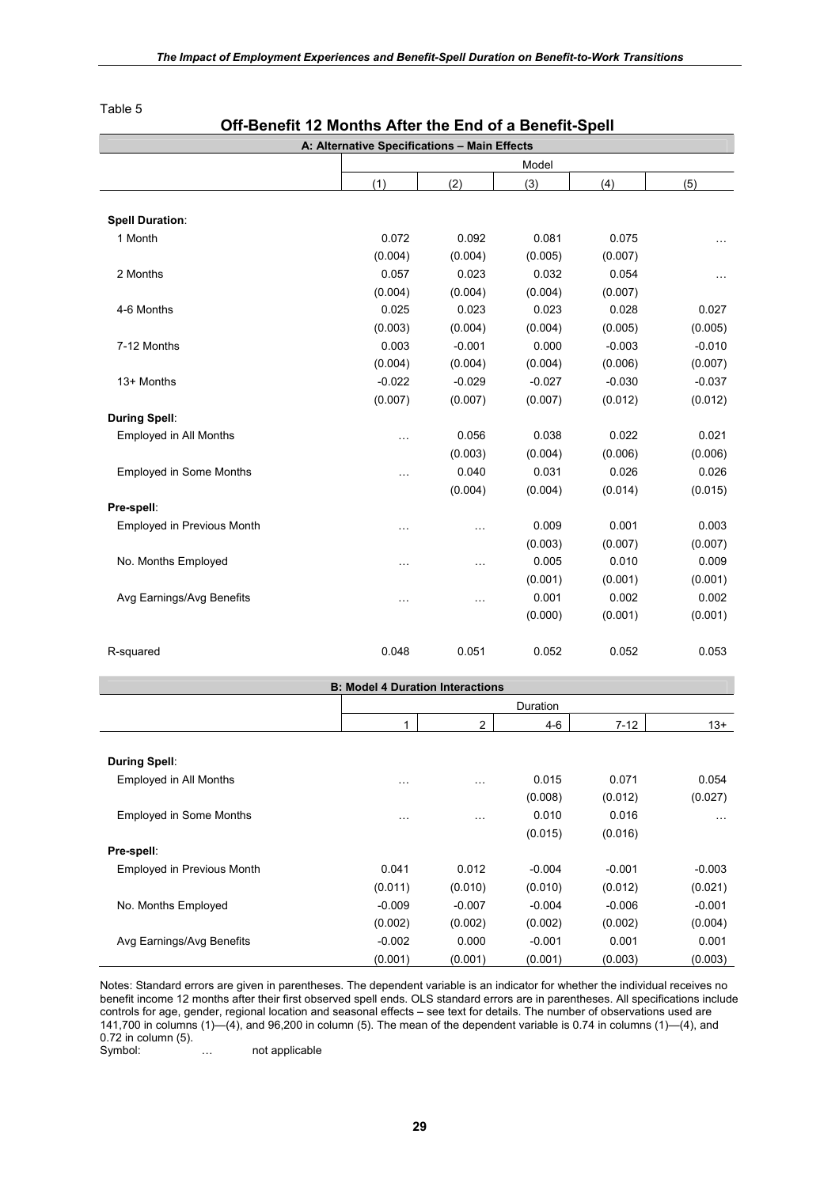Table 5

## Off-Benefit 12 Months After the End of a Benefit-Spell

**A: Alternative Specifications – Main Effects**

| | Model | | | | |
|---|---|---|---|---|---|
| | (1) | (2) | (3) | (4) | (5) |
| **Spell Duration**: | | | | | |
| 1 Month | 0.072 | 0.092 | 0.081 | 0.075 | … |
| | (0.004) | (0.004) | (0.005) | (0.007) | |
| 2 Months | 0.057 | 0.023 | 0.032 | 0.054 | … |
| | (0.004) | (0.004) | (0.004) | (0.007) | |
| 4-6 Months | 0.025 | 0.023 | 0.023 | 0.028 | 0.027 |
| | (0.003) | (0.004) | (0.004) | (0.005) | (0.005) |
| 7-12 Months | 0.003 | -0.001 | 0.000 | -0.003 | -0.010 |
| | (0.004) | (0.004) | (0.004) | (0.006) | (0.007) |
| 13+ Months | -0.022 | -0.029 | -0.027 | -0.030 | -0.037 |
| | (0.007) | (0.007) | (0.007) | (0.012) | (0.012) |
| **During Spell**: | | | | | |
| Employed in All Months | … | 0.056 | 0.038 | 0.022 | 0.021 |
| | | (0.003) | (0.004) | (0.006) | (0.006) |
| Employed in Some Months | … | 0.040 | 0.031 | 0.026 | 0.026 |
| | | (0.004) | (0.004) | (0.014) | (0.015) |
| **Pre-spell**: | | | | | |
| Employed in Previous Month | … | … | 0.009 | 0.001 | 0.003 |
| | | | (0.003) | (0.007) | (0.007) |
| No. Months Employed | … | … | 0.005 | 0.010 | 0.009 |
| | | | (0.001) | (0.001) | (0.001) |
| Avg Earnings/Avg Benefits | … | … | 0.001 | 0.002 | 0.002 |
| | | | (0.000) | (0.001) | (0.001) |
| R-squared | 0.048 | 0.051 | 0.052 | 0.052 | 0.053 |

**B: Model 4 Duration Interactions**

| | Duration | | | | |
|---|---|---|---|---|---|
| | 1 | 2 | 4-6 | 7-12 | 13+ |
| **During Spell**: | | | | | |
| Employed in All Months | … | … | 0.015 | 0.071 | 0.054 |
| | | | (0.008) | (0.012) | (0.027) |
| Employed in Some Months | … | … | 0.010 | 0.016 | … |
| | | | (0.015) | (0.016) | |
| **Pre-spell**: | | | | | |
| Employed in Previous Month | 0.041 | 0.012 | -0.004 | -0.001 | -0.003 |
| | (0.011) | (0.010) | (0.010) | (0.012) | (0.021) |
| No. Months Employed | -0.009 | -0.007 | -0.004 | -0.006 | -0.001 |
| | (0.002) | (0.002) | (0.002) | (0.002) | (0.004) |
| Avg Earnings/Avg Benefits | -0.002 | 0.000 | -0.001 | 0.001 | 0.001 |
| | (0.001) | (0.001) | (0.001) | (0.003) | (0.003) |

Notes: Standard errors are given in parentheses. The dependent variable is an indicator for whether the individual receives no benefit income 12 months after their first observed spell ends. OLS standard errors are in parentheses. All specifications include controls for age, gender, regional location and seasonal effects – see text for details. The number of observations used are 141,700 in columns (1)—(4), and 96,200 in column (5). The mean of the dependent variable is 0.74 in columns (1)—(4), and 0.72 in column (5).

Symbol: … not applicable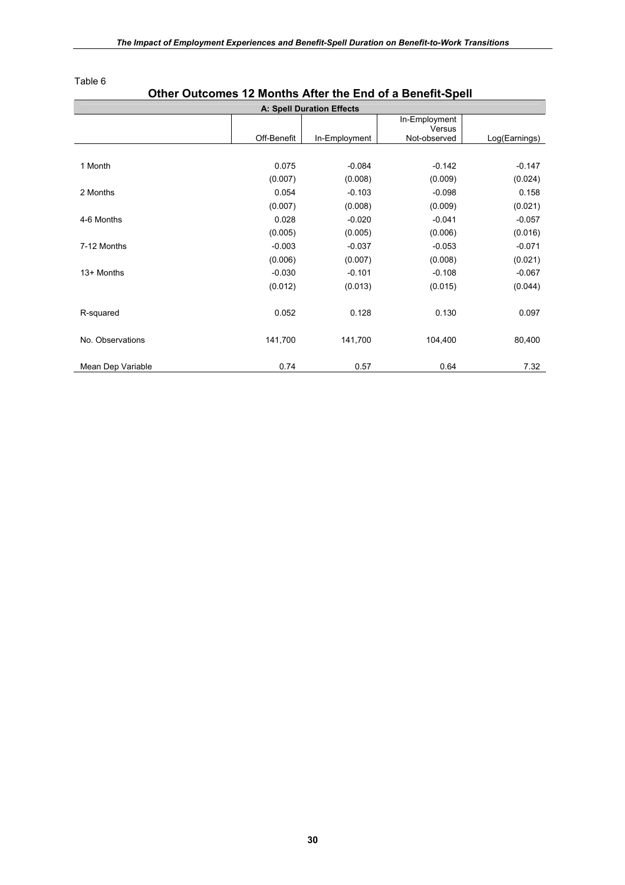Table 6

## Other Outcomes 12 Months After the End of a Benefit-Spell

| A: Spell Duration Effects | | | | |
|---|---|---|---|---|
| | Off-Benefit | In-Employment | In-Employment Versus Not-observed | Log(Earnings) |
| 1 Month | 0.075 | -0.084 | -0.142 | -0.147 |
| | (0.007) | (0.008) | (0.009) | (0.024) |
| 2 Months | 0.054 | -0.103 | -0.098 | 0.158 |
| | (0.007) | (0.008) | (0.009) | (0.021) |
| 4-6 Months | 0.028 | -0.020 | -0.041 | -0.057 |
| | (0.005) | (0.005) | (0.006) | (0.016) |
| 7-12 Months | -0.003 | -0.037 | -0.053 | -0.071 |
| | (0.006) | (0.007) | (0.008) | (0.021) |
| 13+ Months | -0.030 | -0.101 | -0.108 | -0.067 |
| | (0.012) | (0.013) | (0.015) | (0.044) |
| R-squared | 0.052 | 0.128 | 0.130 | 0.097 |
| No. Observations | 141,700 | 141,700 | 104,400 | 80,400 |
| Mean Dep Variable | 0.74 | 0.57 | 0.64 | 7.32 |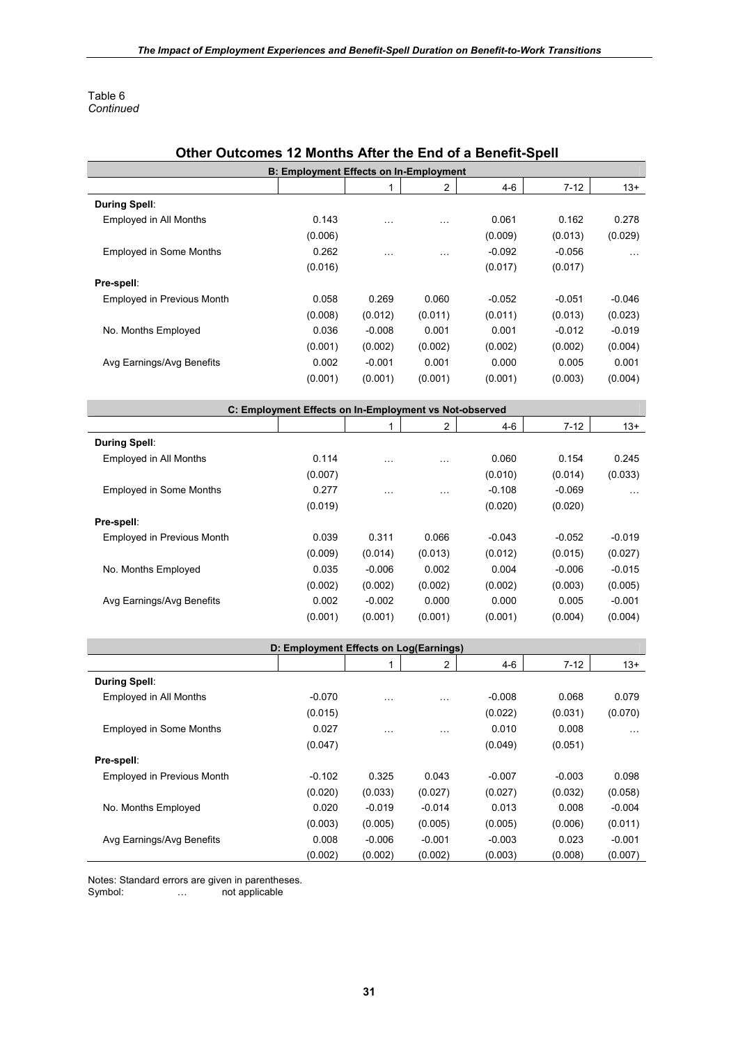Table 6
*Continued*

## Other Outcomes 12 Months After the End of a Benefit-Spell

| B: Employment Effects on In-Employment | | | | | | |
|---|---|---|---|---|---|---|
| | | 1 | 2 | 4-6 | 7-12 | 13+ |
| **During Spell**: | | | | | | |
| Employed in All Months | 0.143 | … | … | 0.061 | 0.162 | 0.278 |
| | (0.006) | | | (0.009) | (0.013) | (0.029) |
| Employed in Some Months | 0.262 | … | … | -0.092 | -0.056 | … |
| | (0.016) | | | (0.017) | (0.017) | |
| **Pre-spell**: | | | | | | |
| Employed in Previous Month | 0.058 | 0.269 | 0.060 | -0.052 | -0.051 | -0.046 |
| | (0.008) | (0.012) | (0.011) | (0.011) | (0.013) | (0.023) |
| No. Months Employed | 0.036 | -0.008 | 0.001 | 0.001 | -0.012 | -0.019 |
| | (0.001) | (0.002) | (0.002) | (0.002) | (0.002) | (0.004) |
| Avg Earnings/Avg Benefits | 0.002 | -0.001 | 0.001 | 0.000 | 0.005 | 0.001 |
| | (0.001) | (0.001) | (0.001) | (0.001) | (0.003) | (0.004) |

| C: Employment Effects on In-Employment vs Not-observed | | | | | | |
|---|---|---|---|---|---|---|
| | | 1 | 2 | 4-6 | 7-12 | 13+ |
| **During Spell**: | | | | | | |
| Employed in All Months | 0.114 | … | … | 0.060 | 0.154 | 0.245 |
| | (0.007) | | | (0.010) | (0.014) | (0.033) |
| Employed in Some Months | 0.277 | … | … | -0.108 | -0.069 | … |
| | (0.019) | | | (0.020) | (0.020) | |
| **Pre-spell**: | | | | | | |
| Employed in Previous Month | 0.039 | 0.311 | 0.066 | -0.043 | -0.052 | -0.019 |
| | (0.009) | (0.014) | (0.013) | (0.012) | (0.015) | (0.027) |
| No. Months Employed | 0.035 | -0.006 | 0.002 | 0.004 | -0.006 | -0.015 |
| | (0.002) | (0.002) | (0.002) | (0.002) | (0.003) | (0.005) |
| Avg Earnings/Avg Benefits | 0.002 | -0.002 | 0.000 | 0.000 | 0.005 | -0.001 |
| | (0.001) | (0.001) | (0.001) | (0.001) | (0.004) | (0.004) |

| D: Employment Effects on Log(Earnings) | | | | | | |
|---|---|---|---|---|---|---|
| | | 1 | 2 | 4-6 | 7-12 | 13+ |
| **During Spell**: | | | | | | |
| Employed in All Months | -0.070 | … | … | -0.008 | 0.068 | 0.079 |
| | (0.015) | | | (0.022) | (0.031) | (0.070) |
| Employed in Some Months | 0.027 | … | … | 0.010 | 0.008 | … |
| | (0.047) | | | (0.049) | (0.051) | |
| **Pre-spell**: | | | | | | |
| Employed in Previous Month | -0.102 | 0.325 | 0.043 | -0.007 | -0.003 | 0.098 |
| | (0.020) | (0.033) | (0.027) | (0.027) | (0.032) | (0.058) |
| No. Months Employed | 0.020 | -0.019 | -0.014 | 0.013 | 0.008 | -0.004 |
| | (0.003) | (0.005) | (0.005) | (0.005) | (0.006) | (0.011) |
| Avg Earnings/Avg Benefits | 0.008 | -0.006 | -0.001 | -0.003 | 0.023 | -0.001 |
| | (0.002) | (0.002) | (0.002) | (0.003) | (0.008) | (0.007) |

Notes: Standard errors are given in parentheses.
Symbol: … not applicable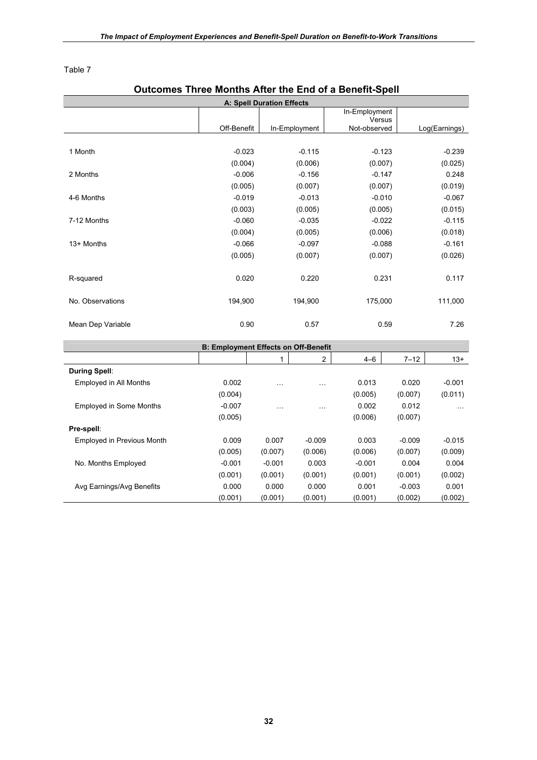Table 7

## Outcomes Three Months After the End of a Benefit-Spell

| A: Spell Duration Effects | | | | |
|---|---|---|---|---|
| | Off-Benefit | In-Employment | In-Employment Versus Not-observed | Log(Earnings) |
| 1 Month | -0.023 | -0.115 | -0.123 | -0.239 |
| | (0.004) | (0.006) | (0.007) | (0.025) |
| 2 Months | -0.006 | -0.156 | -0.147 | 0.248 |
| | (0.005) | (0.007) | (0.007) | (0.019) |
| 4-6 Months | -0.019 | -0.013 | -0.010 | -0.067 |
| | (0.003) | (0.005) | (0.005) | (0.015) |
| 7-12 Months | -0.060 | -0.035 | -0.022 | -0.115 |
| | (0.004) | (0.005) | (0.006) | (0.018) |
| 13+ Months | -0.066 | -0.097 | -0.088 | -0.161 |
| | (0.005) | (0.007) | (0.007) | (0.026) |
| R-squared | 0.020 | 0.220 | 0.231 | 0.117 |
| No. Observations | 194,900 | 194,900 | 175,000 | 111,000 |
| Mean Dep Variable | 0.90 | 0.57 | 0.59 | 7.26 |

| B: Employment Effects on Off-Benefit | | | | | | |
|---|---|---|---|---|---|---|
| | | 1 | 2 | 4–6 | 7–12 | 13+ |
| **During Spell**: | | | | | | |
| Employed in All Months | 0.002 | … | … | 0.013 | 0.020 | -0.001 |
| | (0.004) | | | (0.005) | (0.007) | (0.011) |
| Employed in Some Months | -0.007 | … | … | 0.002 | 0.012 | … |
| | (0.005) | | | (0.006) | (0.007) | |
| **Pre-spell**: | | | | | | |
| Employed in Previous Month | 0.009 | 0.007 | -0.009 | 0.003 | -0.009 | -0.015 |
| | (0.005) | (0.007) | (0.006) | (0.006) | (0.007) | (0.009) |
| No. Months Employed | -0.001 | -0.001 | 0.003 | -0.001 | 0.004 | 0.004 |
| | (0.001) | (0.001) | (0.001) | (0.001) | (0.001) | (0.002) |
| Avg Earnings/Avg Benefits | 0.000 | 0.000 | 0.000 | 0.001 | -0.003 | 0.001 |
| | (0.001) | (0.001) | (0.001) | (0.001) | (0.002) | (0.002) |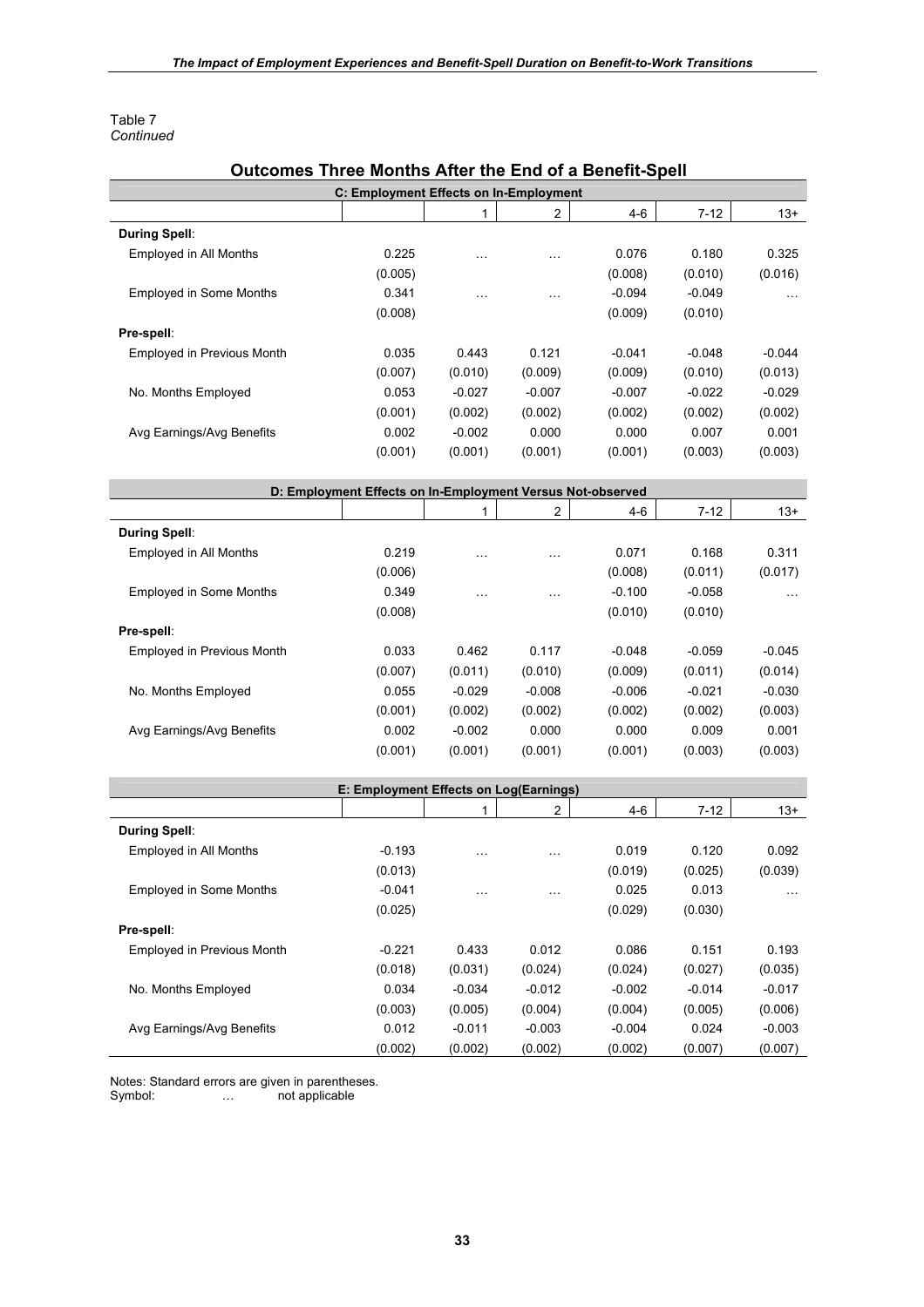Table 7
*Continued*

## Outcomes Three Months After the End of a Benefit-Spell

**C: Employment Effects on In-Employment**

| | | 1 | 2 | 4-6 | 7-12 | 13+ |
|---|---|---|---|---|---|---|
| **During Spell**: | | | | | | |
| Employed in All Months | 0.225 | … | … | 0.076 | 0.180 | 0.325 |
| | (0.005) | | | (0.008) | (0.010) | (0.016) |
| Employed in Some Months | 0.341 | … | … | -0.094 | -0.049 | … |
| | (0.008) | | | (0.009) | (0.010) | |
| **Pre-spell**: | | | | | | |
| Employed in Previous Month | 0.035 | 0.443 | 0.121 | -0.041 | -0.048 | -0.044 |
| | (0.007) | (0.010) | (0.009) | (0.009) | (0.010) | (0.013) |
| No. Months Employed | 0.053 | -0.027 | -0.007 | -0.007 | -0.022 | -0.029 |
| | (0.001) | (0.002) | (0.002) | (0.002) | (0.002) | (0.002) |
| Avg Earnings/Avg Benefits | 0.002 | -0.002 | 0.000 | 0.000 | 0.007 | 0.001 |
| | (0.001) | (0.001) | (0.001) | (0.001) | (0.003) | (0.003) |

**D: Employment Effects on In-Employment Versus Not-observed**

| | | 1 | 2 | 4-6 | 7-12 | 13+ |
|---|---|---|---|---|---|---|
| **During Spell**: | | | | | | |
| Employed in All Months | 0.219 | … | … | 0.071 | 0.168 | 0.311 |
| | (0.006) | | | (0.008) | (0.011) | (0.017) |
| Employed in Some Months | 0.349 | … | … | -0.100 | -0.058 | … |
| | (0.008) | | | (0.010) | (0.010) | |
| **Pre-spell**: | | | | | | |
| Employed in Previous Month | 0.033 | 0.462 | 0.117 | -0.048 | -0.059 | -0.045 |
| | (0.007) | (0.011) | (0.010) | (0.009) | (0.011) | (0.014) |
| No. Months Employed | 0.055 | -0.029 | -0.008 | -0.006 | -0.021 | -0.030 |
| | (0.001) | (0.002) | (0.002) | (0.002) | (0.002) | (0.003) |
| Avg Earnings/Avg Benefits | 0.002 | -0.002 | 0.000 | 0.000 | 0.009 | 0.001 |
| | (0.001) | (0.001) | (0.001) | (0.001) | (0.003) | (0.003) |

**E: Employment Effects on Log(Earnings)**

| | | 1 | 2 | 4-6 | 7-12 | 13+ |
|---|---|---|---|---|---|---|
| **During Spell**: | | | | | | |
| Employed in All Months | -0.193 | … | … | 0.019 | 0.120 | 0.092 |
| | (0.013) | | | (0.019) | (0.025) | (0.039) |
| Employed in Some Months | -0.041 | … | … | 0.025 | 0.013 | … |
| | (0.025) | | | (0.029) | (0.030) | |
| **Pre-spell**: | | | | | | |
| Employed in Previous Month | -0.221 | 0.433 | 0.012 | 0.086 | 0.151 | 0.193 |
| | (0.018) | (0.031) | (0.024) | (0.024) | (0.027) | (0.035) |
| No. Months Employed | 0.034 | -0.034 | -0.012 | -0.002 | -0.014 | -0.017 |
| | (0.003) | (0.005) | (0.004) | (0.004) | (0.005) | (0.006) |
| Avg Earnings/Avg Benefits | 0.012 | -0.011 | -0.003 | -0.004 | 0.024 | -0.003 |
| | (0.002) | (0.002) | (0.002) | (0.002) | (0.007) | (0.007) |

Notes: Standard errors are given in parentheses.
Symbol: … not applicable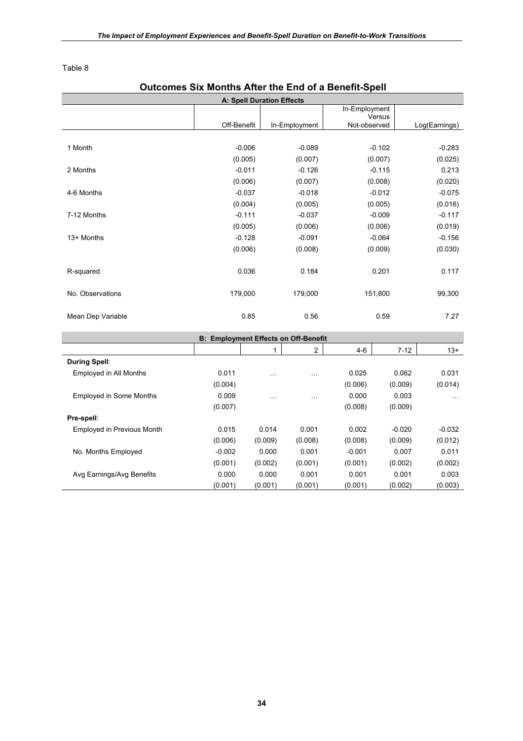Table 8

## Outcomes Six Months After the End of a Benefit-Spell

| A: Spell Duration Effects | | | | |
|---|---|---|---|---|
| | Off-Benefit | In-Employment | In-Employment Versus Not-observed | Log(Earnings) |
| 1 Month | -0.006 | -0.089 | -0.102 | -0.283 |
| | (0.005) | (0.007) | (0.007) | (0.025) |
| 2 Months | -0.011 | -0.126 | -0.115 | 0.213 |
| | (0.006) | (0.007) | (0.008) | (0.020) |
| 4-6 Months | -0.037 | -0.018 | -0.012 | -0.075 |
| | (0.004) | (0.005) | (0.005) | (0.016) |
| 7-12 Months | -0.111 | -0.037 | -0.009 | -0.117 |
| | (0.005) | (0.006) | (0.006) | (0.019) |
| 13+ Months | -0.128 | -0.091 | -0.064 | -0.156 |
| | (0.006) | (0.008) | (0.009) | (0.030) |
| R-squared | 0.036 | 0.184 | 0.201 | 0.117 |
| No. Observations | 179,000 | 179,000 | 151,800 | 99,300 |
| Mean Dep Variable | 0.85 | 0.56 | 0.59 | 7.27 |

| B: Employment Effects on Off-Benefit | | | | | | |
|---|---|---|---|---|---|---|
| | | 1 | 2 | 4-6 | 7-12 | 13+ |
| **During Spell**: | | | | | | |
| Employed in All Months | 0.011 | … | … | 0.025 | 0.062 | 0.031 |
| | (0.004) | | | (0.006) | (0.009) | (0.014) |
| Employed in Some Months | 0.009 | … | … | 0.000 | 0.003 | … |
| | (0.007) | | | (0.008) | (0.009) | |
| **Pre-spell**: | | | | | | |
| Employed in Previous Month | 0.015 | 0.014 | 0.001 | 0.002 | -0.020 | -0.032 |
| | (0.006) | (0.009) | (0.008) | (0.008) | (0.009) | (0.012) |
| No. Months Employed | -0.002 | 0.000 | 0.001 | -0.001 | 0.007 | 0.011 |
| | (0.001) | (0.002) | (0.001) | (0.001) | (0.002) | (0.002) |
| Avg Earnings/Avg Benefits | 0.000 | 0.000 | 0.001 | 0.001 | 0.001 | 0.003 |
| | (0.001) | (0.001) | (0.001) | (0.001) | (0.002) | (0.003) |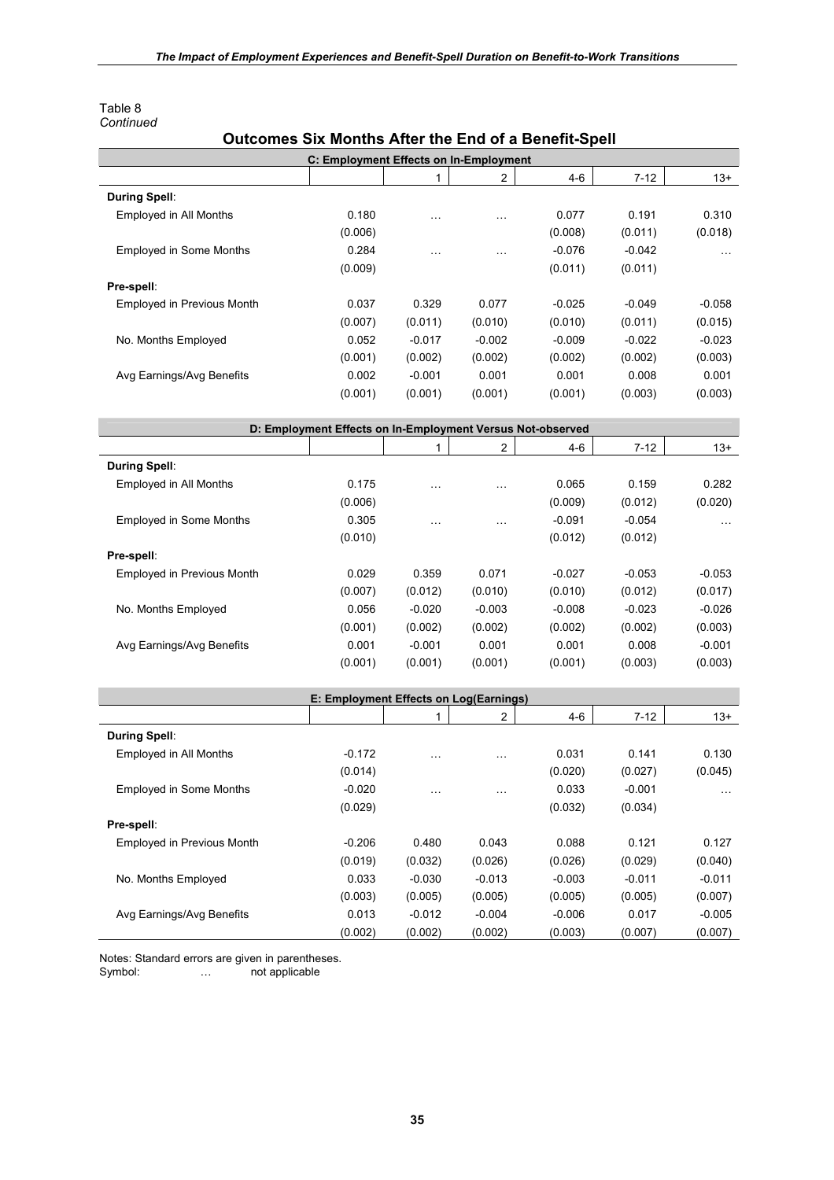Table 8
*Continued*

## Outcomes Six Months After the End of a Benefit-Spell

**C: Employment Effects on In-Employment**

| | | 1 | 2 | 4-6 | 7-12 | 13+ |
|---|---|---|---|---|---|---|
| **During Spell**: | | | | | | |
| Employed in All Months | 0.180 | … | … | 0.077 | 0.191 | 0.310 |
| | (0.006) | | | (0.008) | (0.011) | (0.018) |
| Employed in Some Months | 0.284 | … | … | -0.076 | -0.042 | … |
| | (0.009) | | | (0.011) | (0.011) | |
| **Pre-spell**: | | | | | | |
| Employed in Previous Month | 0.037 | 0.329 | 0.077 | -0.025 | -0.049 | -0.058 |
| | (0.007) | (0.011) | (0.010) | (0.010) | (0.011) | (0.015) |
| No. Months Employed | 0.052 | -0.017 | -0.002 | -0.009 | -0.022 | -0.023 |
| | (0.001) | (0.002) | (0.002) | (0.002) | (0.002) | (0.003) |
| Avg Earnings/Avg Benefits | 0.002 | -0.001 | 0.001 | 0.001 | 0.008 | 0.001 |
| | (0.001) | (0.001) | (0.001) | (0.001) | (0.003) | (0.003) |

**D: Employment Effects on In-Employment Versus Not-observed**

| | | 1 | 2 | 4-6 | 7-12 | 13+ |
|---|---|---|---|---|---|---|
| **During Spell**: | | | | | | |
| Employed in All Months | 0.175 | … | … | 0.065 | 0.159 | 0.282 |
| | (0.006) | | | (0.009) | (0.012) | (0.020) |
| Employed in Some Months | 0.305 | … | … | -0.091 | -0.054 | … |
| | (0.010) | | | (0.012) | (0.012) | |
| **Pre-spell**: | | | | | | |
| Employed in Previous Month | 0.029 | 0.359 | 0.071 | -0.027 | -0.053 | -0.053 |
| | (0.007) | (0.012) | (0.010) | (0.010) | (0.012) | (0.017) |
| No. Months Employed | 0.056 | -0.020 | -0.003 | -0.008 | -0.023 | -0.026 |
| | (0.001) | (0.002) | (0.002) | (0.002) | (0.002) | (0.003) |
| Avg Earnings/Avg Benefits | 0.001 | -0.001 | 0.001 | 0.001 | 0.008 | -0.001 |
| | (0.001) | (0.001) | (0.001) | (0.001) | (0.003) | (0.003) |

**E: Employment Effects on Log(Earnings)**

| | | 1 | 2 | 4-6 | 7-12 | 13+ |
|---|---|---|---|---|---|---|
| **During Spell**: | | | | | | |
| Employed in All Months | -0.172 | … | … | 0.031 | 0.141 | 0.130 |
| | (0.014) | | | (0.020) | (0.027) | (0.045) |
| Employed in Some Months | -0.020 | … | … | 0.033 | -0.001 | … |
| | (0.029) | | | (0.032) | (0.034) | |
| **Pre-spell**: | | | | | | |
| Employed in Previous Month | -0.206 | 0.480 | 0.043 | 0.088 | 0.121 | 0.127 |
| | (0.019) | (0.032) | (0.026) | (0.026) | (0.029) | (0.040) |
| No. Months Employed | 0.033 | -0.030 | -0.013 | -0.003 | -0.011 | -0.011 |
| | (0.003) | (0.005) | (0.005) | (0.005) | (0.005) | (0.007) |
| Avg Earnings/Avg Benefits | 0.013 | -0.012 | -0.004 | -0.006 | 0.017 | -0.005 |
| | (0.002) | (0.002) | (0.002) | (0.003) | (0.007) | (0.007) |

Notes: Standard errors are given in parentheses.
Symbol: … not applicable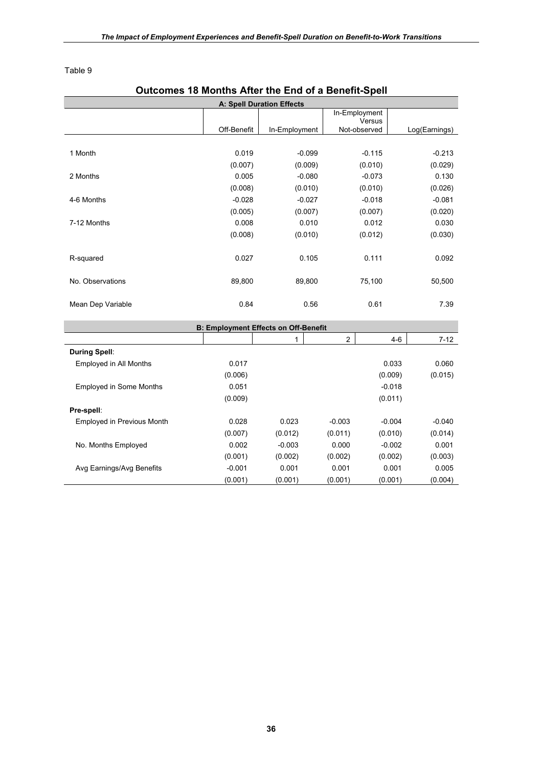Table 9

## Outcomes 18 Months After the End of a Benefit-Spell

| A: Spell Duration Effects | | | | |
|---|---|---|---|---|
| | Off-Benefit | In-Employment | In-Employment Versus Not-observed | Log(Earnings) |
| 1 Month | 0.019 | -0.099 | -0.115 | -0.213 |
| | (0.007) | (0.009) | (0.010) | (0.029) |
| 2 Months | 0.005 | -0.080 | -0.073 | 0.130 |
| | (0.008) | (0.010) | (0.010) | (0.026) |
| 4-6 Months | -0.028 | -0.027 | -0.018 | -0.081 |
| | (0.005) | (0.007) | (0.007) | (0.020) |
| 7-12 Months | 0.008 | 0.010 | 0.012 | 0.030 |
| | (0.008) | (0.010) | (0.012) | (0.030) |
| R-squared | 0.027 | 0.105 | 0.111 | 0.092 |
| No. Observations | 89,800 | 89,800 | 75,100 | 50,500 |
| Mean Dep Variable | 0.84 | 0.56 | 0.61 | 7.39 |

| B: Employment Effects on Off-Benefit | | | | | |
|---|---|---|---|---|---|
| | | 1 | 2 | 4-6 | 7-12 |
| **During Spell**: | | | | | |
| Employed in All Months | 0.017 | | | 0.033 | 0.060 |
| | (0.006) | | | (0.009) | (0.015) |
| Employed in Some Months | 0.051 | | | -0.018 | |
| | (0.009) | | | (0.011) | |
| **Pre-spell**: | | | | | |
| Employed in Previous Month | 0.028 | 0.023 | -0.003 | -0.004 | -0.040 |
| | (0.007) | (0.012) | (0.011) | (0.010) | (0.014) |
| No. Months Employed | 0.002 | -0.003 | 0.000 | -0.002 | 0.001 |
| | (0.001) | (0.002) | (0.002) | (0.002) | (0.003) |
| Avg Earnings/Avg Benefits | -0.001 | 0.001 | 0.001 | 0.001 | 0.005 |
| | (0.001) | (0.001) | (0.001) | (0.001) | (0.004) |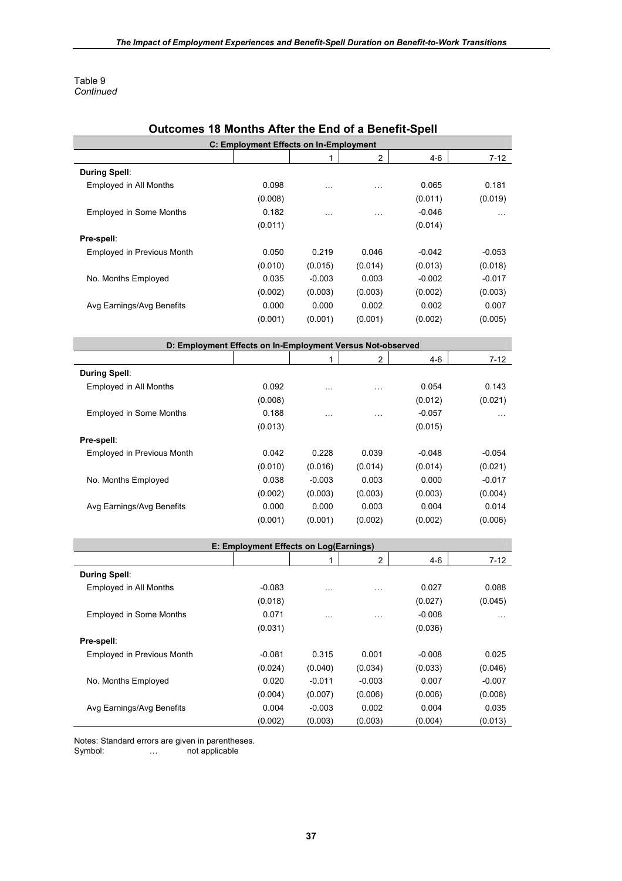Table 9
*Continued*

## Outcomes 18 Months After the End of a Benefit-Spell

| C: Employment Effects on In-Employment | | 1 | 2 | 4-6 | 7-12 |
|---|---|---|---|---|---|
| **During Spell**: | | | | | |
| Employed in All Months | 0.098 | … | … | 0.065 | 0.181 |
| | (0.008) | | | (0.011) | (0.019) |
| Employed in Some Months | 0.182 | … | … | -0.046 | … |
| | (0.011) | | | (0.014) | |
| **Pre-spell**: | | | | | |
| Employed in Previous Month | 0.050 | 0.219 | 0.046 | -0.042 | -0.053 |
| | (0.010) | (0.015) | (0.014) | (0.013) | (0.018) |
| No. Months Employed | 0.035 | -0.003 | 0.003 | -0.002 | -0.017 |
| | (0.002) | (0.003) | (0.003) | (0.002) | (0.003) |
| Avg Earnings/Avg Benefits | 0.000 | 0.000 | 0.002 | 0.002 | 0.007 |
| | (0.001) | (0.001) | (0.001) | (0.002) | (0.005) |

| D: Employment Effects on In-Employment Versus Not-observed | | 1 | 2 | 4-6 | 7-12 |
|---|---|---|---|---|---|
| **During Spell**: | | | | | |
| Employed in All Months | 0.092 | … | … | 0.054 | 0.143 |
| | (0.008) | | | (0.012) | (0.021) |
| Employed in Some Months | 0.188 | … | … | -0.057 | … |
| | (0.013) | | | (0.015) | |
| **Pre-spell**: | | | | | |
| Employed in Previous Month | 0.042 | 0.228 | 0.039 | -0.048 | -0.054 |
| | (0.010) | (0.016) | (0.014) | (0.014) | (0.021) |
| No. Months Employed | 0.038 | -0.003 | 0.003 | 0.000 | -0.017 |
| | (0.002) | (0.003) | (0.003) | (0.003) | (0.004) |
| Avg Earnings/Avg Benefits | 0.000 | 0.000 | 0.003 | 0.004 | 0.014 |
| | (0.001) | (0.001) | (0.002) | (0.002) | (0.006) |

| E: Employment Effects on Log(Earnings) | | 1 | 2 | 4-6 | 7-12 |
|---|---|---|---|---|---|
| **During Spell**: | | | | | |
| Employed in All Months | -0.083 | … | … | 0.027 | 0.088 |
| | (0.018) | | | (0.027) | (0.045) |
| Employed in Some Months | 0.071 | … | … | -0.008 | … |
| | (0.031) | | | (0.036) | |
| **Pre-spell**: | | | | | |
| Employed in Previous Month | -0.081 | 0.315 | 0.001 | -0.008 | 0.025 |
| | (0.024) | (0.040) | (0.034) | (0.033) | (0.046) |
| No. Months Employed | 0.020 | -0.011 | -0.003 | 0.007 | -0.007 |
| | (0.004) | (0.007) | (0.006) | (0.006) | (0.008) |
| Avg Earnings/Avg Benefits | 0.004 | -0.003 | 0.002 | 0.004 | 0.035 |
| | (0.002) | (0.003) | (0.003) | (0.004) | (0.013) |

Notes: Standard errors are given in parentheses.
Symbol: … not applicable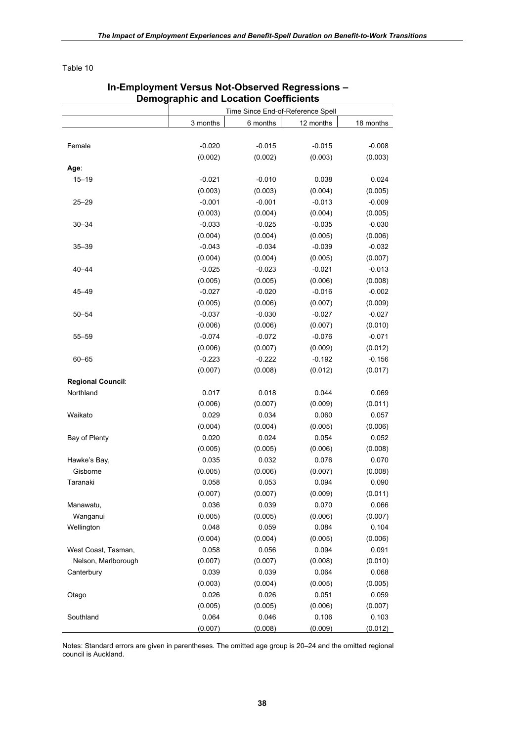Table 10

## In-Employment Versus Not-Observed Regressions – Demographic and Location Coefficients

| | Time Since End-of-Reference Spell | | | |
|---|---|---|---|---|
| | 3 months | 6 months | 12 months | 18 months |
| Female | -0.020 | -0.015 | -0.015 | -0.008 |
| | (0.002) | (0.002) | (0.003) | (0.003) |
| **Age**: | | | | |
| 15–19 | -0.021 | -0.010 | 0.038 | 0.024 |
| | (0.003) | (0.003) | (0.004) | (0.005) |
| 25–29 | -0.001 | -0.001 | -0.013 | -0.009 |
| | (0.003) | (0.004) | (0.004) | (0.005) |
| 30–34 | -0.033 | -0.025 | -0.035 | -0.030 |
| | (0.004) | (0.004) | (0.005) | (0.006) |
| 35–39 | -0.043 | -0.034 | -0.039 | -0.032 |
| | (0.004) | (0.004) | (0.005) | (0.007) |
| 40–44 | -0.025 | -0.023 | -0.021 | -0.013 |
| | (0.005) | (0.005) | (0.006) | (0.008) |
| 45–49 | -0.027 | -0.020 | -0.016 | -0.002 |
| | (0.005) | (0.006) | (0.007) | (0.009) |
| 50–54 | -0.037 | -0.030 | -0.027 | -0.027 |
| | (0.006) | (0.006) | (0.007) | (0.010) |
| 55–59 | -0.074 | -0.072 | -0.076 | -0.071 |
| | (0.006) | (0.007) | (0.009) | (0.012) |
| 60–65 | -0.223 | -0.222 | -0.192 | -0.156 |
| | (0.007) | (0.008) | (0.012) | (0.017) |
| **Regional Council**: | | | | |
| Northland | 0.017 | 0.018 | 0.044 | 0.069 |
| | (0.006) | (0.007) | (0.009) | (0.011) |
| Waikato | 0.029 | 0.034 | 0.060 | 0.057 |
| | (0.004) | (0.004) | (0.005) | (0.006) |
| Bay of Plenty | 0.020 | 0.024 | 0.054 | 0.052 |
| | (0.005) | (0.005) | (0.006) | (0.008) |
| Hawke's Bay, Gisborne | 0.035 | 0.032 | 0.076 | 0.070 |
| | (0.005) | (0.006) | (0.007) | (0.008) |
| Taranaki | 0.058 | 0.053 | 0.094 | 0.090 |
| | (0.007) | (0.007) | (0.009) | (0.011) |
| Manawatu, Wanganui | 0.036 | 0.039 | 0.070 | 0.066 |
| | (0.005) | (0.005) | (0.006) | (0.007) |
| Wellington | 0.048 | 0.059 | 0.084 | 0.104 |
| | (0.004) | (0.004) | (0.005) | (0.006) |
| West Coast, Tasman, Nelson, Marlborough | 0.058 | 0.056 | 0.094 | 0.091 |
| | (0.007) | (0.007) | (0.008) | (0.010) |
| Canterbury | 0.039 | 0.039 | 0.064 | 0.068 |
| | (0.003) | (0.004) | (0.005) | (0.005) |
| Otago | 0.026 | 0.026 | 0.051 | 0.059 |
| | (0.005) | (0.005) | (0.006) | (0.007) |
| Southland | 0.064 | 0.046 | 0.106 | 0.103 |
| | (0.007) | (0.008) | (0.009) | (0.012) |

Notes: Standard errors are given in parentheses. The omitted age group is 20–24 and the omitted regional council is Auckland.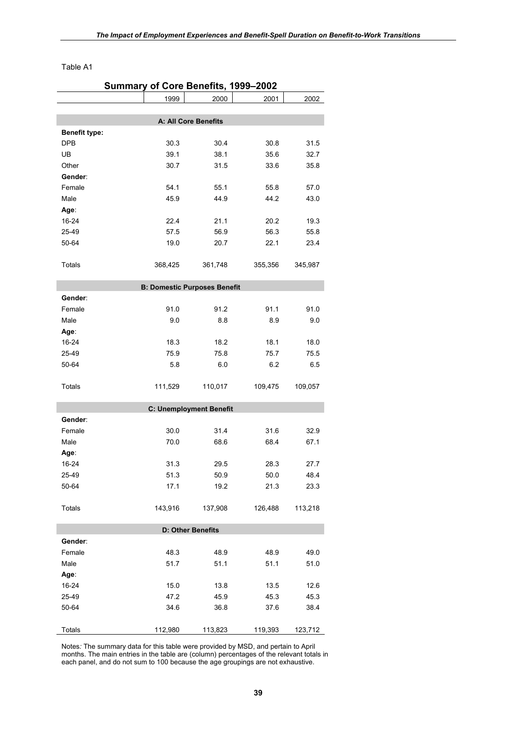Table A1

**Summary of Core Benefits, 1999–2002**

| | 1999 | 2000 | 2001 | 2002 |
|---|---|---|---|---|
| **A: All Core Benefits** | | | | |
| **Benefit type:** | | | | |
| DPB | 30.3 | 30.4 | 30.8 | 31.5 |
| UB | 39.1 | 38.1 | 35.6 | 32.7 |
| Other | 30.7 | 31.5 | 33.6 | 35.8 |
| **Gender**: | | | | |
| Female | 54.1 | 55.1 | 55.8 | 57.0 |
| Male | 45.9 | 44.9 | 44.2 | 43.0 |
| **Age**: | | | | |
| 16-24 | 22.4 | 21.1 | 20.2 | 19.3 |
| 25-49 | 57.5 | 56.9 | 56.3 | 55.8 |
| 50-64 | 19.0 | 20.7 | 22.1 | 23.4 |
| Totals | 368,425 | 361,748 | 355,356 | 345,987 |
| **B: Domestic Purposes Benefit** | | | | |
| **Gender**: | | | | |
| Female | 91.0 | 91.2 | 91.1 | 91.0 |
| Male | 9.0 | 8.8 | 8.9 | 9.0 |
| **Age**: | | | | |
| 16-24 | 18.3 | 18.2 | 18.1 | 18.0 |
| 25-49 | 75.9 | 75.8 | 75.7 | 75.5 |
| 50-64 | 5.8 | 6.0 | 6.2 | 6.5 |
| Totals | 111,529 | 110,017 | 109,475 | 109,057 |
| **C: Unemployment Benefit** | | | | |
| **Gender**: | | | | |
| Female | 30.0 | 31.4 | 31.6 | 32.9 |
| Male | 70.0 | 68.6 | 68.4 | 67.1 |
| **Age**: | | | | |
| 16-24 | 31.3 | 29.5 | 28.3 | 27.7 |
| 25-49 | 51.3 | 50.9 | 50.0 | 48.4 |
| 50-64 | 17.1 | 19.2 | 21.3 | 23.3 |
| Totals | 143,916 | 137,908 | 126,488 | 113,218 |
| **D: Other Benefits** | | | | |
| **Gender**: | | | | |
| Female | 48.3 | 48.9 | 48.9 | 49.0 |
| Male | 51.7 | 51.1 | 51.1 | 51.0 |
| **Age**: | | | | |
| 16-24 | 15.0 | 13.8 | 13.5 | 12.6 |
| 25-49 | 47.2 | 45.9 | 45.3 | 45.3 |
| 50-64 | 34.6 | 36.8 | 37.6 | 38.4 |
| Totals | 112,980 | 113,823 | 119,393 | 123,712 |

Notes: The summary data for this table were provided by MSD, and pertain to April months. The main entries in the table are (column) percentages of the relevant totals in each panel, and do not sum to 100 because the age groupings are not exhaustive.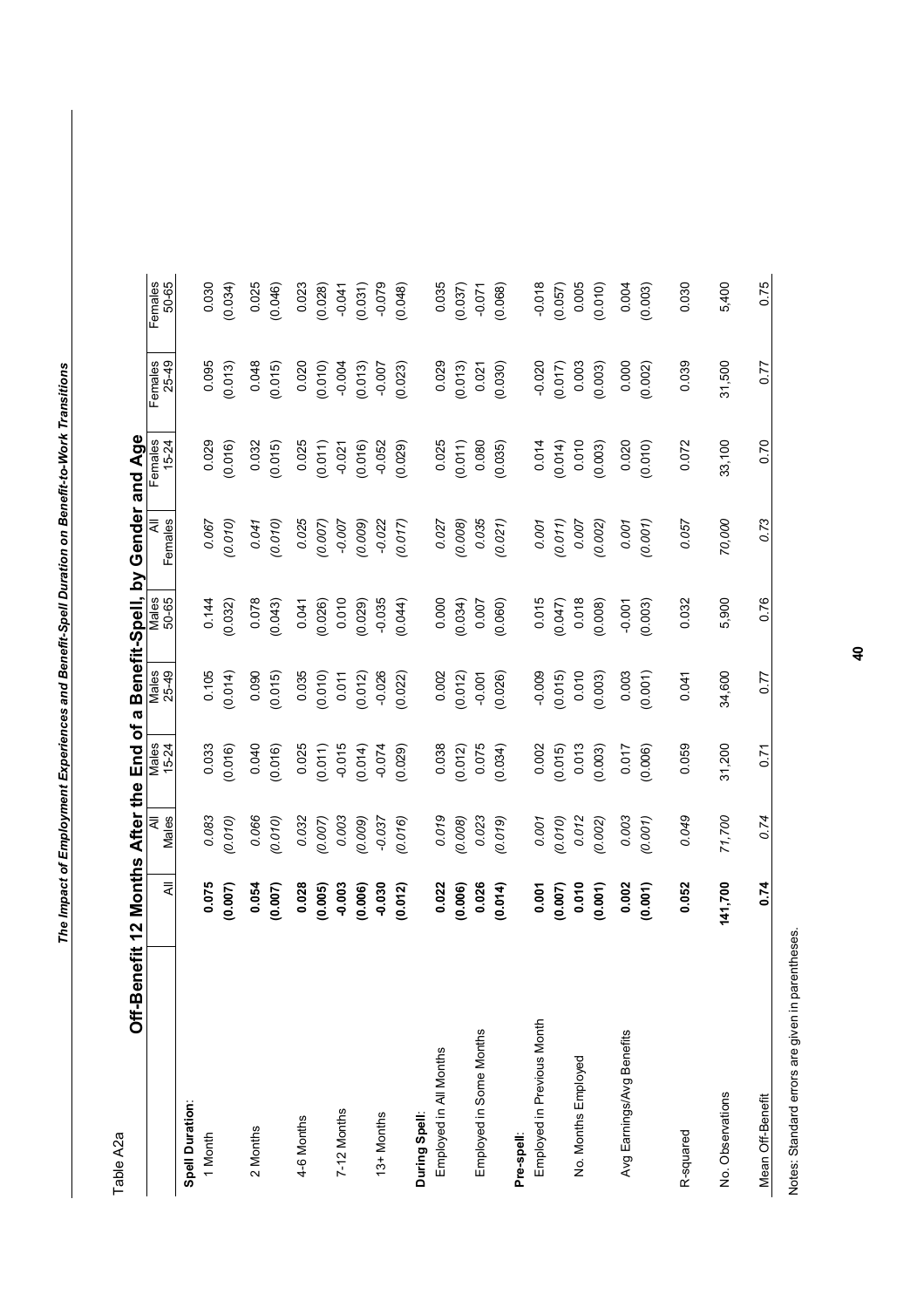Table A2a

## Off-Benefit 12 Months After the End of a Benefit-Spell, by Gender and Age

| | All | All Males | Males 15-24 | Males 25-49 | Males 50-65 | All Females | Females 15-24 | Females 25-49 | Females 50-65 |
|---|---|---|---|---|---|---|---|---|---|
| **Spell Duration**: | | | | | | | | | |
| 1 Month | **0.075** | *0.083* | 0.033 | 0.105 | 0.144 | *0.067* | 0.029 | 0.095 | 0.030 |
| | **(0.007)** | *(0.010)* | (0.016) | (0.014) | (0.032) | *(0.010)* | (0.016) | (0.013) | (0.034) |
| 2 Months | **0.054** | *0.066* | 0.040 | 0.090 | 0.078 | *0.041* | 0.032 | 0.048 | 0.025 |
| | **(0.007)** | *(0.010)* | (0.016) | (0.015) | (0.043) | *(0.010)* | (0.015) | (0.015) | (0.046) |
| 4-6 Months | **0.028** | *0.032* | 0.025 | 0.035 | 0.041 | *0.025* | 0.025 | 0.020 | 0.023 |
| | **(0.005)** | *(0.007)* | (0.011) | (0.010) | (0.026) | *(0.007)* | (0.011) | (0.010) | (0.028) |
| 7-12 Months | **-0.003** | *0.003* | -0.015 | 0.011 | 0.010 | *-0.007* | -0.021 | -0.004 | -0.041 |
| | **(0.006)** | *(0.009)* | (0.014) | (0.012) | (0.029) | *(0.009)* | (0.016) | (0.013) | (0.031) |
| 13+ Months | **-0.030** | *-0.037* | -0.074 | -0.026 | -0.035 | *-0.022* | -0.052 | -0.007 | -0.079 |
| | **(0.012)** | *(0.016)* | (0.029) | (0.022) | (0.044) | *(0.017)* | (0.029) | (0.023) | (0.048) |
| **During Spell**: | | | | | | | | | |
| Employed in All Months | **0.022** | *0.019* | 0.038 | 0.002 | 0.000 | *0.027* | 0.025 | 0.029 | 0.035 |
| | **(0.006)** | *(0.008)* | (0.012) | (0.012) | (0.034) | *(0.008)* | (0.011) | (0.013) | (0.037) |
| Employed in Some Months | **0.026** | *0.023* | 0.075 | -0.001 | 0.007 | *0.035* | 0.080 | 0.021 | -0.071 |
| | **(0.014)** | *(0.019)* | (0.034) | (0.026) | (0.060) | *(0.021)* | (0.035) | (0.030) | (0.068) |
| **Pre-spell**: | | | | | | | | | |
| Employed in Previous Month | **0.001** | *0.001* | 0.002 | -0.009 | 0.015 | *0.001* | 0.014 | -0.020 | -0.018 |
| | **(0.007)** | *(0.010)* | (0.015) | (0.015) | (0.047) | *(0.011)* | (0.014) | (0.017) | (0.057) |
| No. Months Employed | **0.010** | *0.012* | 0.013 | 0.010 | 0.018 | *0.007* | 0.010 | 0.003 | 0.005 |
| | **(0.001)** | *(0.002)* | (0.003) | (0.003) | (0.008) | *(0.002)* | (0.003) | (0.003) | (0.010) |
| Avg Earnings/Avg Benefits | **0.002** | *0.003* | 0.017 | 0.003 | -0.001 | *0.001* | 0.020 | 0.000 | 0.004 |
| | **(0.001)** | *(0.001)* | (0.006) | (0.001) | (0.003) | *(0.001)* | (0.010) | (0.002) | (0.003) |
| R-squared | **0.052** | *0.049* | 0.059 | 0.041 | 0.032 | *0.057* | 0.072 | 0.039 | 0.030 |
| No. Observations | **141,700** | *71,700* | 31,200 | 34,600 | 5,900 | *70,000* | 33,100 | 31,500 | 5,400 |
| Mean Off-Benefit | **0.74** | *0.74* | 0.71 | 0.77 | 0.76 | *0.73* | 0.70 | 0.77 | 0.75 |

Notes: Standard errors are given in parentheses.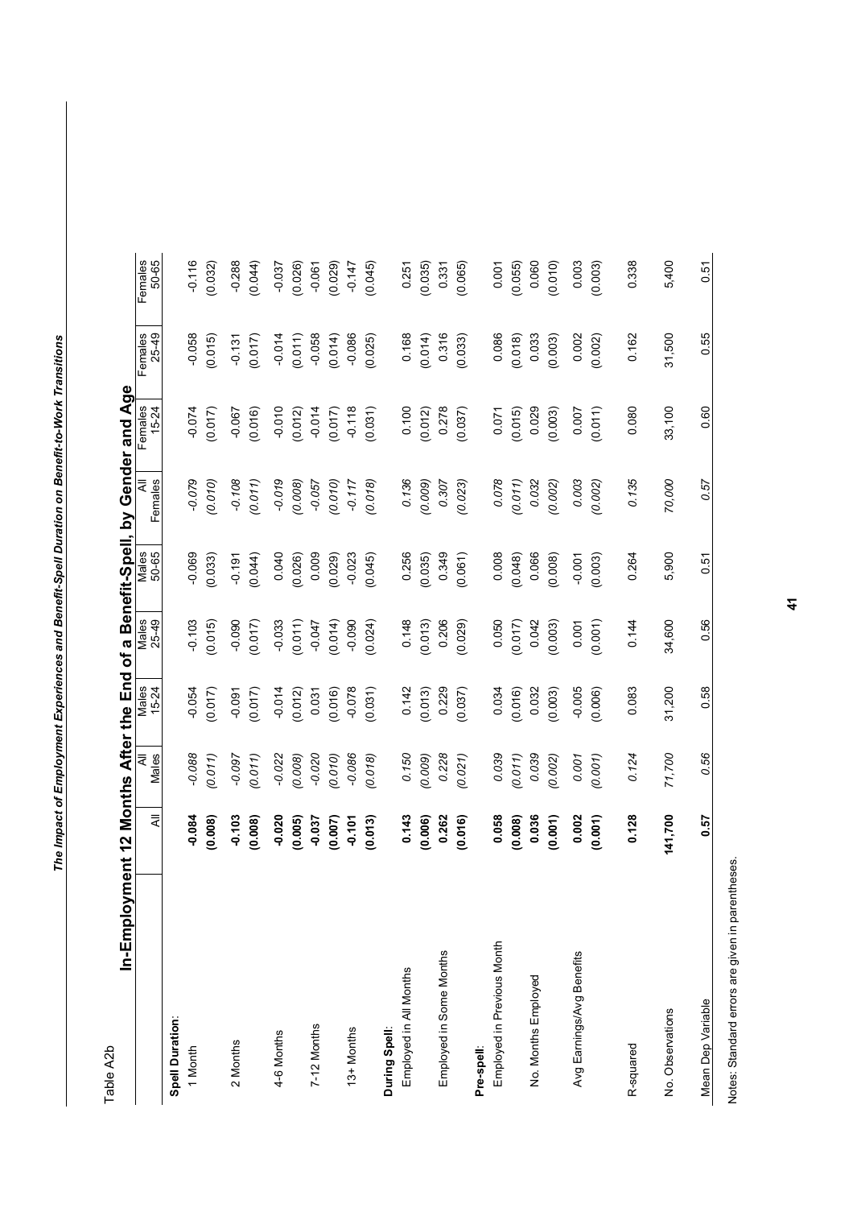Table A2b

## In-Employment 12 Months After the End of a Benefit-Spell, by Gender and Age

| | All | All Males | Males 15-24 | Males 25-49 | Males 50-65 | All Females | Females 15-24 | Females 25-49 | Females 50-65 |
|---|---|---|---|---|---|---|---|---|---|
| **Spell Duration**: | | | | | | | | | |
| 1 Month | **-0.084** | *-0.088* | -0.054 | -0.103 | -0.069 | *-0.079* | -0.074 | -0.058 | -0.116 |
| | **(0.008)** | *(0.011)* | (0.017) | (0.015) | (0.033) | *(0.010)* | (0.017) | (0.015) | (0.032) |
| 2 Months | **-0.103** | *-0.097* | -0.091 | -0.090 | -0.191 | *-0.108* | -0.067 | -0.131 | -0.288 |
| | **(0.008)** | *(0.011)* | (0.017) | (0.017) | (0.044) | *(0.011)* | (0.016) | (0.017) | (0.044) |
| 4-6 Months | **-0.020** | *-0.022* | -0.014 | -0.033 | 0.040 | *-0.019* | -0.010 | -0.014 | -0.037 |
| | **(0.005)** | *(0.008)* | (0.012) | (0.011) | (0.026) | *(0.008)* | (0.012) | (0.011) | (0.026) |
| 7-12 Months | **-0.037** | *-0.020* | 0.031 | -0.047 | 0.009 | *-0.057* | -0.014 | -0.058 | -0.061 |
| | **(0.007)** | *(0.010)* | (0.016) | (0.014) | (0.029) | *(0.010)* | (0.017) | (0.014) | (0.029) |
| 13+ Months | **-0.101** | *-0.086* | -0.078 | -0.090 | -0.023 | *-0.117* | -0.118 | -0.086 | -0.147 |
| | **(0.013)** | *(0.018)* | (0.031) | (0.024) | (0.045) | *(0.018)* | (0.031) | (0.025) | (0.045) |
| **During Spell**: | | | | | | | | | |
| Employed in All Months | **0.143** | *0.150* | 0.142 | 0.148 | 0.256 | *0.136* | 0.100 | 0.168 | 0.251 |
| | **(0.006)** | *(0.009)* | (0.013) | (0.013) | (0.035) | *(0.009)* | (0.012) | (0.014) | (0.035) |
| Employed in Some Months | **0.262** | *0.228* | 0.229 | 0.206 | 0.349 | *0.307* | 0.278 | 0.316 | 0.331 |
| | **(0.016)** | *(0.021)* | (0.037) | (0.029) | (0.061) | *(0.023)* | (0.037) | (0.033) | (0.065) |
| **Pre-spell**: | | | | | | | | | |
| Employed in Previous Month | **0.058** | *0.039* | 0.034 | 0.050 | 0.008 | *0.078* | 0.071 | 0.086 | 0.001 |
| | **(0.008)** | *(0.011)* | (0.016) | (0.017) | (0.048) | *(0.011)* | (0.015) | (0.018) | (0.055) |
| No. Months Employed | **0.036** | *0.039* | 0.032 | 0.042 | 0.066 | *0.032* | 0.029 | 0.033 | 0.060 |
| | **(0.001)** | *(0.002)* | (0.003) | (0.003) | (0.008) | *(0.002)* | (0.003) | (0.003) | (0.010) |
| Avg Earnings/Avg Benefits | **0.002** | *0.001* | -0.005 | 0.001 | -0.001 | *0.003* | 0.007 | 0.002 | 0.003 |
| | **(0.001)** | *(0.001)* | (0.006) | (0.001) | (0.003) | *(0.002)* | (0.011) | (0.002) | (0.003) |
| R-squared | **0.128** | *0.124* | 0.083 | 0.144 | 0.264 | *0.135* | 0.080 | 0.162 | 0.338 |
| No. Observations | **141,700** | *71,700* | 31,200 | 34,600 | 5,900 | *70,000* | 33,100 | 31,500 | 5,400 |
| Mean Dep Variable | **0.57** | *0.56* | 0.58 | 0.56 | 0.51 | *0.57* | 0.60 | 0.55 | 0.51 |

Notes: Standard errors are given in parentheses.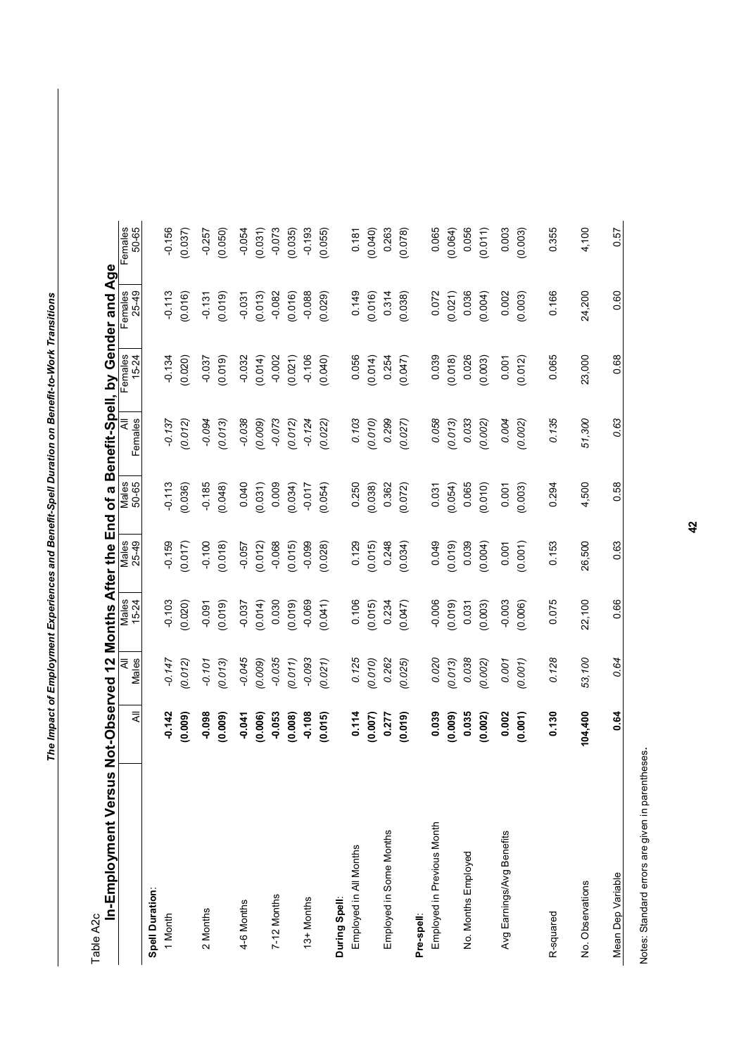Table A2c

## In-Employment Versus Not-Observed 12 Months After the End of a Benefit-Spell, by Gender and Age

| | All | All Males | Males 15-24 | Males 25-49 | Males 50-65 | All Females | Females 15-24 | Females 25-49 | Females 50-65 |
|---|---|---|---|---|---|---|---|---|---|
| **Spell Duration**: | | | | | | | | | |
| 1 Month | **-0.142** | *-0.147* | -0.103 | -0.159 | -0.113 | *-0.137* | -0.134 | -0.113 | -0.156 |
| | **(0.009)** | *(0.012)* | (0.020) | (0.017) | (0.036) | *(0.012)* | (0.020) | (0.016) | (0.037) |
| 2 Months | **-0.098** | *-0.101* | -0.091 | -0.100 | -0.185 | *-0.094* | -0.037 | -0.131 | -0.257 |
| | **(0.009)** | *(0.013)* | (0.019) | (0.018) | (0.048) | *(0.013)* | (0.019) | (0.019) | (0.050) |
| 4-6 Months | **-0.041** | *-0.045* | -0.037 | -0.057 | 0.040 | *-0.038* | -0.032 | -0.031 | -0.054 |
| | **(0.006)** | *(0.009)* | (0.014) | (0.012) | (0.031) | *(0.009)* | (0.014) | (0.013) | (0.031) |
| 7-12 Months | **-0.053** | *-0.035* | 0.030 | -0.068 | 0.009 | *-0.073* | -0.002 | -0.082 | -0.073 |
| | **(0.008)** | *(0.011)* | (0.019) | (0.015) | (0.034) | *(0.012)* | (0.021) | (0.016) | (0.035) |
| 13+ Months | **-0.108** | *-0.093* | -0.069 | -0.099 | -0.017 | *-0.124* | -0.106 | -0.088 | -0.193 |
| | **(0.015)** | *(0.021)* | (0.041) | (0.028) | (0.054) | *(0.022)* | (0.040) | (0.029) | (0.055) |
| **During Spell**: | | | | | | | | | |
| Employed in All Months | **0.114** | *0.125* | 0.106 | 0.129 | 0.250 | *0.103* | 0.056 | 0.149 | 0.181 |
| | **(0.007)** | *(0.010)* | (0.015) | (0.015) | (0.038) | *(0.010)* | (0.014) | (0.016) | (0.040) |
| Employed in Some Months | **0.277** | *0.262* | 0.234 | 0.248 | 0.362 | *0.299* | 0.254 | 0.314 | 0.263 |
| | **(0.019)** | *(0.025)* | (0.047) | (0.034) | (0.072) | *(0.027)* | (0.047) | (0.038) | (0.078) |
| **Pre-spell**: | | | | | | | | | |
| Employed in Previous Month | **0.039** | *0.020* | -0.006 | 0.049 | 0.031 | *0.058* | 0.039 | 0.072 | 0.065 |
| | **(0.009)** | *(0.013)* | (0.019) | (0.019) | (0.054) | *(0.013)* | (0.018) | (0.021) | (0.064) |
| No. Months Employed | **0.035** | *0.038* | 0.031 | 0.039 | 0.065 | *0.033* | 0.026 | 0.036 | 0.056 |
| | **(0.002)** | *(0.002)* | (0.003) | (0.004) | (0.010) | *(0.002)* | (0.003) | (0.004) | (0.011) |
| Avg Earnings/Avg Benefits | **0.002** | *0.001* | -0.003 | 0.001 | 0.001 | *0.004* | 0.001 | 0.002 | 0.003 |
| | **(0.001)** | *(0.001)* | (0.006) | (0.001) | (0.003) | *(0.002)* | (0.012) | (0.003) | (0.003) |
| R-squared | **0.130** | *0.128* | 0.075 | 0.153 | 0.294 | *0.135* | 0.065 | 0.166 | 0.355 |
| No. Observations | **104,400** | *53,100* | 22,100 | 26,500 | 4,500 | *51,300* | 23,000 | 24,200 | 4,100 |
| Mean Dep Variable | **0.64** | *0.64* | 0.66 | 0.63 | 0.58 | *0.63* | 0.68 | 0.60 | 0.57 |

Notes: Standard errors are given in parentheses.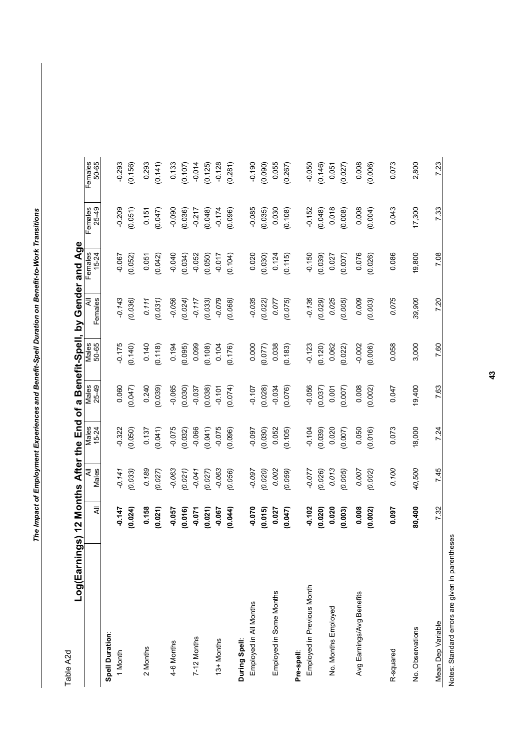Table A2d

## Log(Earnings) 12 Months After the End of a Benefit-Spell, by Gender and Age

| | All | All Males | Males 15-24 | Males 25-49 | Males 50-65 | All Females | Females 15-24 | Females 25-49 | Females 50-65 |
|---|---|---|---|---|---|---|---|---|---|
| **Spell Duration**: | | | | | | | | | |
| 1 Month | **-0.147** | *-0.141* | -0.322 | 0.060 | -0.175 | *-0.143* | -0.067 | -0.209 | -0.293 |
| | **(0.024)** | *(0.033)* | (0.050) | (0.047) | (0.140) | *(0.036)* | (0.052) | (0.051) | (0.156) |
| 2 Months | **0.158** | *0.189* | 0.137 | 0.240 | 0.140 | *0.111* | 0.051 | 0.151 | 0.293 |
| | **(0.021)** | *(0.027)* | (0.041) | (0.039) | (0.118) | *(0.031)* | (0.042) | (0.047) | (0.141) |
| 4-6 Months | **-0.057** | *-0.063* | -0.075 | -0.065 | 0.194 | *-0.056* | -0.040 | -0.090 | 0.133 |
| | **(0.016)** | *(0.021)* | (0.032) | (0.030) | (0.095) | *(0.024)* | (0.034) | (0.036) | (0.107) |
| 7-12 Months | **-0.071** | *-0.041* | -0.066 | -0.037 | 0.099 | *-0.117* | -0.052 | -0.217 | -0.014 |
| | **(0.021)** | *(0.027)* | (0.041) | (0.038) | (0.108) | *(0.033)* | (0.050) | (0.048) | (0.125) |
| 13+ Months | **-0.067** | *-0.063* | -0.075 | -0.101 | 0.104 | *-0.079* | -0.017 | -0.174 | -0.128 |
| | **(0.044)** | *(0.056)* | (0.096) | (0.074) | (0.176) | *(0.068)* | (0.104) | (0.096) | (0.281) |
| **During Spell**: | | | | | | | | | |
| Employed in All Months | **-0.070** | *-0.097* | -0.097 | -0.107 | 0.000 | *-0.035* | 0.020 | -0.085 | -0.190 |
| | **(0.015)** | *(0.020)* | (0.030) | (0.028) | (0.077) | *(0.022)* | (0.030) | (0.035) | (0.090) |
| Employed in Some Months | **0.027** | *0.002* | 0.052 | -0.034 | 0.038 | *0.077* | 0.124 | 0.030 | 0.055 |
| | **(0.047)** | *(0.059)* | (0.105) | (0.076) | (0.183) | *(0.075)* | (0.115) | (0.108) | (0.267) |
| **Pre-spell**: | | | | | | | | | |
| Employed in Previous Month | **-0.102** | *-0.077* | -0.104 | -0.056 | -0.123 | *-0.136* | -0.150 | -0.152 | -0.050 |
| | **(0.020)** | *(0.026)* | (0.039) | (0.037) | (0.120) | *(0.029)* | (0.039) | (0.048) | (0.146) |
| No. Months Employed | **0.020** | *0.013* | 0.020 | 0.001 | 0.062 | *0.025* | 0.027 | 0.018 | 0.051 |
| | **(0.003)** | *(0.005)* | (0.007) | (0.007) | (0.022) | *(0.005)* | (0.007) | (0.008) | (0.027) |
| Avg Earnings/Avg Benefits | **0.008** | *0.007* | 0.050 | 0.008 | -0.002 | *0.009* | 0.076 | 0.008 | 0.008 |
| | **(0.002)** | *(0.002)* | (0.016) | (0.002) | (0.006) | *(0.003)* | (0.026) | (0.004) | (0.006) |
| R-squared | **0.097** | *0.100* | 0.073 | 0.047 | 0.058 | *0.075* | 0.086 | 0.043 | 0.073 |
| No. Observations | **80,400** | *40,500* | 18,000 | 19,400 | 3,000 | *39,900* | 19,800 | 17,300 | 2,800 |
| Mean Dep Variable | 7.32 | 7.45 | 7.24 | 7.63 | 7.60 | 7.20 | 7.08 | 7.33 | 7.23 |

Notes: Standard errors are given in parentheses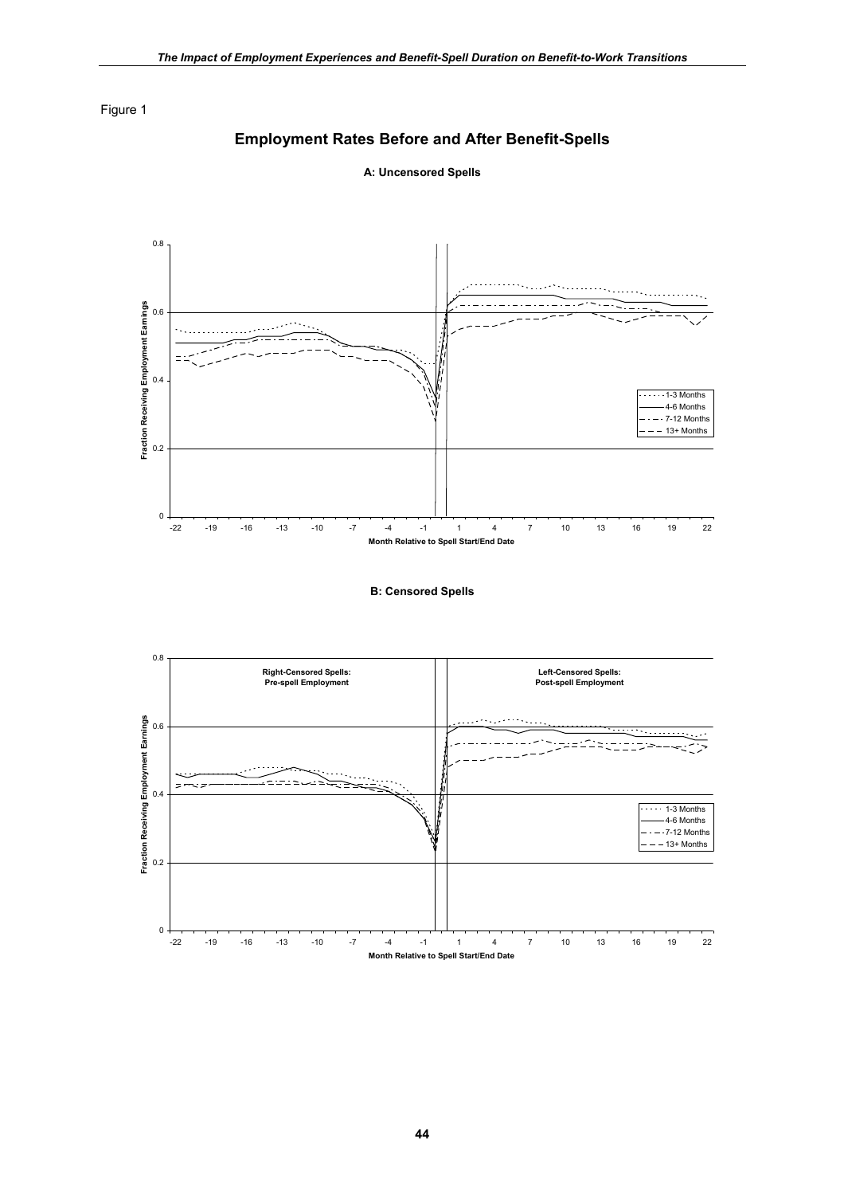Figure 1

## Employment Rates Before and After Benefit-Spells

**A: Uncensored Spells**

**B: Censored Spells**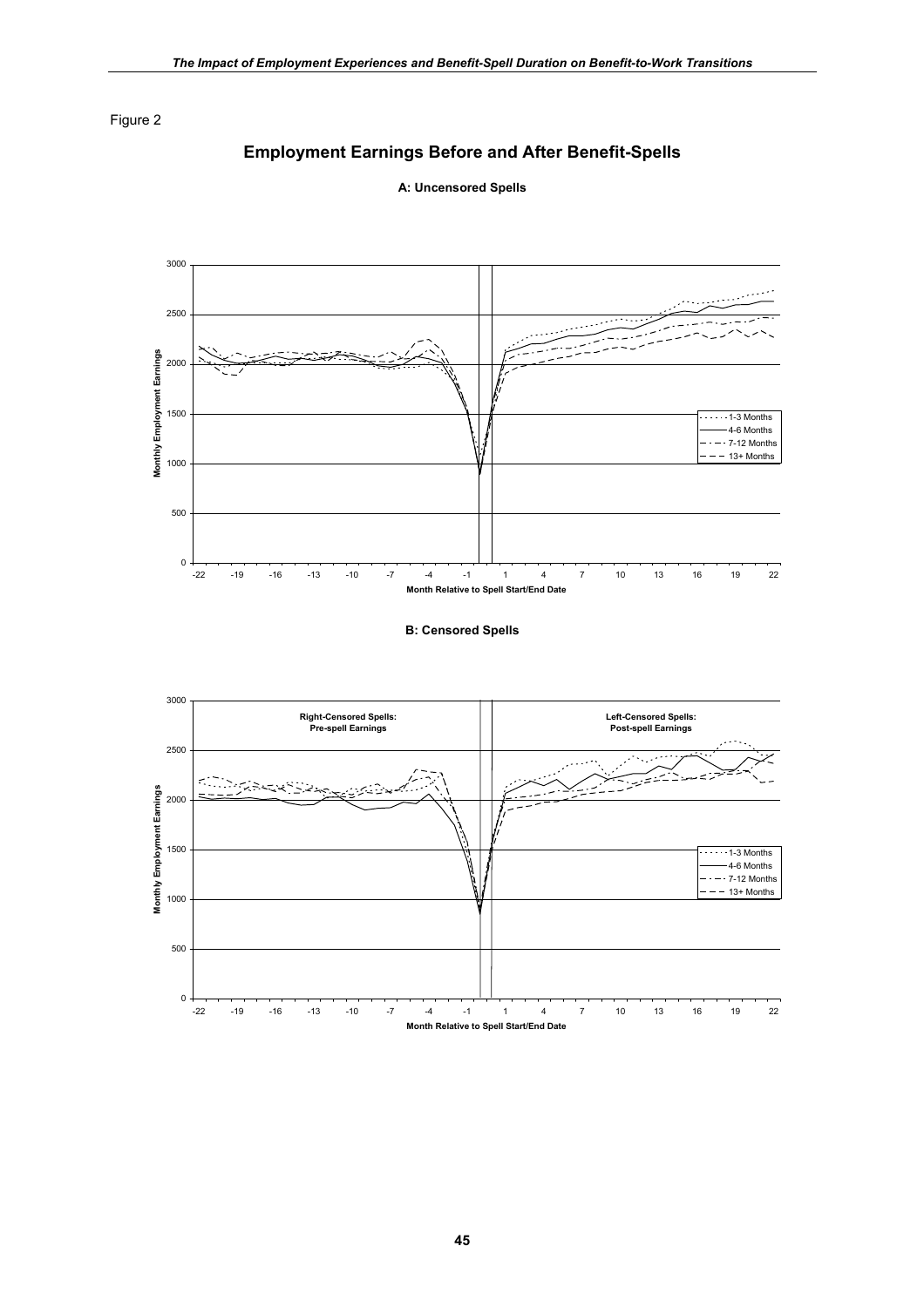Figure 2

## Employment Earnings Before and After Benefit-Spells

**A: Uncensored Spells**

**B: Censored Spells**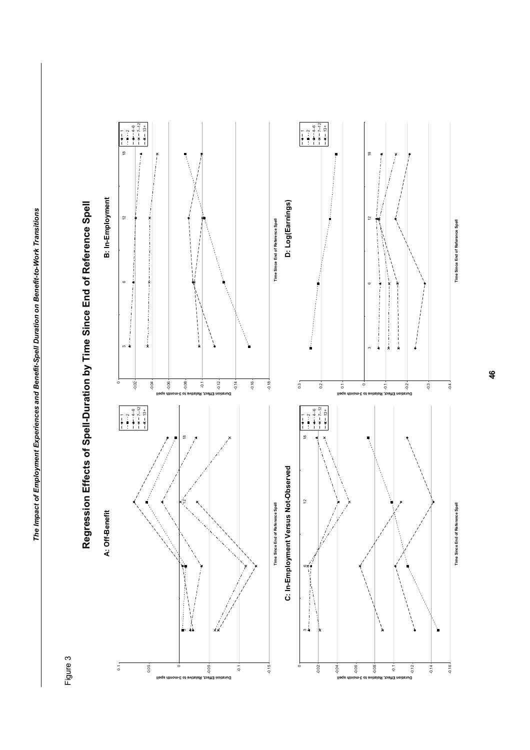Figure 3

# Regression Effects of Spell-Duration by Time Since End of Reference Spell

### A: Off-Benefit

Duration Effect, Relative to 3-month spell

Time Since End of Reference Spell

Legend: 1, 2, 4–6, 7–12, 13+

### B: In-Employment

Duration Effect, Relative to 3-month spell

Time Since End of Reference Spell

Legend: 1, 2, 4–6, 7–12, 13+

### C: In-Employment Versus Not-Observed

Duration Effect, Relative to 3-month spell

Time Since End of Reference Spell

Legend: 1, 2, 4–6, 7–12, 13+

### D: Log(Earnings)

Duration Effect, Relative to 3-month spell

Time Since End of Reference Spell

Legend: 1, 2, 4–6, 7–12, 13+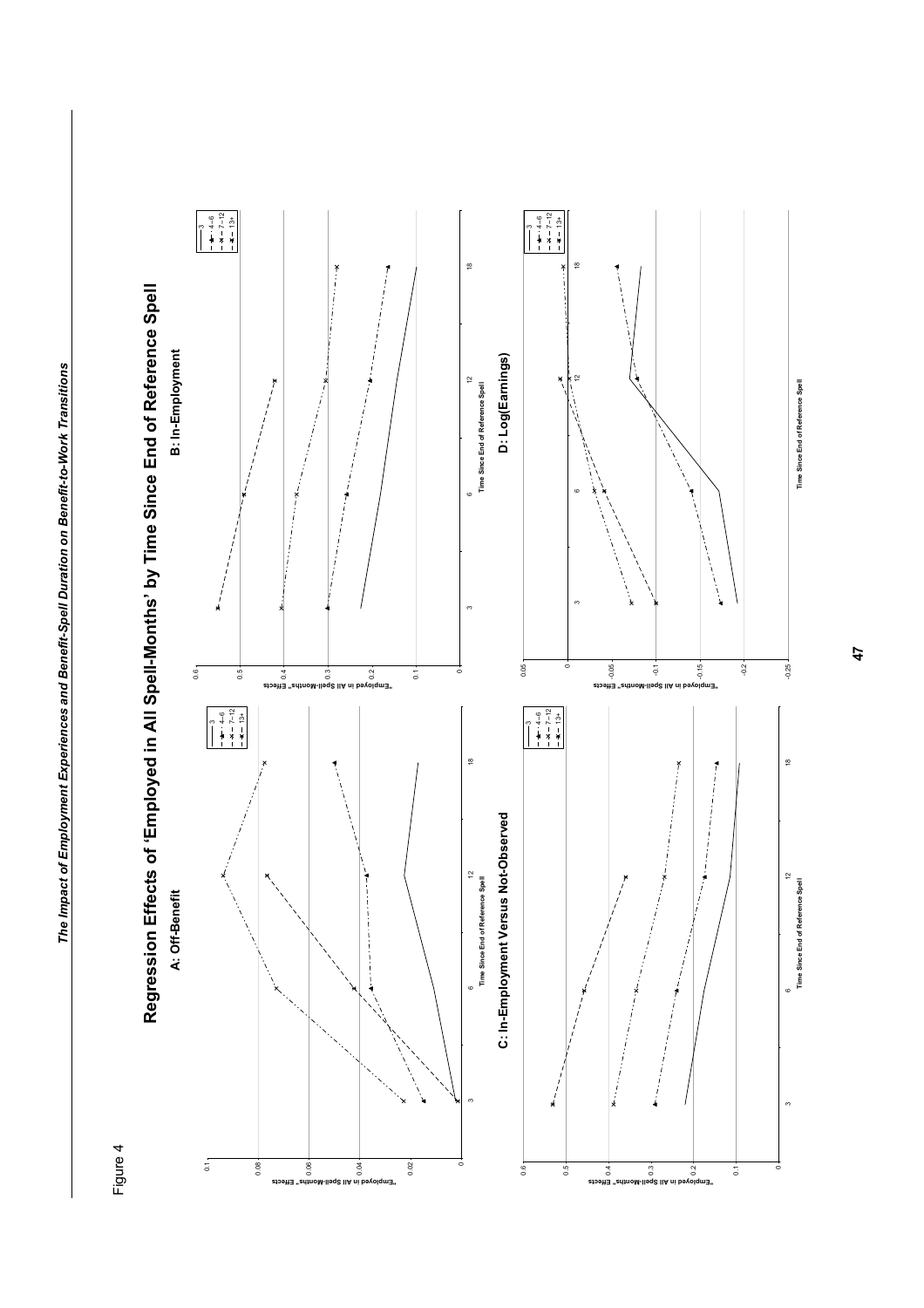Figure 4

# Regression Effects of 'Employed in All Spell-Months' by Time Since End of Reference Spell

**A: Off-Benefit**

"Employed in All Spell-Months" Effects

Time Since End of Reference Spell

Legend: 3; 4–6; 7–12; 13+

**B: In-Employment**

"Employed in All Spell-Months" Effects

Time Since End of Reference Spell

Legend: 3; 4–6; 7–12; 13+

**C: In-Employment Versus Not-Observed**

"Employed in All Spell-Months" Effects

Time Since End of Reference Spell

Legend: 3; 4–6; 7–12; 13+

**D: Log(Earnings)**

"Employed in All Spell-Months" Effects

Time Since End of Reference Spell

Legend: 3; 4–6; 7–12; 13+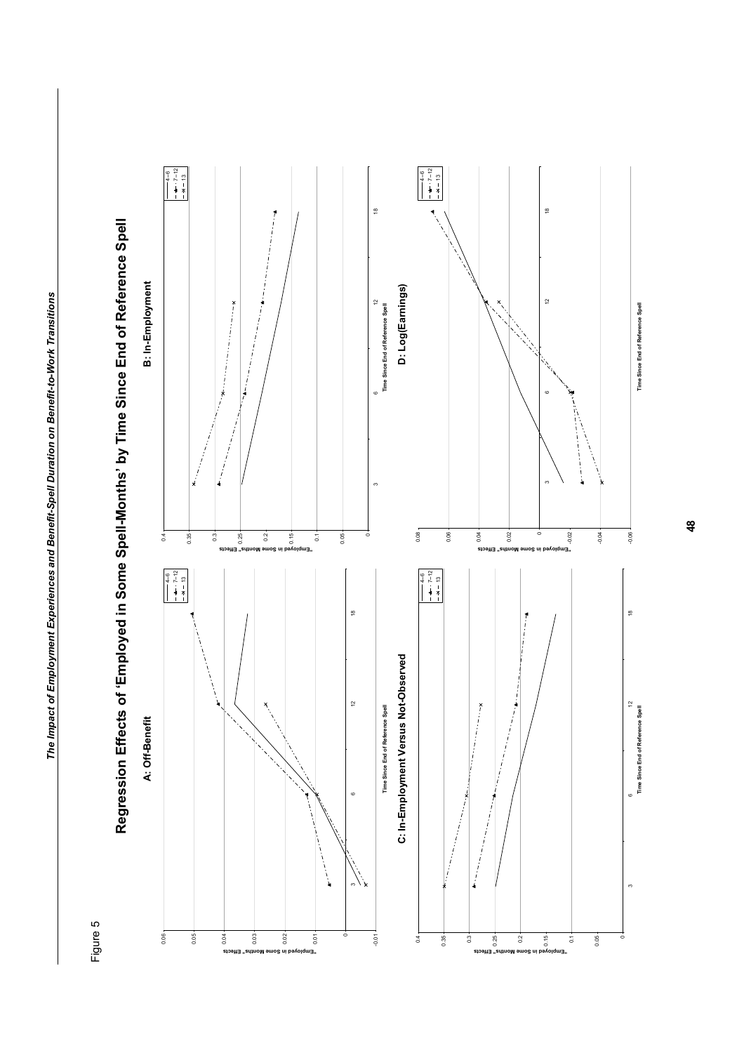Figure 5

# Regression Effects of 'Employed in Some Spell-Months' by Time Since End of Reference Spell

## A: Off-Benefit

## B: In-Employment

## C: In-Employment Versus Not-Observed

## D: Log(Earnings)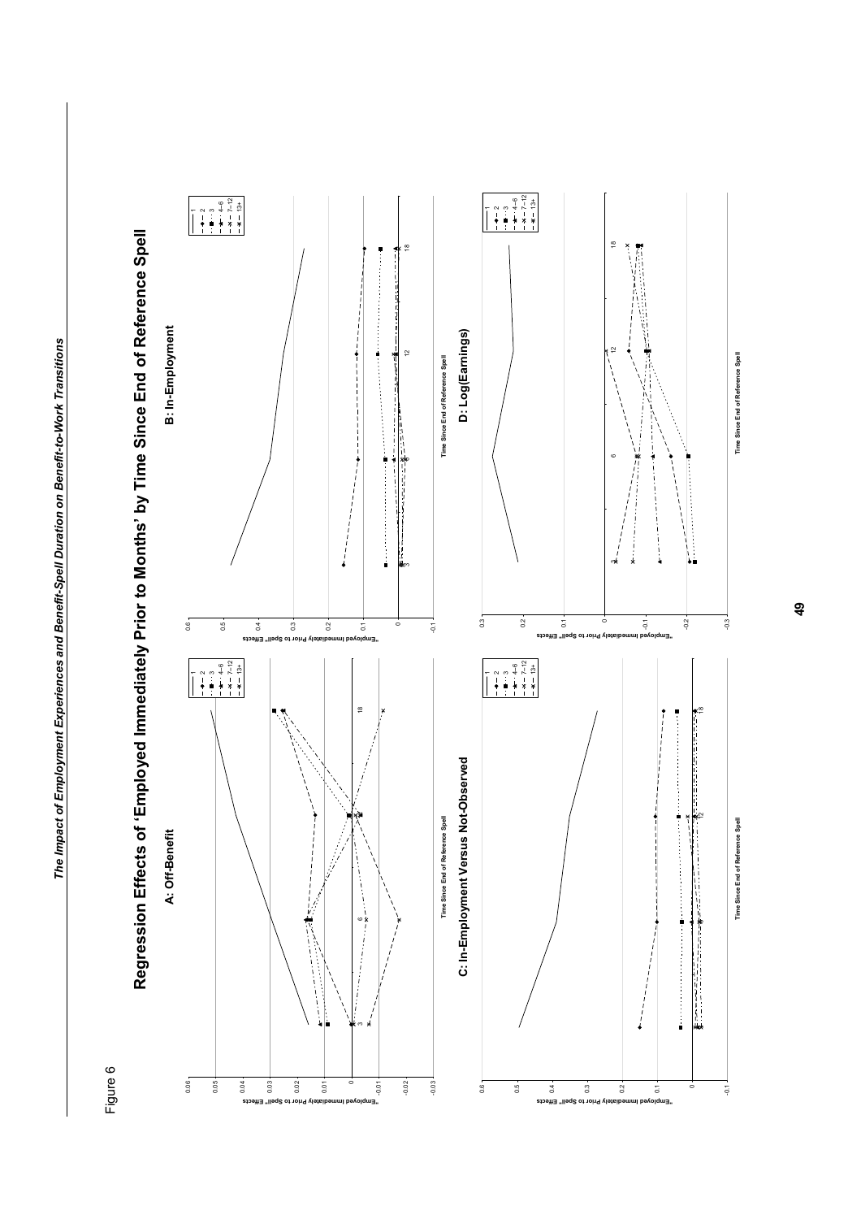Figure 6

## Regression Effects of 'Employed Immediately Prior to Months' by Time Since End of Reference Spell

### A: Off-Benefit

"Employed Immediately Prior to Spell" Effects

Time Since End of Reference Spell

Legend: 1, 2, 3, 4–6, 7–12, 13+

### B: In-Employment

"Employed Immediately Prior to Spell" Effects

Time Since End of Reference Spell

Legend: 1, 2, 3, 4–6, 7–12, 13+

### C: In-Employment Versus Not-Observed

"Employed Immediately Prior to Spell" Effects

Time Since End of Reference Spell

Legend: 1, 2, 3, 4–6, 7–12, 13+

### D: Log(Earnings)

"Employed Immediately Prior to Spell" Effects

Time Since End of Reference Spell

Legend: 1, 2, 3, 4–6, 7–12, 13+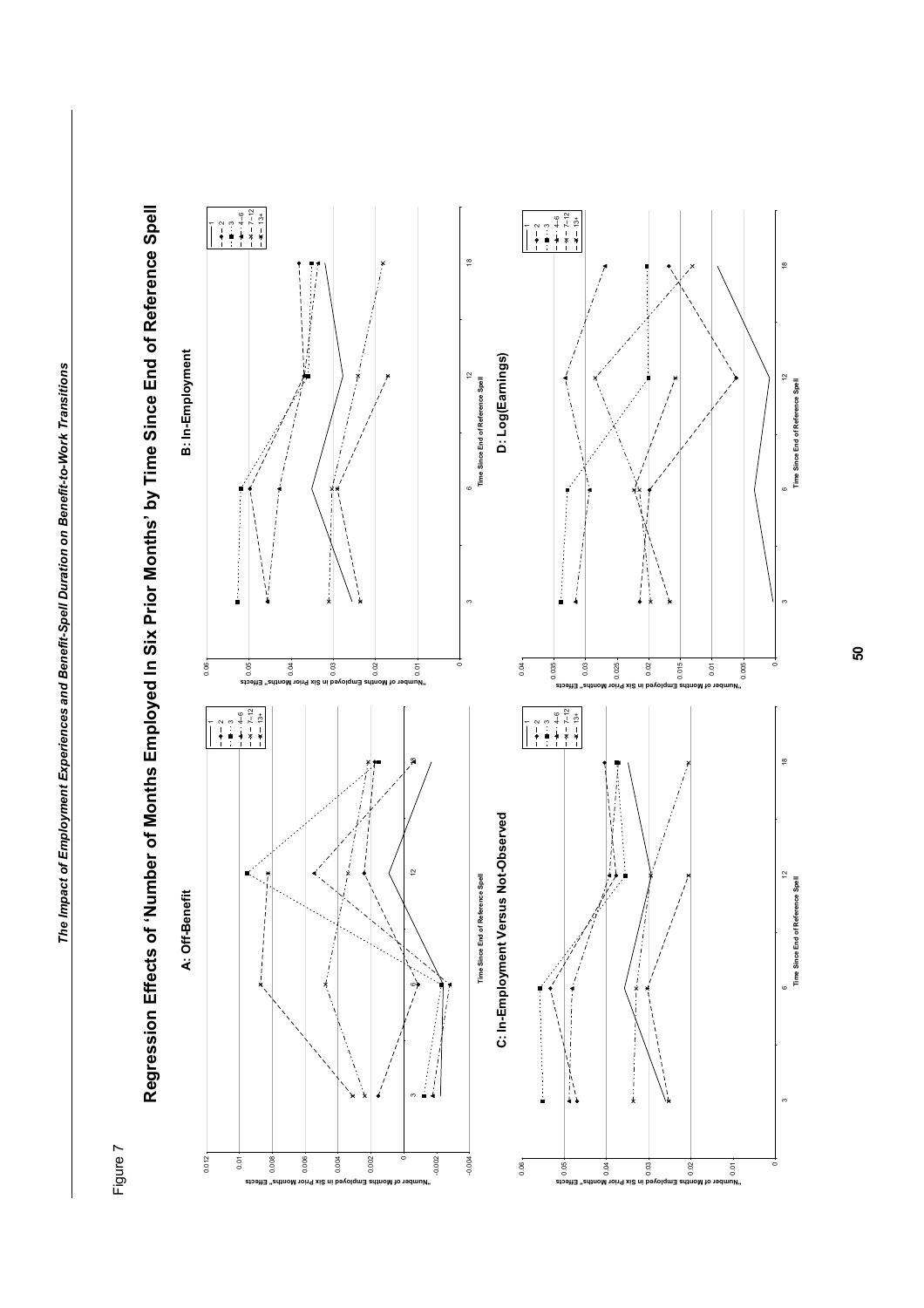Figure 7

# Regression Effects of 'Number of Months Employed In Six Prior Months' by Time Since End of Reference Spell

## A: Off-Benefit

## B: In-Employment

## C: In-Employment Versus Not-Observed

## D: Log(Earnings)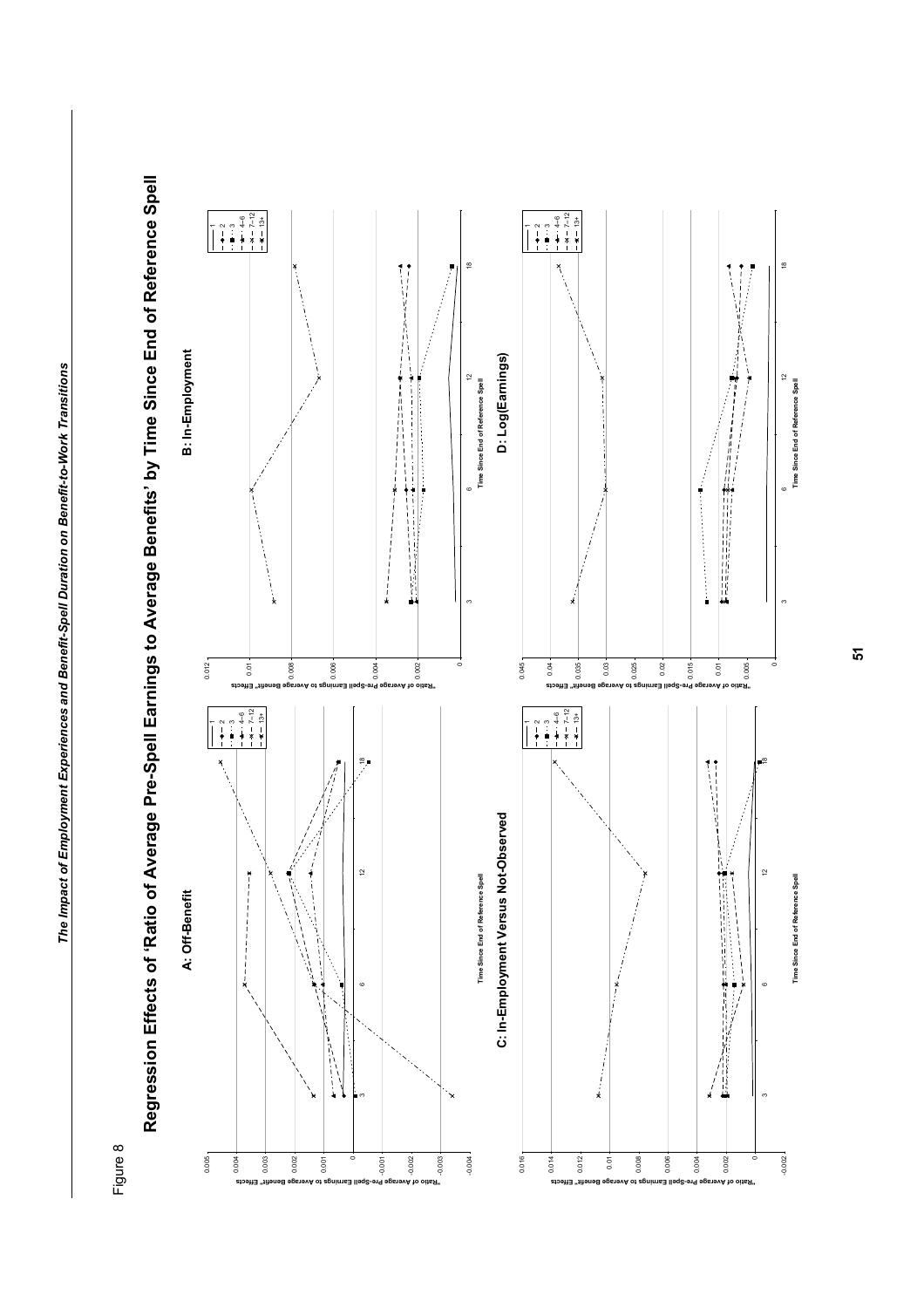Figure 8

# Regression Effects of 'Ratio of Average Pre-Spell Earnings to Average Benefits' by Time Since End of Reference Spell

A: Off-Benefit

0.005
0.004
0.003
0.002
0.001
0
-0.001
-0.002
-0.003
-0.004

"Ratio of Average Pre-Spell Earnings to Average Benefit" Effects

3
6
12
18

Time Since End of Reference Spell

1
2
3
4–6
7–12
13+

B: In-Employment

0.012
0.01
0.008
0.006
0.004
0.002
0

"Ratio of Average Pre-Spell Earnings to Average Benefit" Effects

3
6
12
18

Time Since End of Reference Spell

1
2
3
4–6
7–12
13+

C: In-Employment Versus Not-Observed

0.016
0.014
0.012
0.01
0.008
0.006
0.004
0.002
0
-0.002

"Ratio of Average Pre-Spell Earnings to Average Benefit" Effects

3
6
12
18

Time Since End of Reference Spell

1
2
3
4–6
7–12
13+

D: Log(Earnings)

0.045
0.04
0.035
0.03
0.025
0.02
0.015
0.01
0.005
0

"Ratio of Average Pre-Spell Earnings to Average Benefit" Effects

3
6
12
18

Time Since End of Reference Spell

1
2
3
4–6
7–12
13+